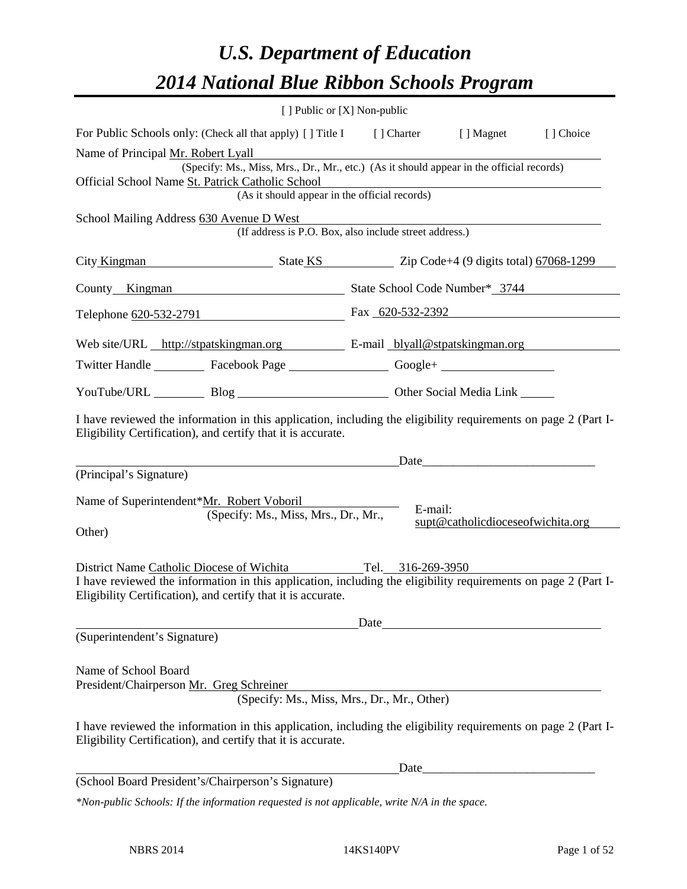# U.S. Department of Education

# 2014 National Blue Ribbon Schools Program

[ ] Public or [X] Non-public

For Public Schools only: (Check all that apply) [ ] Title I [ ] Charter [ ] Magnet [ ] Choice

Name of Principal Mr. Robert Lyall
(Specify: Ms., Miss, Mrs., Dr., Mr., etc.) (As it should appear in the official records)

Official School Name St. Patrick Catholic School
(As it should appear in the official records)

School Mailing Address 630 Avenue D West
(If address is P.O. Box, also include street address.)

City Kingman State KS Zip Code+4 (9 digits total) 67068-1299

County Kingman State School Code Number* 3744

Telephone 620-532-2791 Fax 620-532-2392

Web site/URL http://stpatskingman.org E-mail blyall@stpatskingman.org

Twitter Handle ________ Facebook Page ________ Google+ ________

YouTube/URL ________ Blog ________ Other Social Media Link ________

I have reviewed the information in this application, including the eligibility requirements on page 2 (Part I-Eligibility Certification), and certify that it is accurate.

_____________________________ Date_____________________________
(Principal's Signature)

Name of Superintendent*Mr. Robert Voboril
(Specify: Ms., Miss, Mrs., Dr., Mr., Other)

E-mail: supt@catholicdioceseofwichita.org

District Name Catholic Diocese of Wichita Tel. 316-269-3950

I have reviewed the information in this application, including the eligibility requirements on page 2 (Part I-Eligibility Certification), and certify that it is accurate.

_____________________________ Date_____________________________
(Superintendent's Signature)

Name of School Board
President/Chairperson Mr. Greg Schreiner
(Specify: Ms., Miss, Mrs., Dr., Mr., Other)

I have reviewed the information in this application, including the eligibility requirements on page 2 (Part I-Eligibility Certification), and certify that it is accurate.

_____________________________ Date_____________________________
(School Board President's/Chairperson's Signature)

*\*Non-public Schools: If the information requested is not applicable, write N/A in the space.*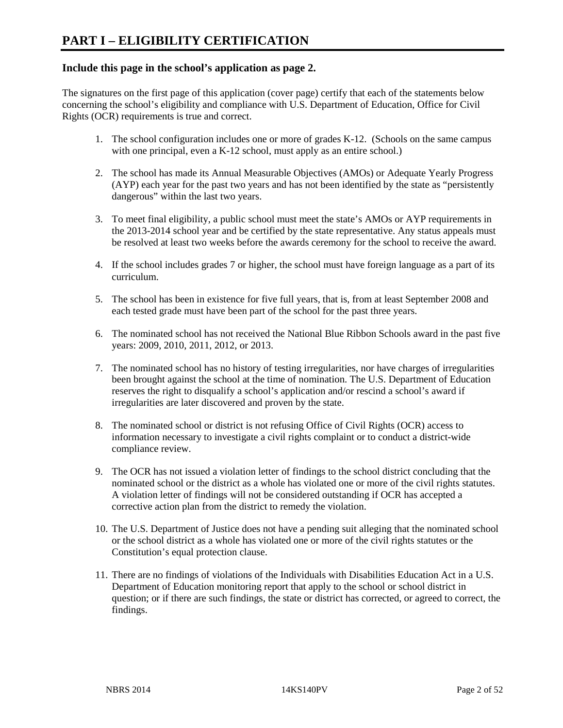# PART I – ELIGIBILITY CERTIFICATION

### Include this page in the school's application as page 2.

The signatures on the first page of this application (cover page) certify that each of the statements below concerning the school's eligibility and compliance with U.S. Department of Education, Office for Civil Rights (OCR) requirements is true and correct.

1. The school configuration includes one or more of grades K-12. (Schools on the same campus with one principal, even a K-12 school, must apply as an entire school.)

2. The school has made its Annual Measurable Objectives (AMOs) or Adequate Yearly Progress (AYP) each year for the past two years and has not been identified by the state as "persistently dangerous" within the last two years.

3. To meet final eligibility, a public school must meet the state's AMOs or AYP requirements in the 2013-2014 school year and be certified by the state representative. Any status appeals must be resolved at least two weeks before the awards ceremony for the school to receive the award.

4. If the school includes grades 7 or higher, the school must have foreign language as a part of its curriculum.

5. The school has been in existence for five full years, that is, from at least September 2008 and each tested grade must have been part of the school for the past three years.

6. The nominated school has not received the National Blue Ribbon Schools award in the past five years: 2009, 2010, 2011, 2012, or 2013.

7. The nominated school has no history of testing irregularities, nor have charges of irregularities been brought against the school at the time of nomination. The U.S. Department of Education reserves the right to disqualify a school's application and/or rescind a school's award if irregularities are later discovered and proven by the state.

8. The nominated school or district is not refusing Office of Civil Rights (OCR) access to information necessary to investigate a civil rights complaint or to conduct a district-wide compliance review.

9. The OCR has not issued a violation letter of findings to the school district concluding that the nominated school or the district as a whole has violated one or more of the civil rights statutes. A violation letter of findings will not be considered outstanding if OCR has accepted a corrective action plan from the district to remedy the violation.

10. The U.S. Department of Justice does not have a pending suit alleging that the nominated school or the school district as a whole has violated one or more of the civil rights statutes or the Constitution's equal protection clause.

11. There are no findings of violations of the Individuals with Disabilities Education Act in a U.S. Department of Education monitoring report that apply to the school or school district in question; or if there are such findings, the state or district has corrected, or agreed to correct, the findings.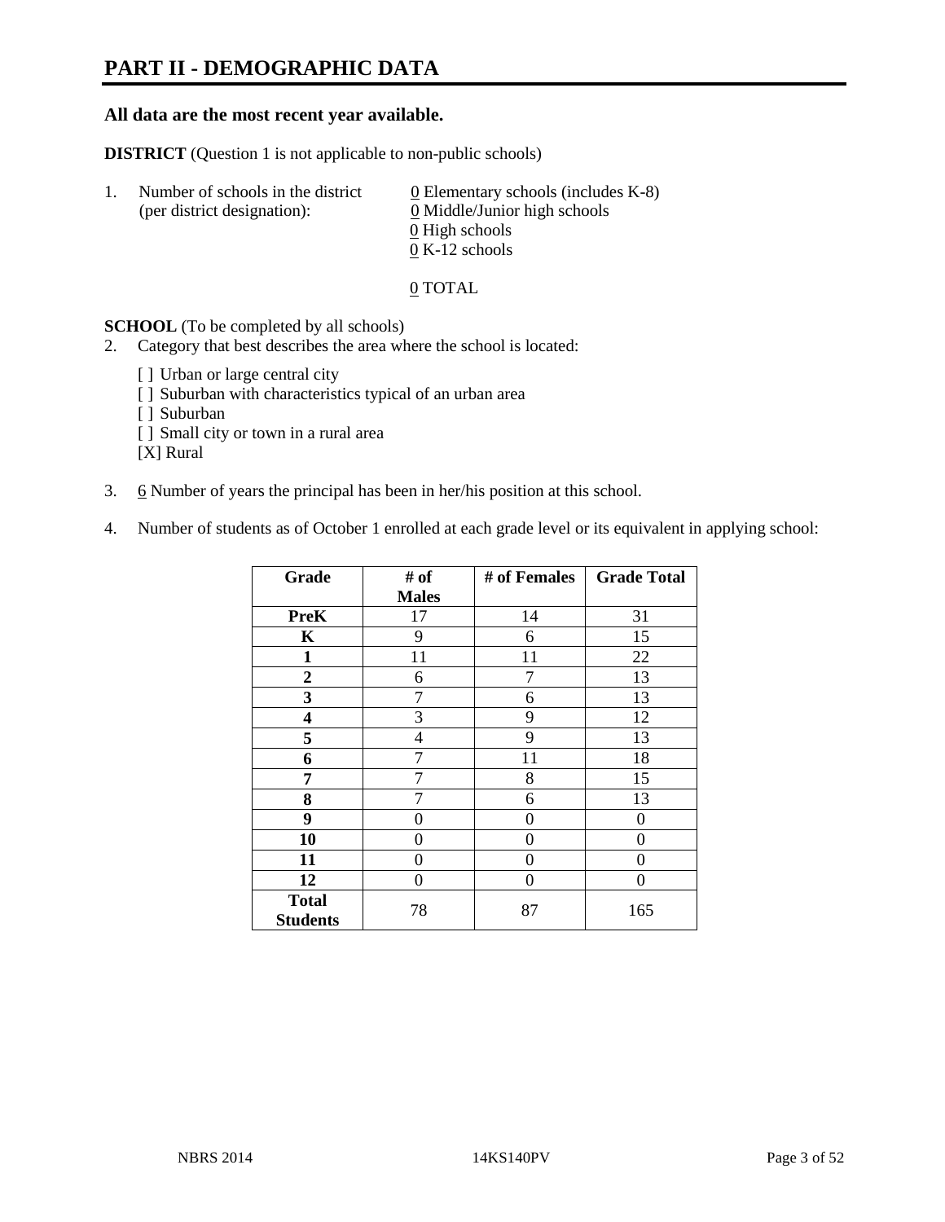# PART II - DEMOGRAPHIC DATA

**All data are the most recent year available.**

**DISTRICT** (Question 1 is not applicable to non-public schools)

1. Number of schools in the district (per district designation):
   - 0 Elementary schools (includes K-8)
   - 0 Middle/Junior high schools
   - 0 High schools
   - 0 K-12 schools

   0 TOTAL

**SCHOOL** (To be completed by all schools)

2. Category that best describes the area where the school is located:

   [ ] Urban or large central city
   [ ] Suburban with characteristics typical of an urban area
   [ ] Suburban
   [ ] Small city or town in a rural area
   [X] Rural

3. 6 Number of years the principal has been in her/his position at this school.

4. Number of students as of October 1 enrolled at each grade level or its equivalent in applying school:

| Grade | # of Males | # of Females | Grade Total |
|---|---|---|---|
| **PreK** | 17 | 14 | 31 |
| **K** | 9 | 6 | 15 |
| **1** | 11 | 11 | 22 |
| **2** | 6 | 7 | 13 |
| **3** | 7 | 6 | 13 |
| **4** | 3 | 9 | 12 |
| **5** | 4 | 9 | 13 |
| **6** | 7 | 11 | 18 |
| **7** | 7 | 8 | 15 |
| **8** | 7 | 6 | 13 |
| **9** | 0 | 0 | 0 |
| **10** | 0 | 0 | 0 |
| **11** | 0 | 0 | 0 |
| **12** | 0 | 0 | 0 |
| **Total Students** | 78 | 87 | 165 |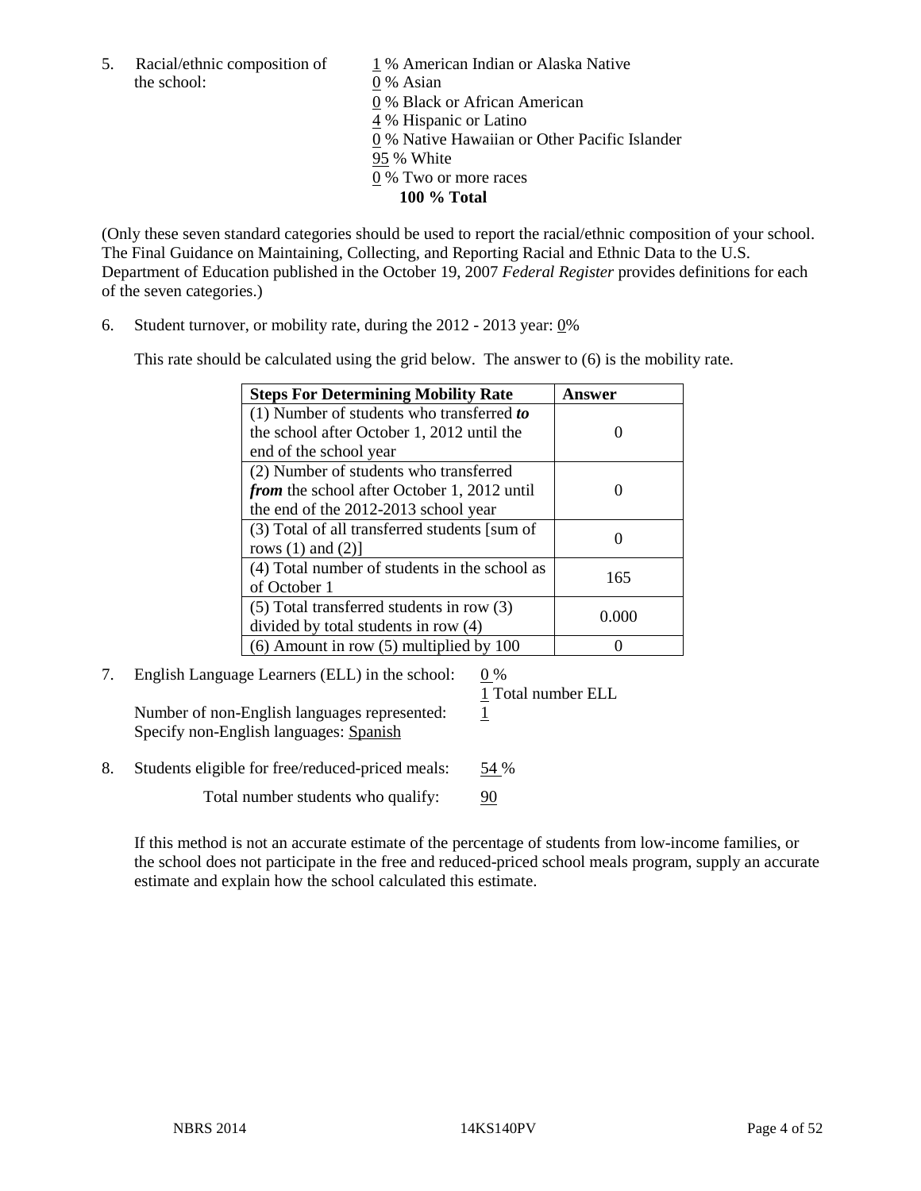5. Racial/ethnic composition of the school:

1 % American Indian or Alaska Native
0 % Asian
0 % Black or African American
4 % Hispanic or Latino
0 % Native Hawaiian or Other Pacific Islander
95 % White
0 % Two or more races
**100 % Total**

(Only these seven standard categories should be used to report the racial/ethnic composition of your school. The Final Guidance on Maintaining, Collecting, and Reporting Racial and Ethnic Data to the U.S. Department of Education published in the October 19, 2007 *Federal Register* provides definitions for each of the seven categories.)

6. Student turnover, or mobility rate, during the 2012 - 2013 year: 0%

This rate should be calculated using the grid below. The answer to (6) is the mobility rate.

| **Steps For Determining Mobility Rate** | **Answer** |
|---|---|
| (1) Number of students who transferred ***to*** the school after October 1, 2012 until the end of the school year | 0 |
| (2) Number of students who transferred ***from*** the school after October 1, 2012 until the end of the 2012-2013 school year | 0 |
| (3) Total of all transferred students [sum of rows (1) and (2)] | 0 |
| (4) Total number of students in the school as of October 1 | 165 |
| (5) Total transferred students in row (3) divided by total students in row (4) | 0.000 |
| (6) Amount in row (5) multiplied by 100 | 0 |

7. English Language Learners (ELL) in the school: 0 %
1 Total number ELL

Number of non-English languages represented: 1
Specify non-English languages: Spanish

8. Students eligible for free/reduced-priced meals: 54 %

Total number students who qualify: 90

If this method is not an accurate estimate of the percentage of students from low-income families, or the school does not participate in the free and reduced-priced school meals program, supply an accurate estimate and explain how the school calculated this estimate.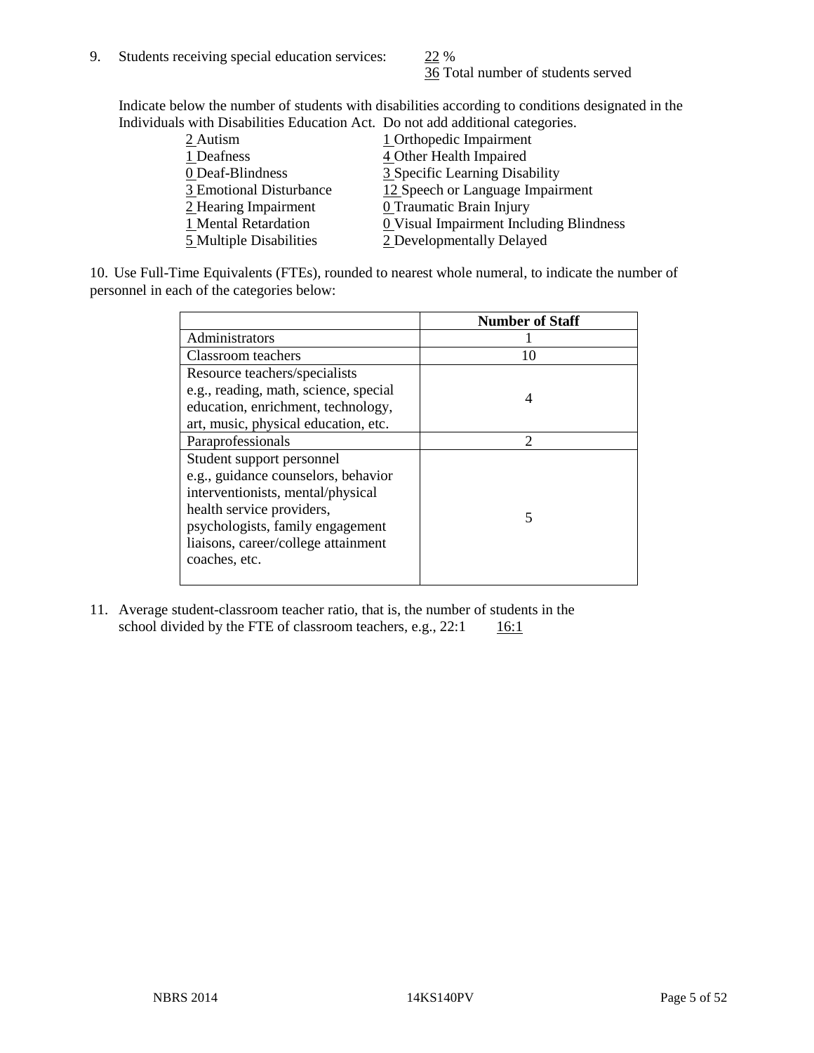9. Students receiving special education services: 22 %
   36 Total number of students served

   Indicate below the number of students with disabilities according to conditions designated in the Individuals with Disabilities Education Act. Do not add additional categories.

   2 Autism
   1 Deafness
   0 Deaf-Blindness
   3 Emotional Disturbance
   2 Hearing Impairment
   1 Mental Retardation
   5 Multiple Disabilities
   1 Orthopedic Impairment
   4 Other Health Impaired
   3 Specific Learning Disability
   12 Speech or Language Impairment
   0 Traumatic Brain Injury
   0 Visual Impairment Including Blindness
   2 Developmentally Delayed

10. Use Full-Time Equivalents (FTEs), rounded to nearest whole numeral, to indicate the number of personnel in each of the categories below:

| | Number of Staff |
|---|---|
| Administrators | 1 |
| Classroom teachers | 10 |
| Resource teachers/specialists e.g., reading, math, science, special education, enrichment, technology, art, music, physical education, etc. | 4 |
| Paraprofessionals | 2 |
| Student support personnel e.g., guidance counselors, behavior interventionists, mental/physical health service providers, psychologists, family engagement liaisons, career/college attainment coaches, etc. | 5 |

11. Average student-classroom teacher ratio, that is, the number of students in the school divided by the FTE of classroom teachers, e.g., 22:1 16:1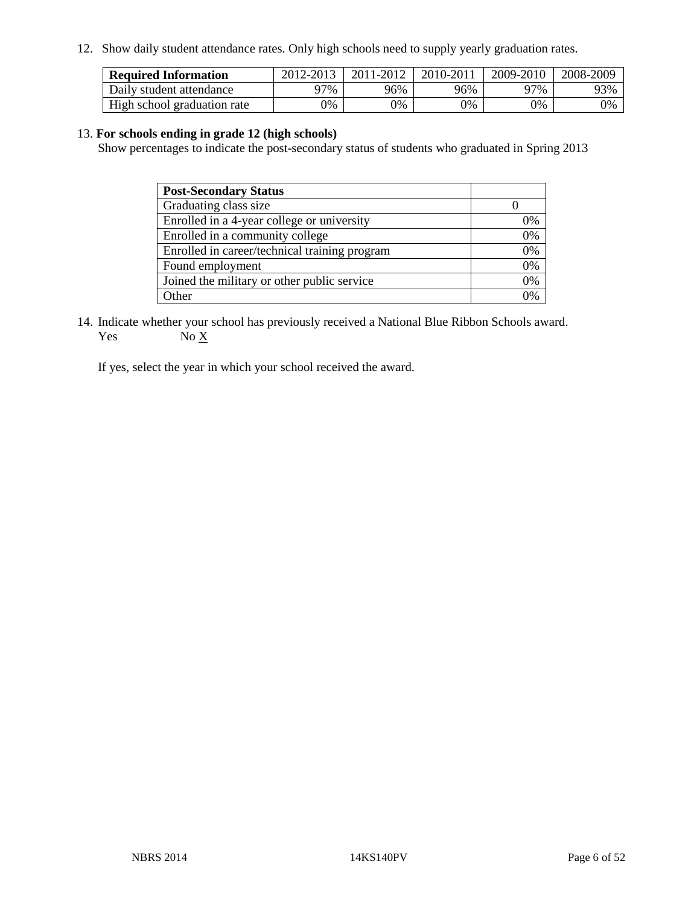12. Show daily student attendance rates. Only high schools need to supply yearly graduation rates.

| **Required Information** | 2012-2013 | 2011-2012 | 2010-2011 | 2009-2010 | 2008-2009 |
|---|---|---|---|---|---|
| Daily student attendance | 97% | 96% | 96% | 97% | 93% |
| High school graduation rate | 0% | 0% | 0% | 0% | 0% |

13. **For schools ending in grade 12 (high schools)**

Show percentages to indicate the post-secondary status of students who graduated in Spring 2013

| **Post-Secondary Status** | |
|---|---|
| Graduating class size | 0 |
| Enrolled in a 4-year college or university | 0% |
| Enrolled in a community college | 0% |
| Enrolled in career/technical training program | 0% |
| Found employment | 0% |
| Joined the military or other public service | 0% |
| Other | 0% |

14. Indicate whether your school has previously received a National Blue Ribbon Schools award.
Yes No X

If yes, select the year in which your school received the award.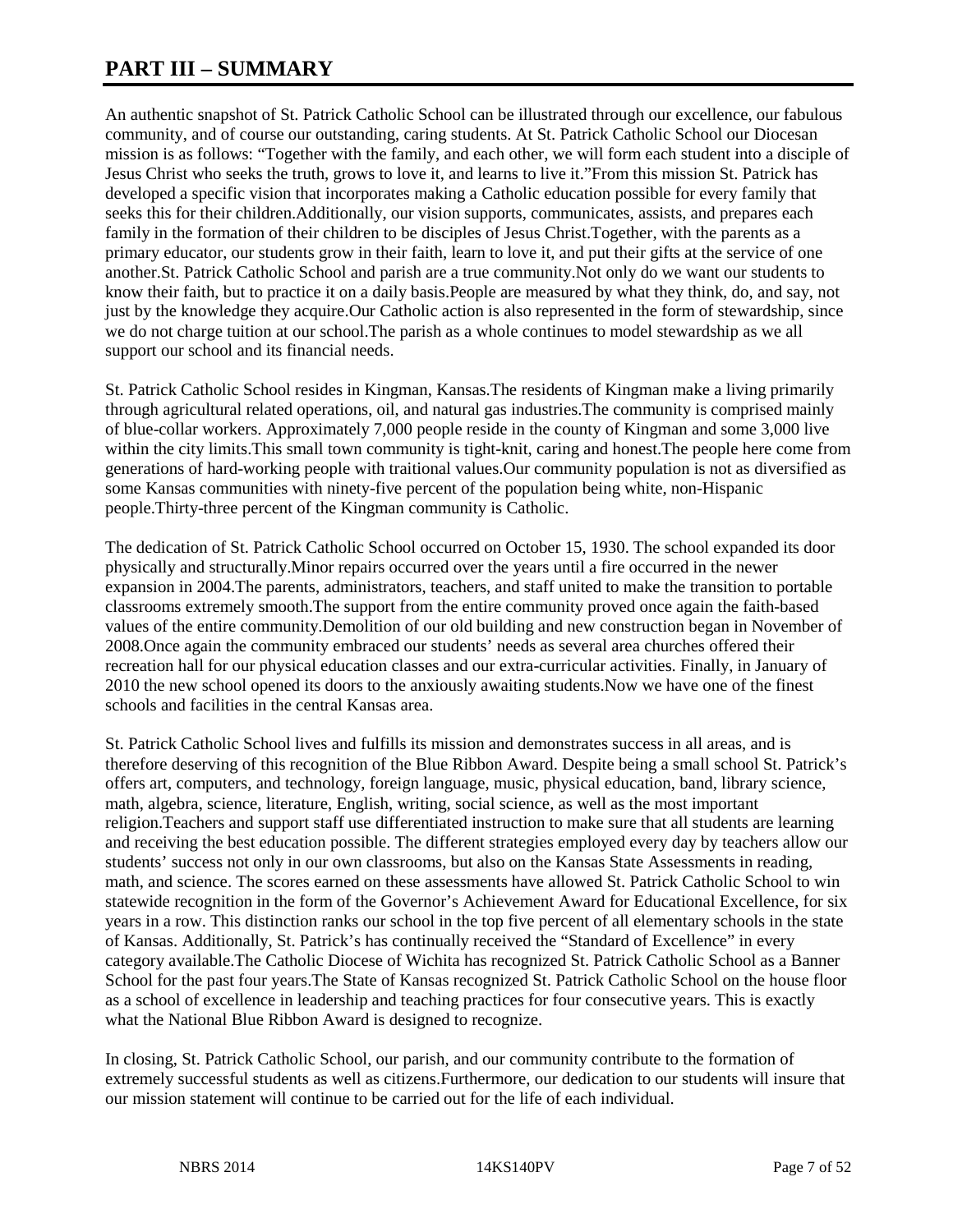# PART III – SUMMARY

An authentic snapshot of St. Patrick Catholic School can be illustrated through our excellence, our fabulous community, and of course our outstanding, caring students. At St. Patrick Catholic School our Diocesan mission is as follows: "Together with the family, and each other, we will form each student into a disciple of Jesus Christ who seeks the truth, grows to love it, and learns to live it."From this mission St. Patrick has developed a specific vision that incorporates making a Catholic education possible for every family that seeks this for their children.Additionally, our vision supports, communicates, assists, and prepares each family in the formation of their children to be disciples of Jesus Christ.Together, with the parents as a primary educator, our students grow in their faith, learn to love it, and put their gifts at the service of one another.St. Patrick Catholic School and parish are a true community.Not only do we want our students to know their faith, but to practice it on a daily basis.People are measured by what they think, do, and say, not just by the knowledge they acquire.Our Catholic action is also represented in the form of stewardship, since we do not charge tuition at our school.The parish as a whole continues to model stewardship as we all support our school and its financial needs.

St. Patrick Catholic School resides in Kingman, Kansas.The residents of Kingman make a living primarily through agricultural related operations, oil, and natural gas industries.The community is comprised mainly of blue-collar workers. Approximately 7,000 people reside in the county of Kingman and some 3,000 live within the city limits.This small town community is tight-knit, caring and honest.The people here come from generations of hard-working people with traitional values.Our community population is not as diversified as some Kansas communities with ninety-five percent of the population being white, non-Hispanic people.Thirty-three percent of the Kingman community is Catholic.

The dedication of St. Patrick Catholic School occurred on October 15, 1930. The school expanded its door physically and structurally.Minor repairs occurred over the years until a fire occurred in the newer expansion in 2004.The parents, administrators, teachers, and staff united to make the transition to portable classrooms extremely smooth.The support from the entire community proved once again the faith-based values of the entire community.Demolition of our old building and new construction began in November of 2008.Once again the community embraced our students' needs as several area churches offered their recreation hall for our physical education classes and our extra-curricular activities. Finally, in January of 2010 the new school opened its doors to the anxiously awaiting students.Now we have one of the finest schools and facilities in the central Kansas area.

St. Patrick Catholic School lives and fulfills its mission and demonstrates success in all areas, and is therefore deserving of this recognition of the Blue Ribbon Award. Despite being a small school St. Patrick's offers art, computers, and technology, foreign language, music, physical education, band, library science, math, algebra, science, literature, English, writing, social science, as well as the most important religion.Teachers and support staff use differentiated instruction to make sure that all students are learning and receiving the best education possible. The different strategies employed every day by teachers allow our students' success not only in our own classrooms, but also on the Kansas State Assessments in reading, math, and science. The scores earned on these assessments have allowed St. Patrick Catholic School to win statewide recognition in the form of the Governor's Achievement Award for Educational Excellence, for six years in a row. This distinction ranks our school in the top five percent of all elementary schools in the state of Kansas. Additionally, St. Patrick's has continually received the "Standard of Excellence" in every category available.The Catholic Diocese of Wichita has recognized St. Patrick Catholic School as a Banner School for the past four years.The State of Kansas recognized St. Patrick Catholic School on the house floor as a school of excellence in leadership and teaching practices for four consecutive years. This is exactly what the National Blue Ribbon Award is designed to recognize.

In closing, St. Patrick Catholic School, our parish, and our community contribute to the formation of extremely successful students as well as citizens.Furthermore, our dedication to our students will insure that our mission statement will continue to be carried out for the life of each individual.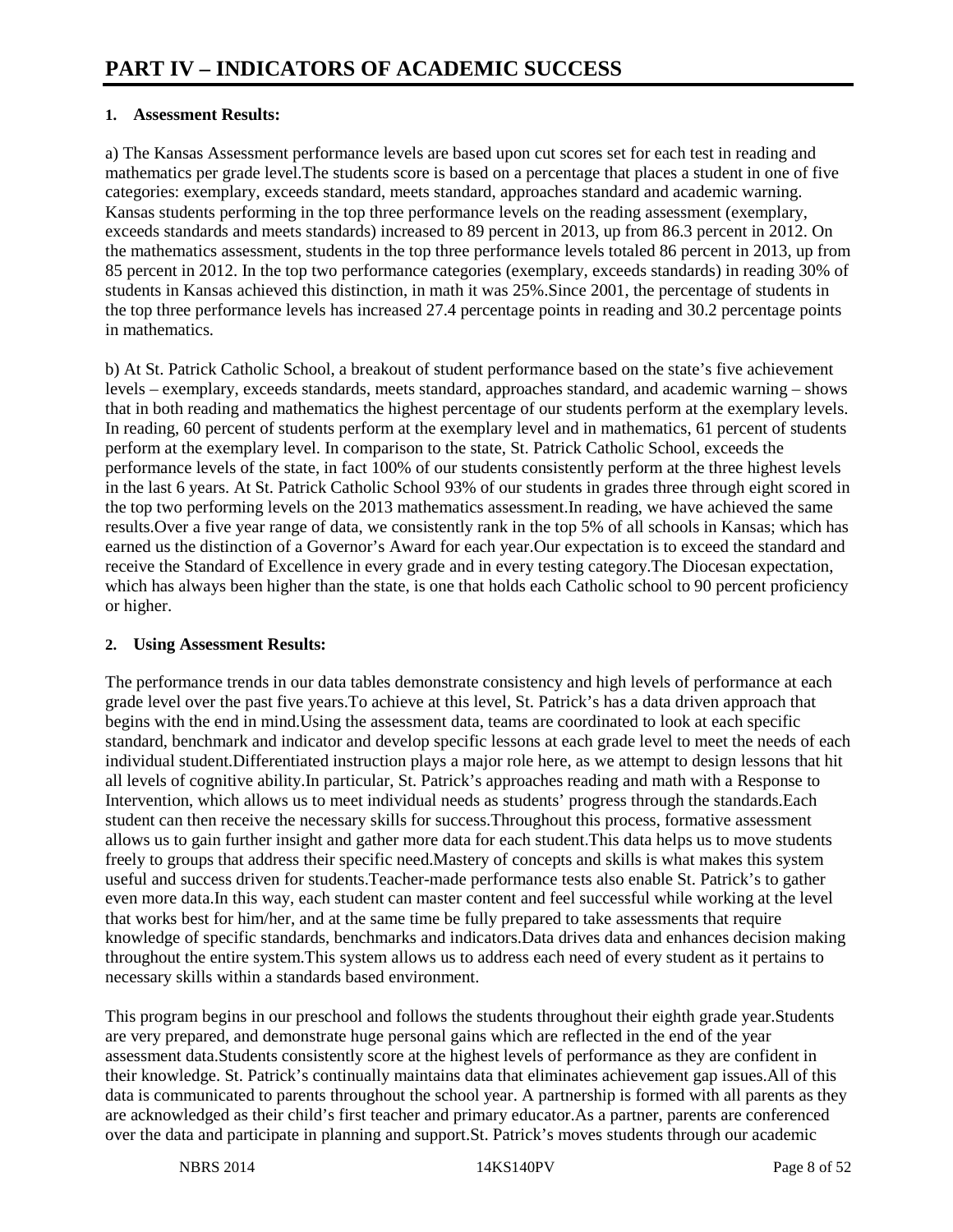# PART IV – INDICATORS OF ACADEMIC SUCCESS

**1. Assessment Results:**

a) The Kansas Assessment performance levels are based upon cut scores set for each test in reading and mathematics per grade level.The students score is based on a percentage that places a student in one of five categories: exemplary, exceeds standard, meets standard, approaches standard and academic warning. Kansas students performing in the top three performance levels on the reading assessment (exemplary, exceeds standards and meets standards) increased to 89 percent in 2013, up from 86.3 percent in 2012. On the mathematics assessment, students in the top three performance levels totaled 86 percent in 2013, up from 85 percent in 2012. In the top two performance categories (exemplary, exceeds standards) in reading 30% of students in Kansas achieved this distinction, in math it was 25%.Since 2001, the percentage of students in the top three performance levels has increased 27.4 percentage points in reading and 30.2 percentage points in mathematics.

b) At St. Patrick Catholic School, a breakout of student performance based on the state's five achievement levels – exemplary, exceeds standards, meets standard, approaches standard, and academic warning – shows that in both reading and mathematics the highest percentage of our students perform at the exemplary levels. In reading, 60 percent of students perform at the exemplary level and in mathematics, 61 percent of students perform at the exemplary level. In comparison to the state, St. Patrick Catholic School, exceeds the performance levels of the state, in fact 100% of our students consistently perform at the three highest levels in the last 6 years. At St. Patrick Catholic School 93% of our students in grades three through eight scored in the top two performing levels on the 2013 mathematics assessment.In reading, we have achieved the same results.Over a five year range of data, we consistently rank in the top 5% of all schools in Kansas; which has earned us the distinction of a Governor's Award for each year.Our expectation is to exceed the standard and receive the Standard of Excellence in every grade and in every testing category.The Diocesan expectation, which has always been higher than the state, is one that holds each Catholic school to 90 percent proficiency or higher.

**2. Using Assessment Results:**

The performance trends in our data tables demonstrate consistency and high levels of performance at each grade level over the past five years.To achieve at this level, St. Patrick's has a data driven approach that begins with the end in mind.Using the assessment data, teams are coordinated to look at each specific standard, benchmark and indicator and develop specific lessons at each grade level to meet the needs of each individual student.Differentiated instruction plays a major role here, as we attempt to design lessons that hit all levels of cognitive ability.In particular, St. Patrick's approaches reading and math with a Response to Intervention, which allows us to meet individual needs as students' progress through the standards.Each student can then receive the necessary skills for success.Throughout this process, formative assessment allows us to gain further insight and gather more data for each student.This data helps us to move students freely to groups that address their specific need.Mastery of concepts and skills is what makes this system useful and success driven for students.Teacher-made performance tests also enable St. Patrick's to gather even more data.In this way, each student can master content and feel successful while working at the level that works best for him/her, and at the same time be fully prepared to take assessments that require knowledge of specific standards, benchmarks and indicators.Data drives data and enhances decision making throughout the entire system.This system allows us to address each need of every student as it pertains to necessary skills within a standards based environment.

This program begins in our preschool and follows the students throughout their eighth grade year.Students are very prepared, and demonstrate huge personal gains which are reflected in the end of the year assessment data.Students consistently score at the highest levels of performance as they are confident in their knowledge. St. Patrick's continually maintains data that eliminates achievement gap issues.All of this data is communicated to parents throughout the school year. A partnership is formed with all parents as they are acknowledged as their child's first teacher and primary educator.As a partner, parents are conferenced over the data and participate in planning and support.St. Patrick's moves students through our academic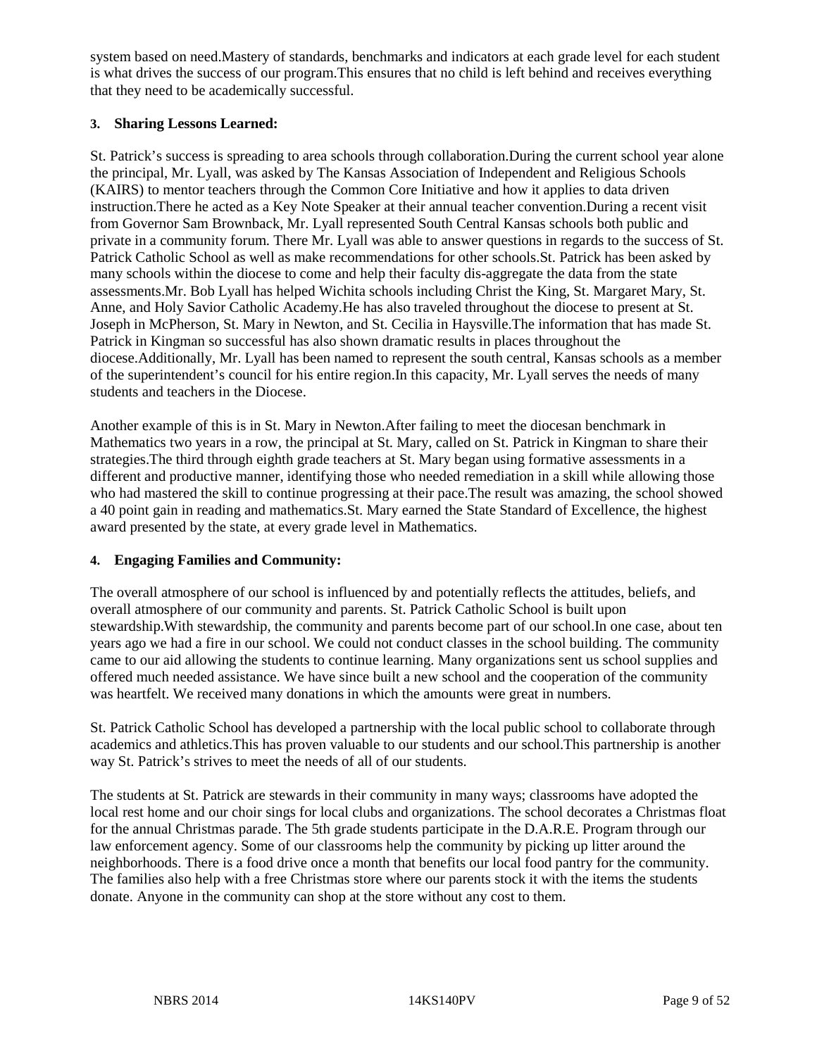system based on need.Mastery of standards, benchmarks and indicators at each grade level for each student is what drives the success of our program.This ensures that no child is left behind and receives everything that they need to be academically successful.

**3. Sharing Lessons Learned:**

St. Patrick's success is spreading to area schools through collaboration.During the current school year alone the principal, Mr. Lyall, was asked by The Kansas Association of Independent and Religious Schools (KAIRS) to mentor teachers through the Common Core Initiative and how it applies to data driven instruction.There he acted as a Key Note Speaker at their annual teacher convention.During a recent visit from Governor Sam Brownback, Mr. Lyall represented South Central Kansas schools both public and private in a community forum. There Mr. Lyall was able to answer questions in regards to the success of St. Patrick Catholic School as well as make recommendations for other schools.St. Patrick has been asked by many schools within the diocese to come and help their faculty dis-aggregate the data from the state assessments.Mr. Bob Lyall has helped Wichita schools including Christ the King, St. Margaret Mary, St. Anne, and Holy Savior Catholic Academy.He has also traveled throughout the diocese to present at St. Joseph in McPherson, St. Mary in Newton, and St. Cecilia in Haysville.The information that has made St. Patrick in Kingman so successful has also shown dramatic results in places throughout the diocese.Additionally, Mr. Lyall has been named to represent the south central, Kansas schools as a member of the superintendent's council for his entire region.In this capacity, Mr. Lyall serves the needs of many students and teachers in the Diocese.

Another example of this is in St. Mary in Newton.After failing to meet the diocesan benchmark in Mathematics two years in a row, the principal at St. Mary, called on St. Patrick in Kingman to share their strategies.The third through eighth grade teachers at St. Mary began using formative assessments in a different and productive manner, identifying those who needed remediation in a skill while allowing those who had mastered the skill to continue progressing at their pace.The result was amazing, the school showed a 40 point gain in reading and mathematics.St. Mary earned the State Standard of Excellence, the highest award presented by the state, at every grade level in Mathematics.

**4. Engaging Families and Community:**

The overall atmosphere of our school is influenced by and potentially reflects the attitudes, beliefs, and overall atmosphere of our community and parents. St. Patrick Catholic School is built upon stewardship.With stewardship, the community and parents become part of our school.In one case, about ten years ago we had a fire in our school. We could not conduct classes in the school building. The community came to our aid allowing the students to continue learning. Many organizations sent us school supplies and offered much needed assistance. We have since built a new school and the cooperation of the community was heartfelt. We received many donations in which the amounts were great in numbers.

St. Patrick Catholic School has developed a partnership with the local public school to collaborate through academics and athletics.This has proven valuable to our students and our school.This partnership is another way St. Patrick's strives to meet the needs of all of our students.

The students at St. Patrick are stewards in their community in many ways; classrooms have adopted the local rest home and our choir sings for local clubs and organizations. The school decorates a Christmas float for the annual Christmas parade. The 5th grade students participate in the D.A.R.E. Program through our law enforcement agency. Some of our classrooms help the community by picking up litter around the neighborhoods. There is a food drive once a month that benefits our local food pantry for the community. The families also help with a free Christmas store where our parents stock it with the items the students donate. Anyone in the community can shop at the store without any cost to them.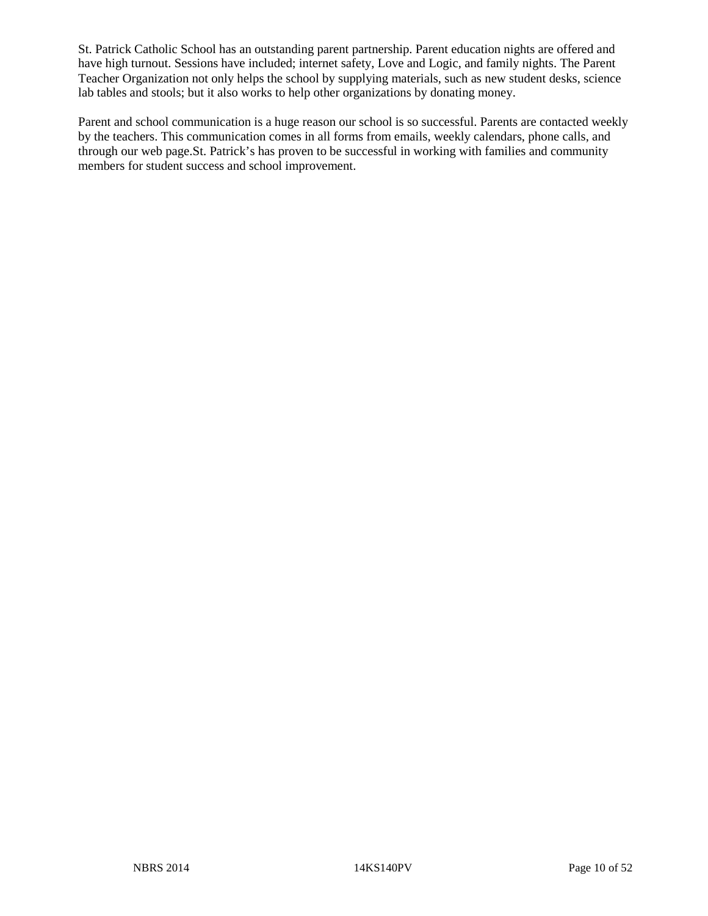St. Patrick Catholic School has an outstanding parent partnership. Parent education nights are offered and have high turnout. Sessions have included; internet safety, Love and Logic, and family nights. The Parent Teacher Organization not only helps the school by supplying materials, such as new student desks, science lab tables and stools; but it also works to help other organizations by donating money.

Parent and school communication is a huge reason our school is so successful. Parents are contacted weekly by the teachers. This communication comes in all forms from emails, weekly calendars, phone calls, and through our web page.St. Patrick's has proven to be successful in working with families and community members for student success and school improvement.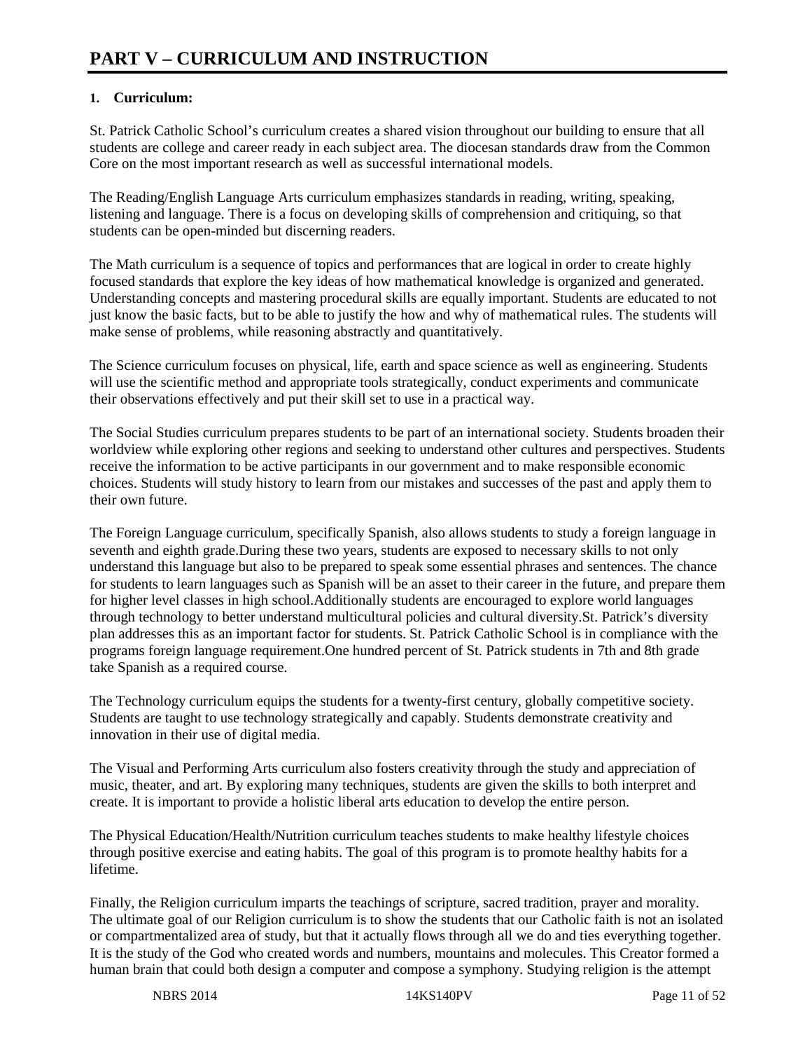# PART V – CURRICULUM AND INSTRUCTION

**1. Curriculum:**

St. Patrick Catholic School's curriculum creates a shared vision throughout our building to ensure that all students are college and career ready in each subject area. The diocesan standards draw from the Common Core on the most important research as well as successful international models.

The Reading/English Language Arts curriculum emphasizes standards in reading, writing, speaking, listening and language. There is a focus on developing skills of comprehension and critiquing, so that students can be open-minded but discerning readers.

The Math curriculum is a sequence of topics and performances that are logical in order to create highly focused standards that explore the key ideas of how mathematical knowledge is organized and generated. Understanding concepts and mastering procedural skills are equally important. Students are educated to not just know the basic facts, but to be able to justify the how and why of mathematical rules. The students will make sense of problems, while reasoning abstractly and quantitatively.

The Science curriculum focuses on physical, life, earth and space science as well as engineering. Students will use the scientific method and appropriate tools strategically, conduct experiments and communicate their observations effectively and put their skill set to use in a practical way.

The Social Studies curriculum prepares students to be part of an international society. Students broaden their worldview while exploring other regions and seeking to understand other cultures and perspectives. Students receive the information to be active participants in our government and to make responsible economic choices. Students will study history to learn from our mistakes and successes of the past and apply them to their own future.

The Foreign Language curriculum, specifically Spanish, also allows students to study a foreign language in seventh and eighth grade.During these two years, students are exposed to necessary skills to not only understand this language but also to be prepared to speak some essential phrases and sentences. The chance for students to learn languages such as Spanish will be an asset to their career in the future, and prepare them for higher level classes in high school.Additionally students are encouraged to explore world languages through technology to better understand multicultural policies and cultural diversity.St. Patrick's diversity plan addresses this as an important factor for students. St. Patrick Catholic School is in compliance with the programs foreign language requirement.One hundred percent of St. Patrick students in 7th and 8th grade take Spanish as a required course.

The Technology curriculum equips the students for a twenty-first century, globally competitive society. Students are taught to use technology strategically and capably. Students demonstrate creativity and innovation in their use of digital media.

The Visual and Performing Arts curriculum also fosters creativity through the study and appreciation of music, theater, and art. By exploring many techniques, students are given the skills to both interpret and create. It is important to provide a holistic liberal arts education to develop the entire person.

The Physical Education/Health/Nutrition curriculum teaches students to make healthy lifestyle choices through positive exercise and eating habits. The goal of this program is to promote healthy habits for a lifetime.

Finally, the Religion curriculum imparts the teachings of scripture, sacred tradition, prayer and morality. The ultimate goal of our Religion curriculum is to show the students that our Catholic faith is not an isolated or compartmentalized area of study, but that it actually flows through all we do and ties everything together. It is the study of the God who created words and numbers, mountains and molecules. This Creator formed a human brain that could both design a computer and compose a symphony. Studying religion is the attempt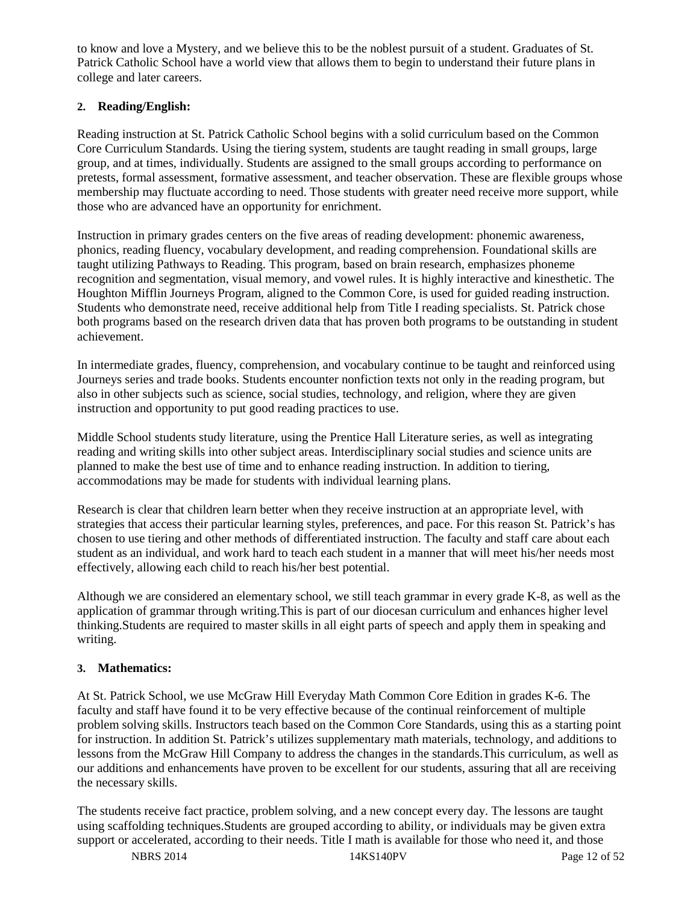to know and love a Mystery, and we believe this to be the noblest pursuit of a student. Graduates of St. Patrick Catholic School have a world view that allows them to begin to understand their future plans in college and later careers.

**2. Reading/English:**

Reading instruction at St. Patrick Catholic School begins with a solid curriculum based on the Common Core Curriculum Standards. Using the tiering system, students are taught reading in small groups, large group, and at times, individually. Students are assigned to the small groups according to performance on pretests, formal assessment, formative assessment, and teacher observation. These are flexible groups whose membership may fluctuate according to need. Those students with greater need receive more support, while those who are advanced have an opportunity for enrichment.

Instruction in primary grades centers on the five areas of reading development: phonemic awareness, phonics, reading fluency, vocabulary development, and reading comprehension. Foundational skills are taught utilizing Pathways to Reading. This program, based on brain research, emphasizes phoneme recognition and segmentation, visual memory, and vowel rules. It is highly interactive and kinesthetic. The Houghton Mifflin Journeys Program, aligned to the Common Core, is used for guided reading instruction. Students who demonstrate need, receive additional help from Title I reading specialists. St. Patrick chose both programs based on the research driven data that has proven both programs to be outstanding in student achievement.

In intermediate grades, fluency, comprehension, and vocabulary continue to be taught and reinforced using Journeys series and trade books. Students encounter nonfiction texts not only in the reading program, but also in other subjects such as science, social studies, technology, and religion, where they are given instruction and opportunity to put good reading practices to use.

Middle School students study literature, using the Prentice Hall Literature series, as well as integrating reading and writing skills into other subject areas. Interdisciplinary social studies and science units are planned to make the best use of time and to enhance reading instruction. In addition to tiering, accommodations may be made for students with individual learning plans.

Research is clear that children learn better when they receive instruction at an appropriate level, with strategies that access their particular learning styles, preferences, and pace. For this reason St. Patrick's has chosen to use tiering and other methods of differentiated instruction. The faculty and staff care about each student as an individual, and work hard to teach each student in a manner that will meet his/her needs most effectively, allowing each child to reach his/her best potential.

Although we are considered an elementary school, we still teach grammar in every grade K-8, as well as the application of grammar through writing.This is part of our diocesan curriculum and enhances higher level thinking.Students are required to master skills in all eight parts of speech and apply them in speaking and writing.

**3. Mathematics:**

At St. Patrick School, we use McGraw Hill Everyday Math Common Core Edition in grades K-6. The faculty and staff have found it to be very effective because of the continual reinforcement of multiple problem solving skills. Instructors teach based on the Common Core Standards, using this as a starting point for instruction. In addition St. Patrick's utilizes supplementary math materials, technology, and additions to lessons from the McGraw Hill Company to address the changes in the standards.This curriculum, as well as our additions and enhancements have proven to be excellent for our students, assuring that all are receiving the necessary skills.

The students receive fact practice, problem solving, and a new concept every day. The lessons are taught using scaffolding techniques.Students are grouped according to ability, or individuals may be given extra support or accelerated, according to their needs. Title I math is available for those who need it, and those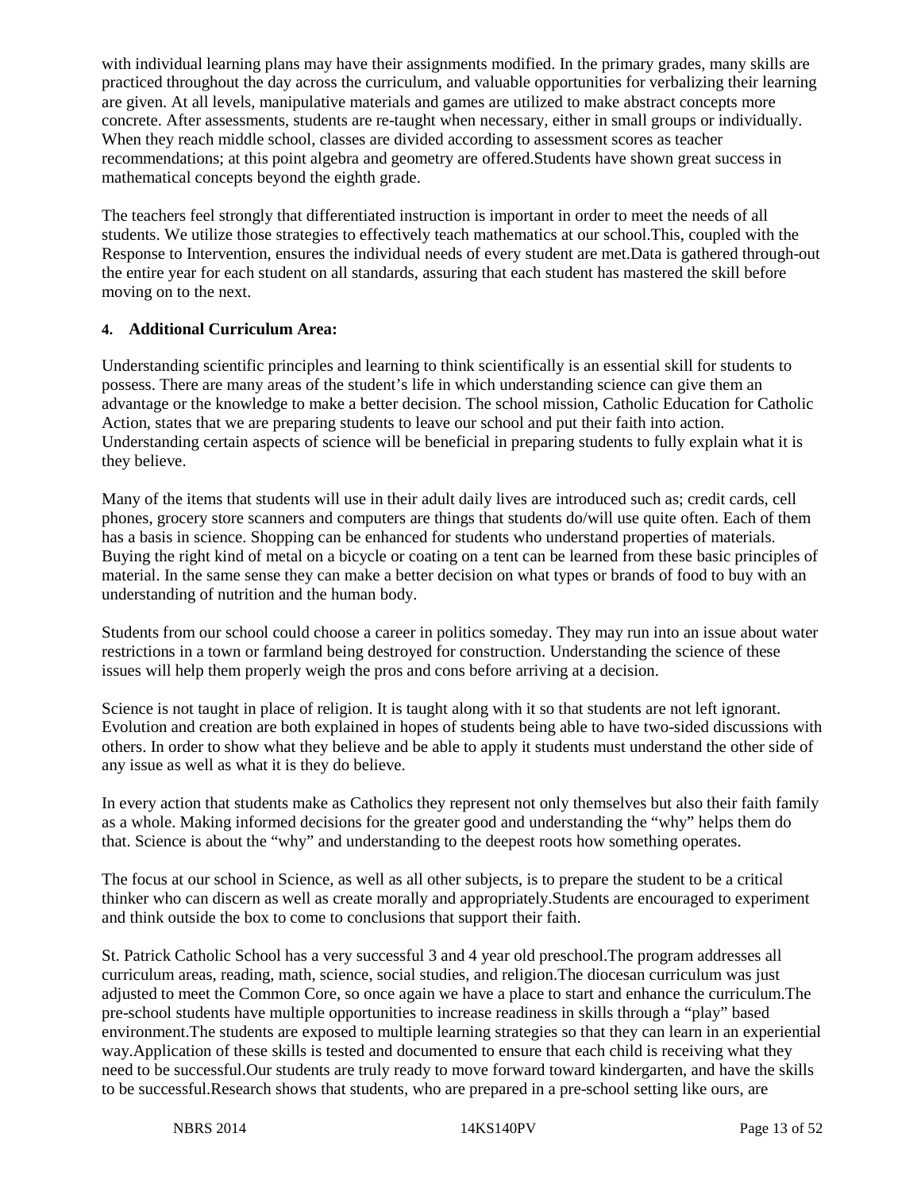with individual learning plans may have their assignments modified. In the primary grades, many skills are practiced throughout the day across the curriculum, and valuable opportunities for verbalizing their learning are given. At all levels, manipulative materials and games are utilized to make abstract concepts more concrete. After assessments, students are re-taught when necessary, either in small groups or individually. When they reach middle school, classes are divided according to assessment scores as teacher recommendations; at this point algebra and geometry are offered.Students have shown great success in mathematical concepts beyond the eighth grade.

The teachers feel strongly that differentiated instruction is important in order to meet the needs of all students. We utilize those strategies to effectively teach mathematics at our school.This, coupled with the Response to Intervention, ensures the individual needs of every student are met.Data is gathered through-out the entire year for each student on all standards, assuring that each student has mastered the skill before moving on to the next.

**4. Additional Curriculum Area:**

Understanding scientific principles and learning to think scientifically is an essential skill for students to possess. There are many areas of the student's life in which understanding science can give them an advantage or the knowledge to make a better decision. The school mission, Catholic Education for Catholic Action, states that we are preparing students to leave our school and put their faith into action. Understanding certain aspects of science will be beneficial in preparing students to fully explain what it is they believe.

Many of the items that students will use in their adult daily lives are introduced such as; credit cards, cell phones, grocery store scanners and computers are things that students do/will use quite often. Each of them has a basis in science. Shopping can be enhanced for students who understand properties of materials. Buying the right kind of metal on a bicycle or coating on a tent can be learned from these basic principles of material. In the same sense they can make a better decision on what types or brands of food to buy with an understanding of nutrition and the human body.

Students from our school could choose a career in politics someday. They may run into an issue about water restrictions in a town or farmland being destroyed for construction. Understanding the science of these issues will help them properly weigh the pros and cons before arriving at a decision.

Science is not taught in place of religion. It is taught along with it so that students are not left ignorant. Evolution and creation are both explained in hopes of students being able to have two-sided discussions with others. In order to show what they believe and be able to apply it students must understand the other side of any issue as well as what it is they do believe.

In every action that students make as Catholics they represent not only themselves but also their faith family as a whole. Making informed decisions for the greater good and understanding the "why" helps them do that. Science is about the "why" and understanding to the deepest roots how something operates.

The focus at our school in Science, as well as all other subjects, is to prepare the student to be a critical thinker who can discern as well as create morally and appropriately.Students are encouraged to experiment and think outside the box to come to conclusions that support their faith.

St. Patrick Catholic School has a very successful 3 and 4 year old preschool.The program addresses all curriculum areas, reading, math, science, social studies, and religion.The diocesan curriculum was just adjusted to meet the Common Core, so once again we have a place to start and enhance the curriculum.The pre-school students have multiple opportunities to increase readiness in skills through a "play" based environment.The students are exposed to multiple learning strategies so that they can learn in an experiential way.Application of these skills is tested and documented to ensure that each child is receiving what they need to be successful.Our students are truly ready to move forward toward kindergarten, and have the skills to be successful.Research shows that students, who are prepared in a pre-school setting like ours, are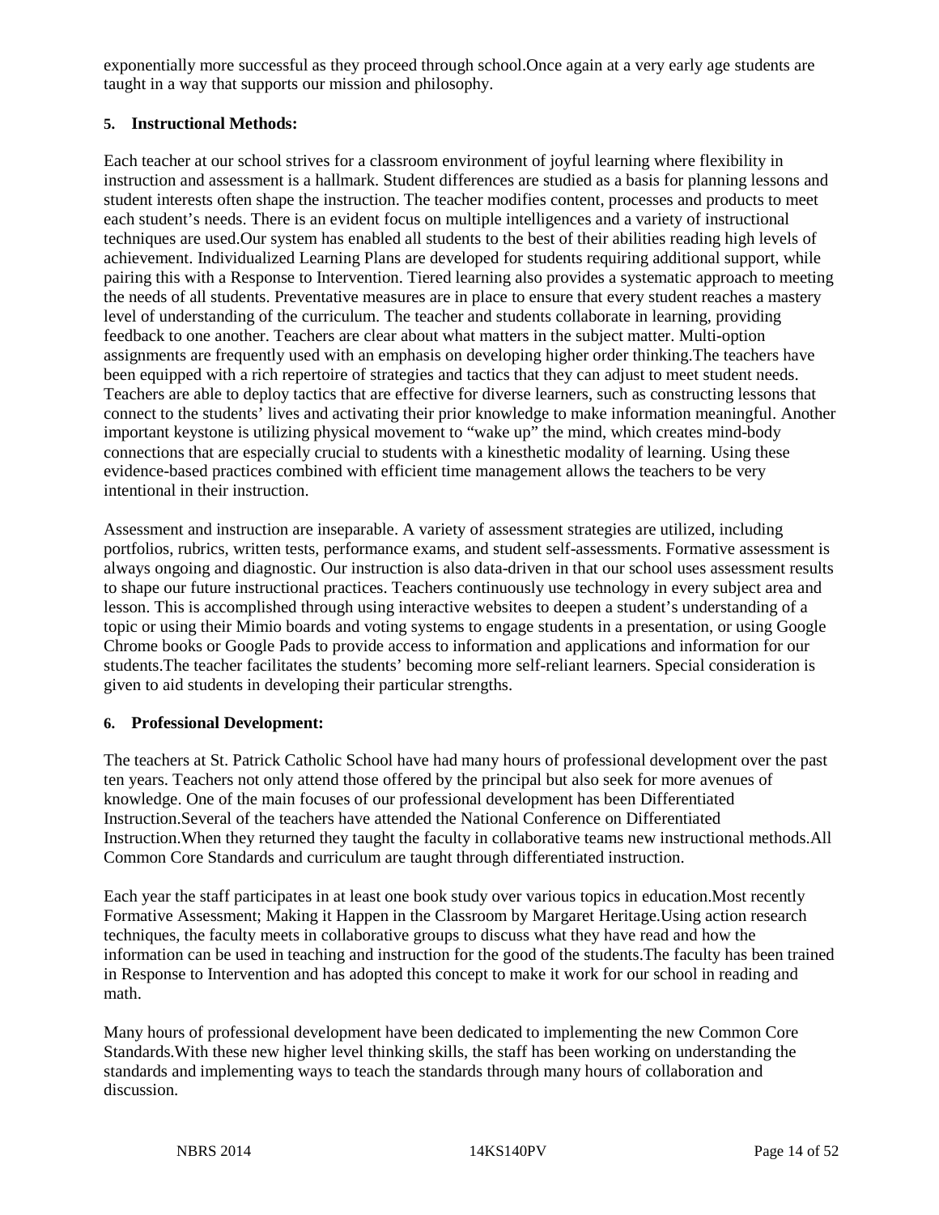exponentially more successful as they proceed through school.Once again at a very early age students are taught in a way that supports our mission and philosophy.

**5. Instructional Methods:**

Each teacher at our school strives for a classroom environment of joyful learning where flexibility in instruction and assessment is a hallmark. Student differences are studied as a basis for planning lessons and student interests often shape the instruction. The teacher modifies content, processes and products to meet each student's needs. There is an evident focus on multiple intelligences and a variety of instructional techniques are used.Our system has enabled all students to the best of their abilities reading high levels of achievement. Individualized Learning Plans are developed for students requiring additional support, while pairing this with a Response to Intervention. Tiered learning also provides a systematic approach to meeting the needs of all students. Preventative measures are in place to ensure that every student reaches a mastery level of understanding of the curriculum. The teacher and students collaborate in learning, providing feedback to one another. Teachers are clear about what matters in the subject matter. Multi-option assignments are frequently used with an emphasis on developing higher order thinking.The teachers have been equipped with a rich repertoire of strategies and tactics that they can adjust to meet student needs. Teachers are able to deploy tactics that are effective for diverse learners, such as constructing lessons that connect to the students' lives and activating their prior knowledge to make information meaningful. Another important keystone is utilizing physical movement to "wake up" the mind, which creates mind-body connections that are especially crucial to students with a kinesthetic modality of learning. Using these evidence-based practices combined with efficient time management allows the teachers to be very intentional in their instruction.

Assessment and instruction are inseparable. A variety of assessment strategies are utilized, including portfolios, rubrics, written tests, performance exams, and student self-assessments. Formative assessment is always ongoing and diagnostic. Our instruction is also data-driven in that our school uses assessment results to shape our future instructional practices. Teachers continuously use technology in every subject area and lesson. This is accomplished through using interactive websites to deepen a student's understanding of a topic or using their Mimio boards and voting systems to engage students in a presentation, or using Google Chrome books or Google Pads to provide access to information and applications and information for our students.The teacher facilitates the students' becoming more self-reliant learners. Special consideration is given to aid students in developing their particular strengths.

**6. Professional Development:**

The teachers at St. Patrick Catholic School have had many hours of professional development over the past ten years. Teachers not only attend those offered by the principal but also seek for more avenues of knowledge. One of the main focuses of our professional development has been Differentiated Instruction.Several of the teachers have attended the National Conference on Differentiated Instruction.When they returned they taught the faculty in collaborative teams new instructional methods.All Common Core Standards and curriculum are taught through differentiated instruction.

Each year the staff participates in at least one book study over various topics in education.Most recently Formative Assessment; Making it Happen in the Classroom by Margaret Heritage.Using action research techniques, the faculty meets in collaborative groups to discuss what they have read and how the information can be used in teaching and instruction for the good of the students.The faculty has been trained in Response to Intervention and has adopted this concept to make it work for our school in reading and math.

Many hours of professional development have been dedicated to implementing the new Common Core Standards.With these new higher level thinking skills, the staff has been working on understanding the standards and implementing ways to teach the standards through many hours of collaboration and discussion.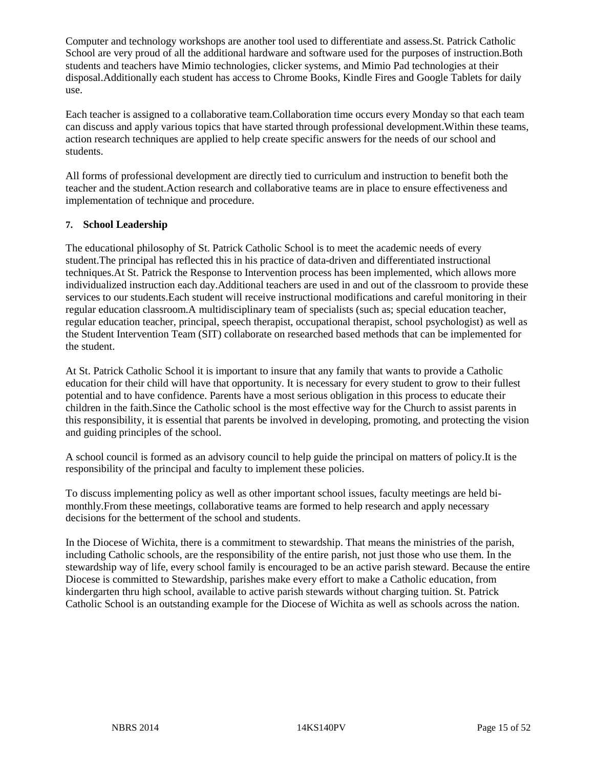Computer and technology workshops are another tool used to differentiate and assess.St. Patrick Catholic School are very proud of all the additional hardware and software used for the purposes of instruction.Both students and teachers have Mimio technologies, clicker systems, and Mimio Pad technologies at their disposal.Additionally each student has access to Chrome Books, Kindle Fires and Google Tablets for daily use.

Each teacher is assigned to a collaborative team.Collaboration time occurs every Monday so that each team can discuss and apply various topics that have started through professional development.Within these teams, action research techniques are applied to help create specific answers for the needs of our school and students.

All forms of professional development are directly tied to curriculum and instruction to benefit both the teacher and the student.Action research and collaborative teams are in place to ensure effectiveness and implementation of technique and procedure.

**7. School Leadership**

The educational philosophy of St. Patrick Catholic School is to meet the academic needs of every student.The principal has reflected this in his practice of data-driven and differentiated instructional techniques.At St. Patrick the Response to Intervention process has been implemented, which allows more individualized instruction each day.Additional teachers are used in and out of the classroom to provide these services to our students.Each student will receive instructional modifications and careful monitoring in their regular education classroom.A multidisciplinary team of specialists (such as; special education teacher, regular education teacher, principal, speech therapist, occupational therapist, school psychologist) as well as the Student Intervention Team (SIT) collaborate on researched based methods that can be implemented for the student.

At St. Patrick Catholic School it is important to insure that any family that wants to provide a Catholic education for their child will have that opportunity. It is necessary for every student to grow to their fullest potential and to have confidence. Parents have a most serious obligation in this process to educate their children in the faith.Since the Catholic school is the most effective way for the Church to assist parents in this responsibility, it is essential that parents be involved in developing, promoting, and protecting the vision and guiding principles of the school.

A school council is formed as an advisory council to help guide the principal on matters of policy.It is the responsibility of the principal and faculty to implement these policies.

To discuss implementing policy as well as other important school issues, faculty meetings are held bi-monthly.From these meetings, collaborative teams are formed to help research and apply necessary decisions for the betterment of the school and students.

In the Diocese of Wichita, there is a commitment to stewardship. That means the ministries of the parish, including Catholic schools, are the responsibility of the entire parish, not just those who use them. In the stewardship way of life, every school family is encouraged to be an active parish steward. Because the entire Diocese is committed to Stewardship, parishes make every effort to make a Catholic education, from kindergarten thru high school, available to active parish stewards without charging tuition. St. Patrick Catholic School is an outstanding example for the Diocese of Wichita as well as schools across the nation.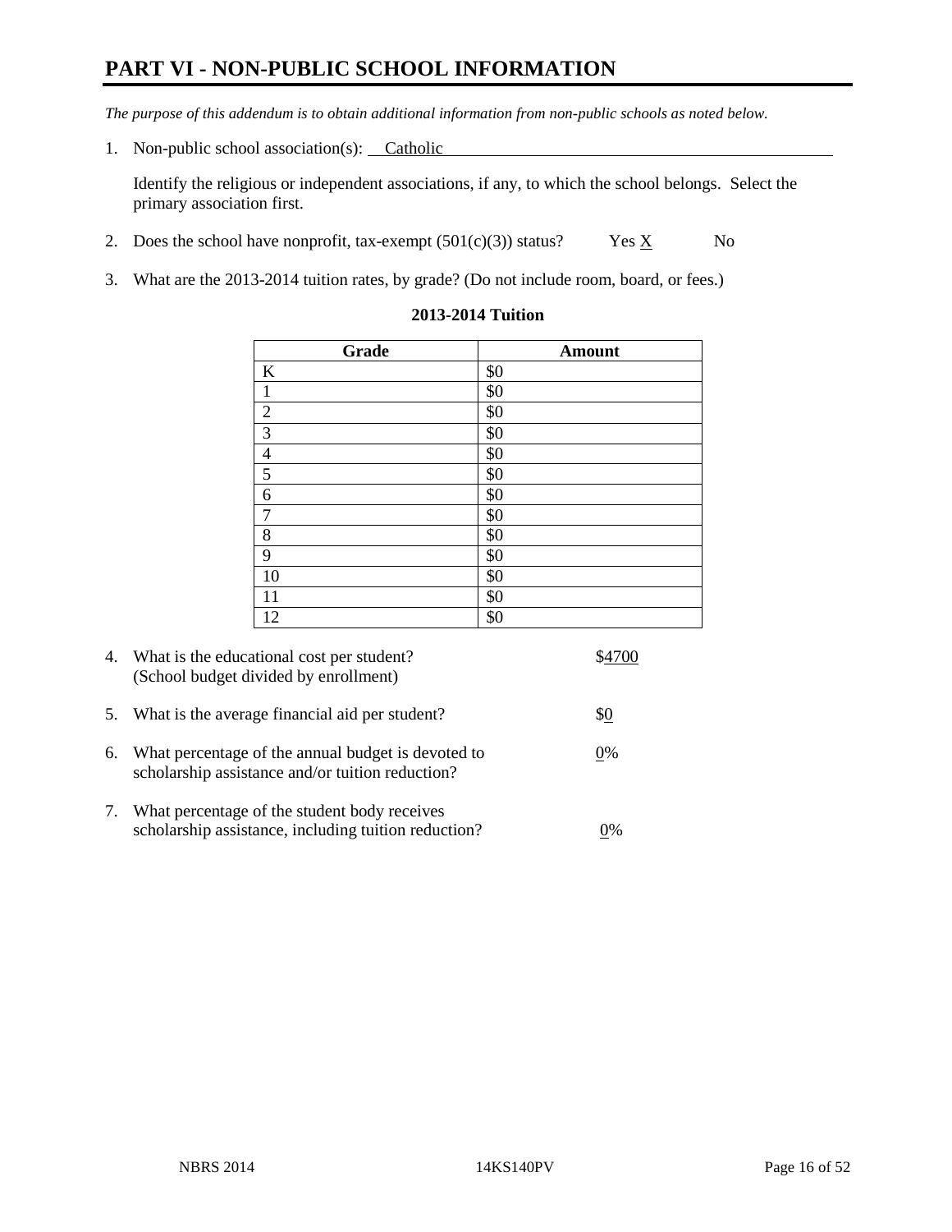# PART VI - NON-PUBLIC SCHOOL INFORMATION

*The purpose of this addendum is to obtain additional information from non-public schools as noted below.*

1. Non-public school association(s): Catholic

   Identify the religious or independent associations, if any, to which the school belongs. Select the primary association first.

2. Does the school have nonprofit, tax-exempt (501(c)(3)) status? Yes X No

3. What are the 2013-2014 tuition rates, by grade? (Do not include room, board, or fees.)

**2013-2014 Tuition**

| Grade | Amount |
|---|---|
| K | $0 |
| 1 | $0 |
| 2 | $0 |
| 3 | $0 |
| 4 | $0 |
| 5 | $0 |
| 6 | $0 |
| 7 | $0 |
| 8 | $0 |
| 9 | $0 |
| 10 | $0 |
| 11 | $0 |
| 12 | $0 |

4. What is the educational cost per student? (School budget divided by enrollment) $4700

5. What is the average financial aid per student? $0

6. What percentage of the annual budget is devoted to scholarship assistance and/or tuition reduction? 0%

7. What percentage of the student body receives scholarship assistance, including tuition reduction? 0%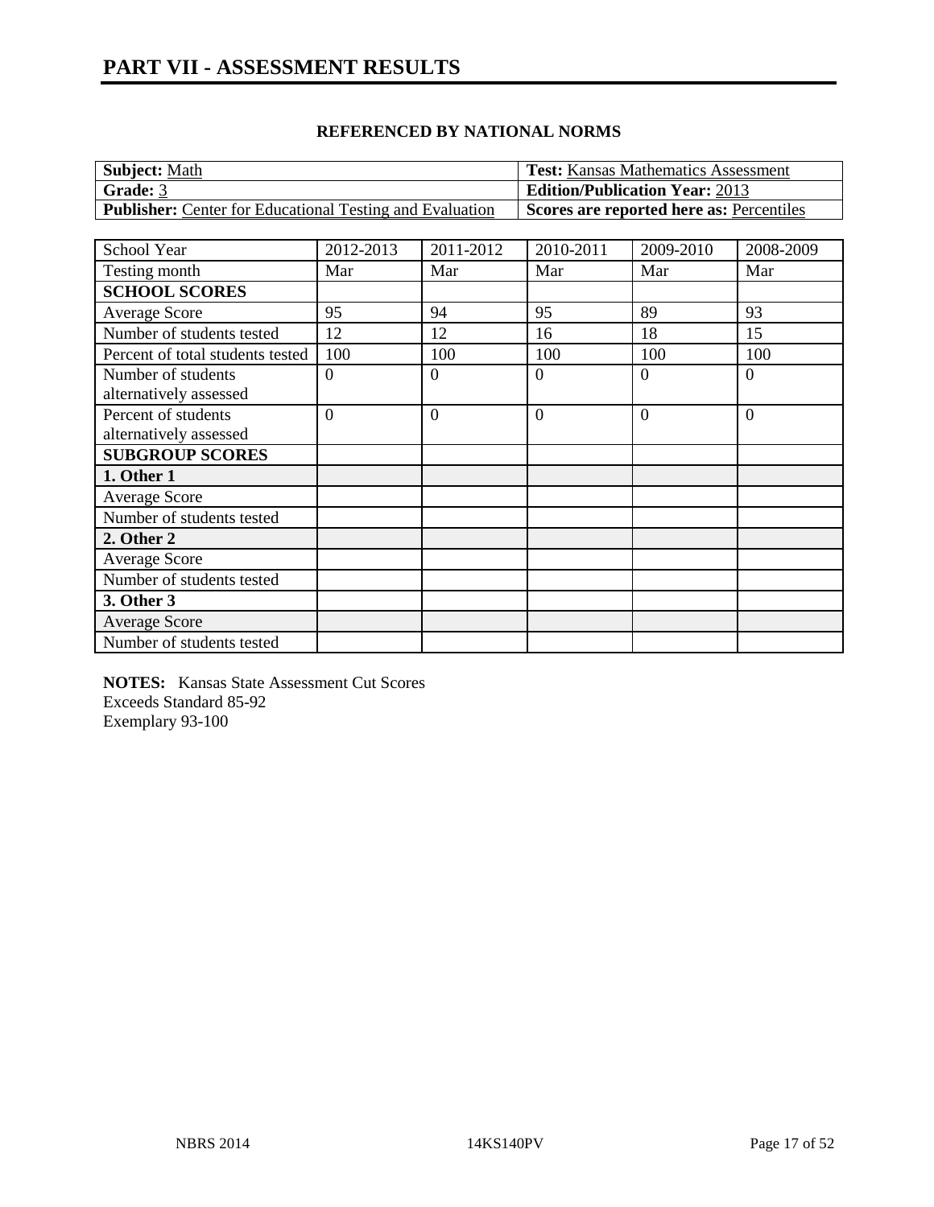# PART VII - ASSESSMENT RESULTS

### REFERENCED BY NATIONAL NORMS

| **Subject:** Math | **Test:** Kansas Mathematics Assessment |
|---|---|
| **Grade:** 3 | **Edition/Publication Year:** 2013 |
| **Publisher:** Center for Educational Testing and Evaluation | **Scores are reported here as:** Percentiles |

| School Year | 2012-2013 | 2011-2012 | 2010-2011 | 2009-2010 | 2008-2009 |
|---|---|---|---|---|---|
| Testing month | Mar | Mar | Mar | Mar | Mar |
| **SCHOOL SCORES** | | | | | |
| Average Score | 95 | 94 | 95 | 89 | 93 |
| Number of students tested | 12 | 12 | 16 | 18 | 15 |
| Percent of total students tested | 100 | 100 | 100 | 100 | 100 |
| Number of students alternatively assessed | 0 | 0 | 0 | 0 | 0 |
| Percent of students alternatively assessed | 0 | 0 | 0 | 0 | 0 |
| **SUBGROUP SCORES** | | | | | |
| **1. Other 1** | | | | | |
| Average Score | | | | | |
| Number of students tested | | | | | |
| **2. Other 2** | | | | | |
| Average Score | | | | | |
| Number of students tested | | | | | |
| **3. Other 3** | | | | | |
| Average Score | | | | | |
| Number of students tested | | | | | |

**NOTES:** Kansas State Assessment Cut Scores
Exceeds Standard 85-92
Exemplary 93-100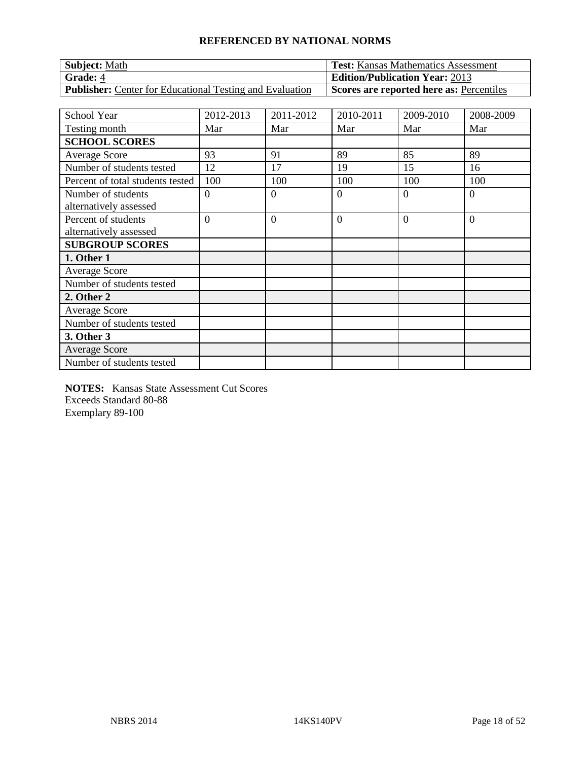## REFERENCED BY NATIONAL NORMS

| **Subject:** Math | **Test:** Kansas Mathematics Assessment |
|---|---|
| **Grade:** 4 | **Edition/Publication Year:** 2013 |
| **Publisher:** Center for Educational Testing and Evaluation | **Scores are reported here as:** Percentiles |

| School Year | 2012-2013 | 2011-2012 | 2010-2011 | 2009-2010 | 2008-2009 |
|---|---|---|---|---|---|
| Testing month | Mar | Mar | Mar | Mar | Mar |
| **SCHOOL SCORES** | | | | | |
| Average Score | 93 | 91 | 89 | 85 | 89 |
| Number of students tested | 12 | 17 | 19 | 15 | 16 |
| Percent of total students tested | 100 | 100 | 100 | 100 | 100 |
| Number of students alternatively assessed | 0 | 0 | 0 | 0 | 0 |
| Percent of students alternatively assessed | 0 | 0 | 0 | 0 | 0 |
| **SUBGROUP SCORES** | | | | | |
| **1. Other 1** | | | | | |
| Average Score | | | | | |
| Number of students tested | | | | | |
| **2. Other 2** | | | | | |
| Average Score | | | | | |
| Number of students tested | | | | | |
| **3. Other 3** | | | | | |
| Average Score | | | | | |
| Number of students tested | | | | | |

**NOTES:** Kansas State Assessment Cut Scores
Exceeds Standard 80-88
Exemplary 89-100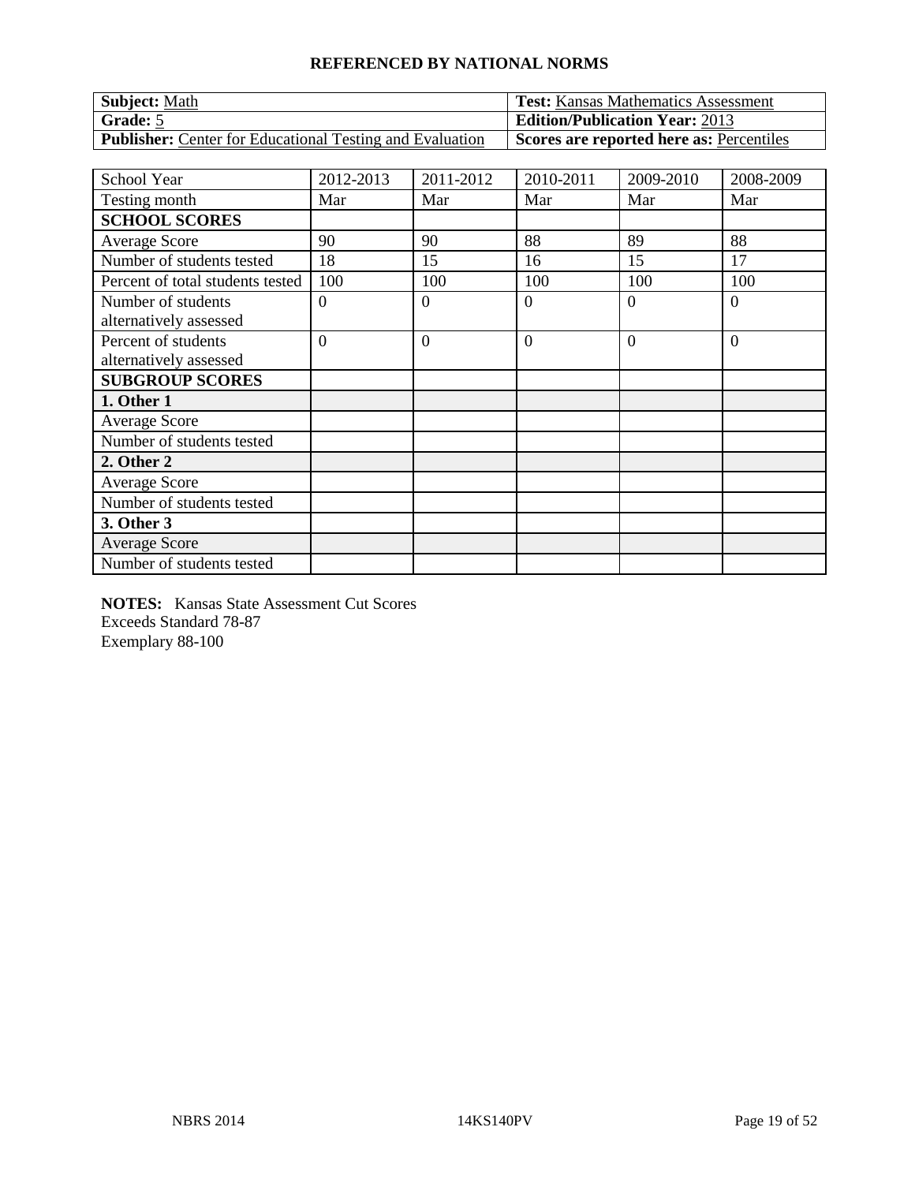## REFERENCED BY NATIONAL NORMS

| **Subject:** Math | **Test:** Kansas Mathematics Assessment |
|---|---|
| **Grade:** 5 | **Edition/Publication Year:** 2013 |
| **Publisher:** Center for Educational Testing and Evaluation | **Scores are reported here as:** Percentiles |

| School Year | 2012-2013 | 2011-2012 | 2010-2011 | 2009-2010 | 2008-2009 |
|---|---|---|---|---|---|
| Testing month | Mar | Mar | Mar | Mar | Mar |
| **SCHOOL SCORES** | | | | | |
| Average Score | 90 | 90 | 88 | 89 | 88 |
| Number of students tested | 18 | 15 | 16 | 15 | 17 |
| Percent of total students tested | 100 | 100 | 100 | 100 | 100 |
| Number of students alternatively assessed | 0 | 0 | 0 | 0 | 0 |
| Percent of students alternatively assessed | 0 | 0 | 0 | 0 | 0 |
| **SUBGROUP SCORES** | | | | | |
| **1. Other 1** | | | | | |
| Average Score | | | | | |
| Number of students tested | | | | | |
| **2. Other 2** | | | | | |
| Average Score | | | | | |
| Number of students tested | | | | | |
| **3. Other 3** | | | | | |
| Average Score | | | | | |
| Number of students tested | | | | | |

**NOTES:** Kansas State Assessment Cut Scores
Exceeds Standard 78-87
Exemplary 88-100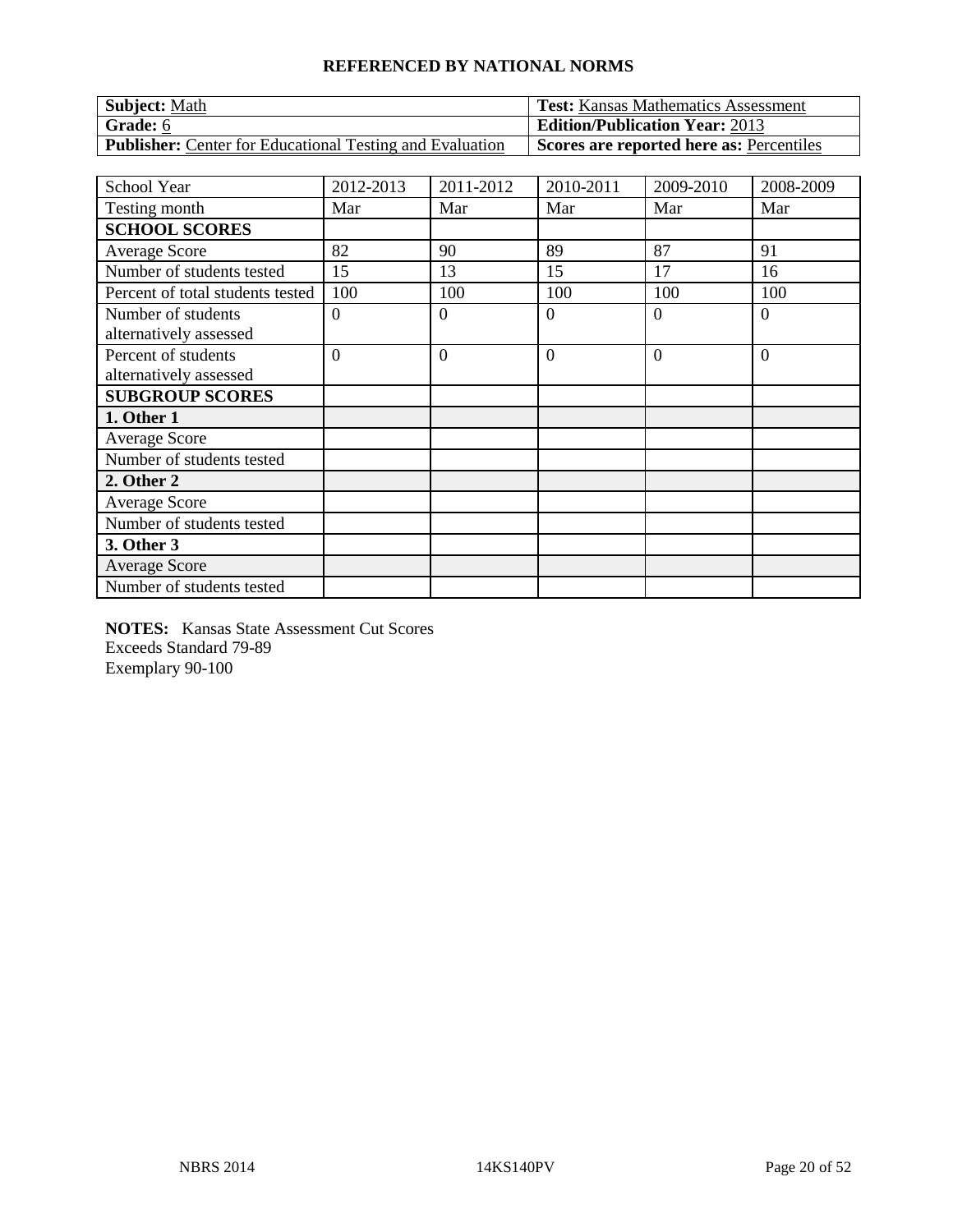**REFERENCED BY NATIONAL NORMS**

| **Subject:** Math | **Test:** Kansas Mathematics Assessment |
|---|---|
| **Grade:** 6 | **Edition/Publication Year:** 2013 |
| **Publisher:** Center for Educational Testing and Evaluation | **Scores are reported here as:** Percentiles |

| School Year | 2012-2013 | 2011-2012 | 2010-2011 | 2009-2010 | 2008-2009 |
|---|---|---|---|---|---|
| Testing month | Mar | Mar | Mar | Mar | Mar |
| **SCHOOL SCORES** | | | | | |
| Average Score | 82 | 90 | 89 | 87 | 91 |
| Number of students tested | 15 | 13 | 15 | 17 | 16 |
| Percent of total students tested | 100 | 100 | 100 | 100 | 100 |
| Number of students alternatively assessed | 0 | 0 | 0 | 0 | 0 |
| Percent of students alternatively assessed | 0 | 0 | 0 | 0 | 0 |
| **SUBGROUP SCORES** | | | | | |
| **1. Other 1** | | | | | |
| Average Score | | | | | |
| Number of students tested | | | | | |
| **2. Other 2** | | | | | |
| Average Score | | | | | |
| Number of students tested | | | | | |
| **3. Other 3** | | | | | |
| Average Score | | | | | |
| Number of students tested | | | | | |

**NOTES:** Kansas State Assessment Cut Scores
Exceeds Standard 79-89
Exemplary 90-100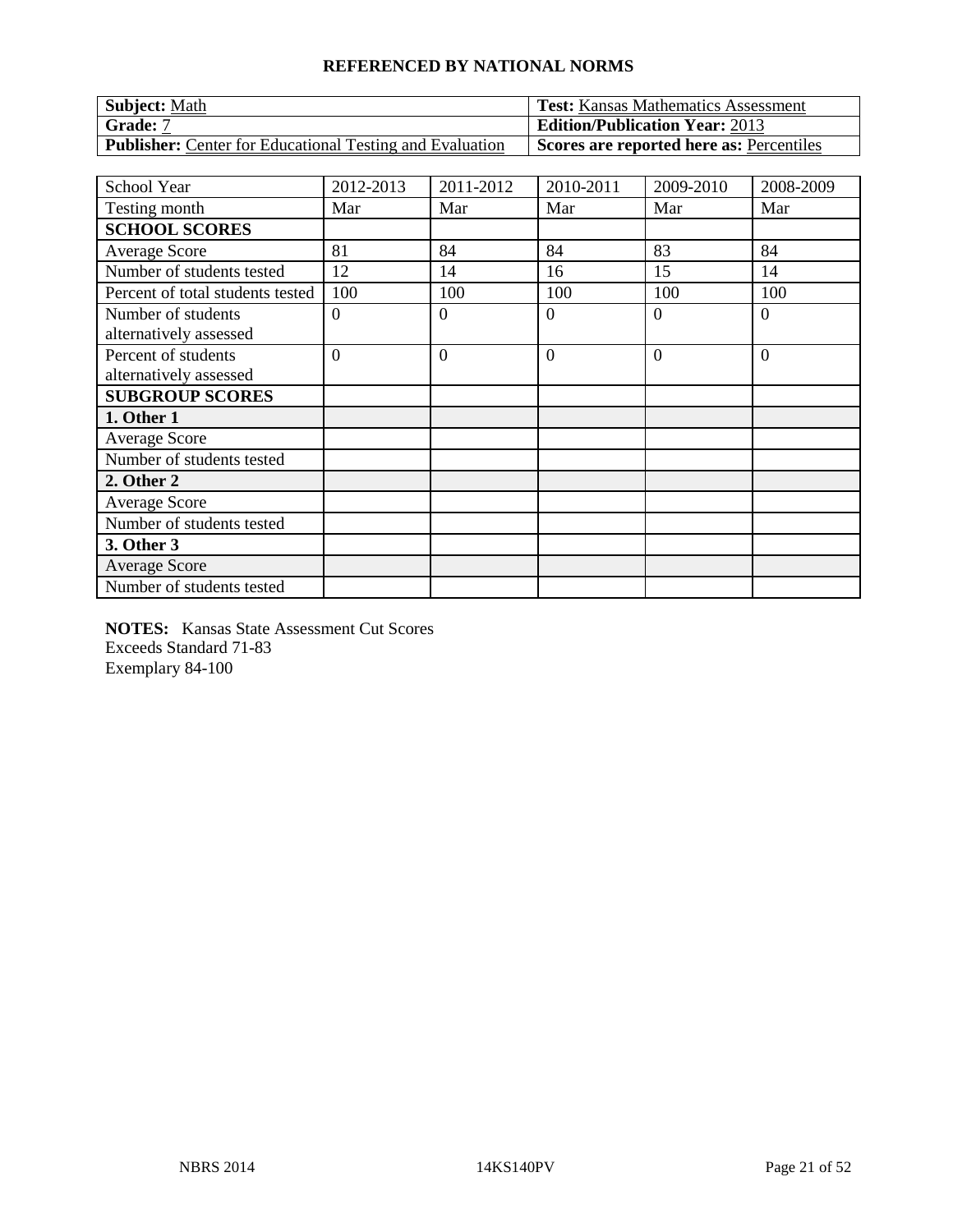## REFERENCED BY NATIONAL NORMS

| **Subject:** Math | **Test:** Kansas Mathematics Assessment |
|---|---|
| **Grade:** 7 | **Edition/Publication Year:** 2013 |
| **Publisher:** Center for Educational Testing and Evaluation | **Scores are reported here as:** Percentiles |

| School Year | 2012-2013 | 2011-2012 | 2010-2011 | 2009-2010 | 2008-2009 |
|---|---|---|---|---|---|
| Testing month | Mar | Mar | Mar | Mar | Mar |
| **SCHOOL SCORES** | | | | | |
| Average Score | 81 | 84 | 84 | 83 | 84 |
| Number of students tested | 12 | 14 | 16 | 15 | 14 |
| Percent of total students tested | 100 | 100 | 100 | 100 | 100 |
| Number of students alternatively assessed | 0 | 0 | 0 | 0 | 0 |
| Percent of students alternatively assessed | 0 | 0 | 0 | 0 | 0 |
| **SUBGROUP SCORES** | | | | | |
| **1. Other 1** | | | | | |
| Average Score | | | | | |
| Number of students tested | | | | | |
| **2. Other 2** | | | | | |
| Average Score | | | | | |
| Number of students tested | | | | | |
| **3. Other 3** | | | | | |
| Average Score | | | | | |
| Number of students tested | | | | | |

**NOTES:** Kansas State Assessment Cut Scores
Exceeds Standard 71-83
Exemplary 84-100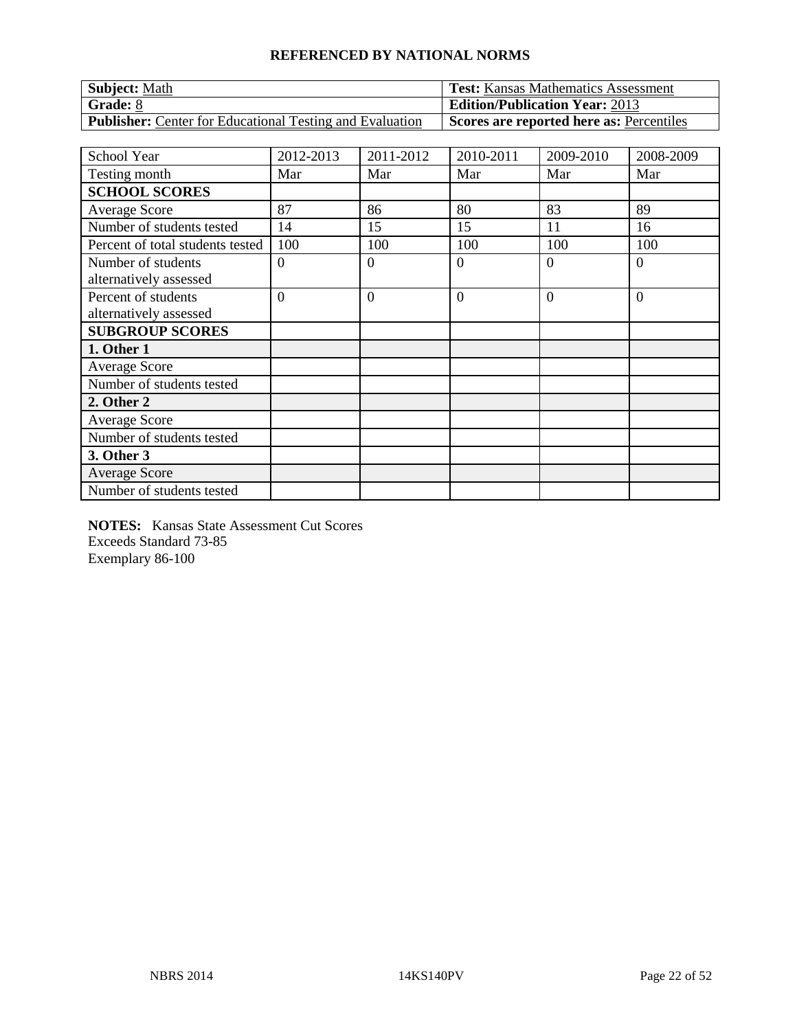## REFERENCED BY NATIONAL NORMS

| **Subject:** Math | **Test:** Kansas Mathematics Assessment |
|---|---|
| **Grade:** 8 | **Edition/Publication Year:** 2013 |
| **Publisher:** Center for Educational Testing and Evaluation | **Scores are reported here as:** Percentiles |

| School Year | 2012-2013 | 2011-2012 | 2010-2011 | 2009-2010 | 2008-2009 |
|---|---|---|---|---|---|
| Testing month | Mar | Mar | Mar | Mar | Mar |
| **SCHOOL SCORES** | | | | | |
| Average Score | 87 | 86 | 80 | 83 | 89 |
| Number of students tested | 14 | 15 | 15 | 11 | 16 |
| Percent of total students tested | 100 | 100 | 100 | 100 | 100 |
| Number of students alternatively assessed | 0 | 0 | 0 | 0 | 0 |
| Percent of students alternatively assessed | 0 | 0 | 0 | 0 | 0 |
| **SUBGROUP SCORES** | | | | | |
| **1. Other 1** | | | | | |
| Average Score | | | | | |
| Number of students tested | | | | | |
| **2. Other 2** | | | | | |
| Average Score | | | | | |
| Number of students tested | | | | | |
| **3. Other 3** | | | | | |
| Average Score | | | | | |
| Number of students tested | | | | | |

**NOTES:** Kansas State Assessment Cut Scores
Exceeds Standard 73-85
Exemplary 86-100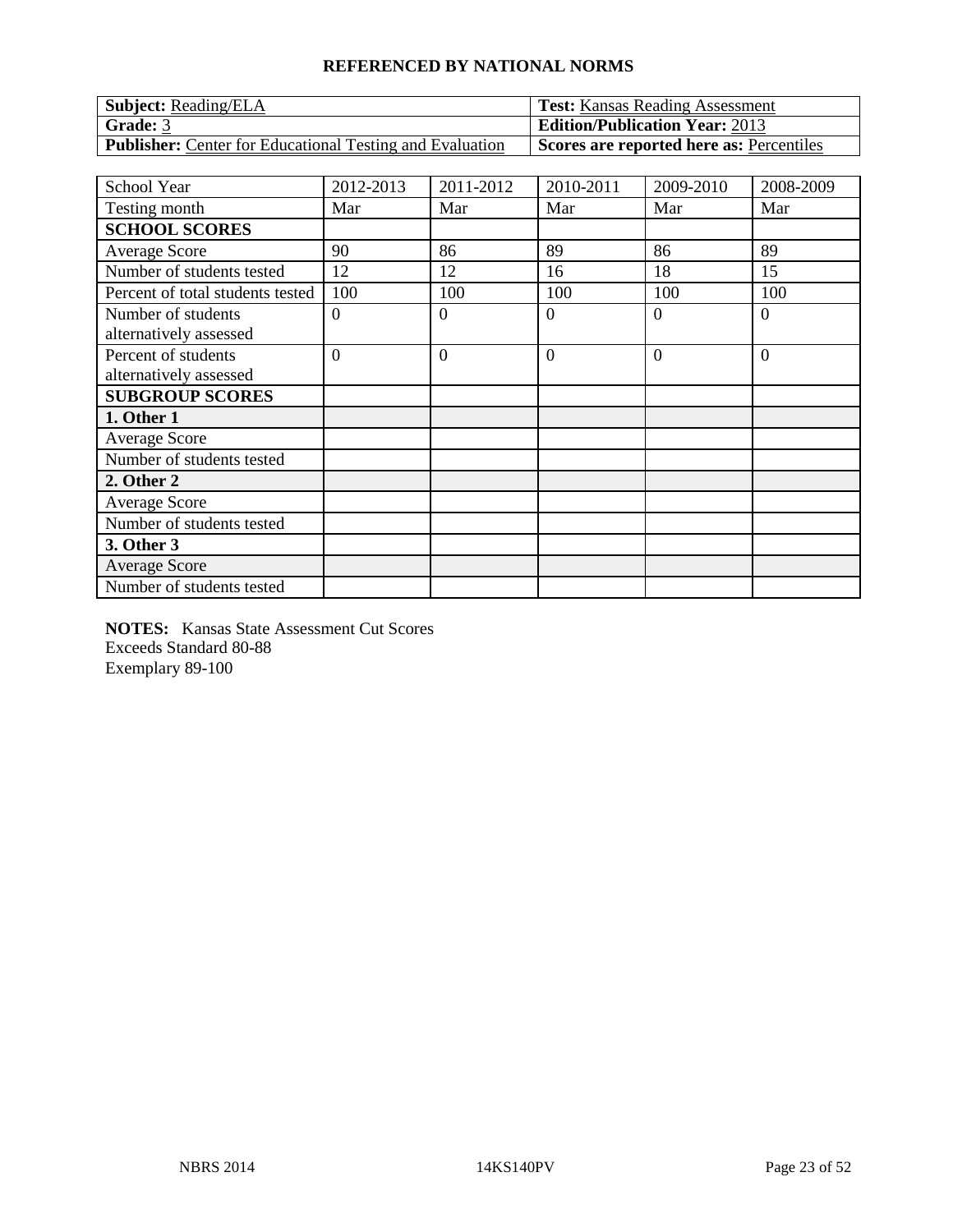**REFERENCED BY NATIONAL NORMS**

| **Subject:** Reading/ELA | **Test:** Kansas Reading Assessment |
|---|---|
| **Grade:** 3 | **Edition/Publication Year:** 2013 |
| **Publisher:** Center for Educational Testing and Evaluation | **Scores are reported here as:** Percentiles |

| School Year | 2012-2013 | 2011-2012 | 2010-2011 | 2009-2010 | 2008-2009 |
|---|---|---|---|---|---|
| Testing month | Mar | Mar | Mar | Mar | Mar |
| **SCHOOL SCORES** | | | | | |
| Average Score | 90 | 86 | 89 | 86 | 89 |
| Number of students tested | 12 | 12 | 16 | 18 | 15 |
| Percent of total students tested | 100 | 100 | 100 | 100 | 100 |
| Number of students alternatively assessed | 0 | 0 | 0 | 0 | 0 |
| Percent of students alternatively assessed | 0 | 0 | 0 | 0 | 0 |
| **SUBGROUP SCORES** | | | | | |
| **1. Other 1** | | | | | |
| Average Score | | | | | |
| Number of students tested | | | | | |
| **2. Other 2** | | | | | |
| Average Score | | | | | |
| Number of students tested | | | | | |
| **3. Other 3** | | | | | |
| Average Score | | | | | |
| Number of students tested | | | | | |

**NOTES:** Kansas State Assessment Cut Scores
Exceeds Standard 80-88
Exemplary 89-100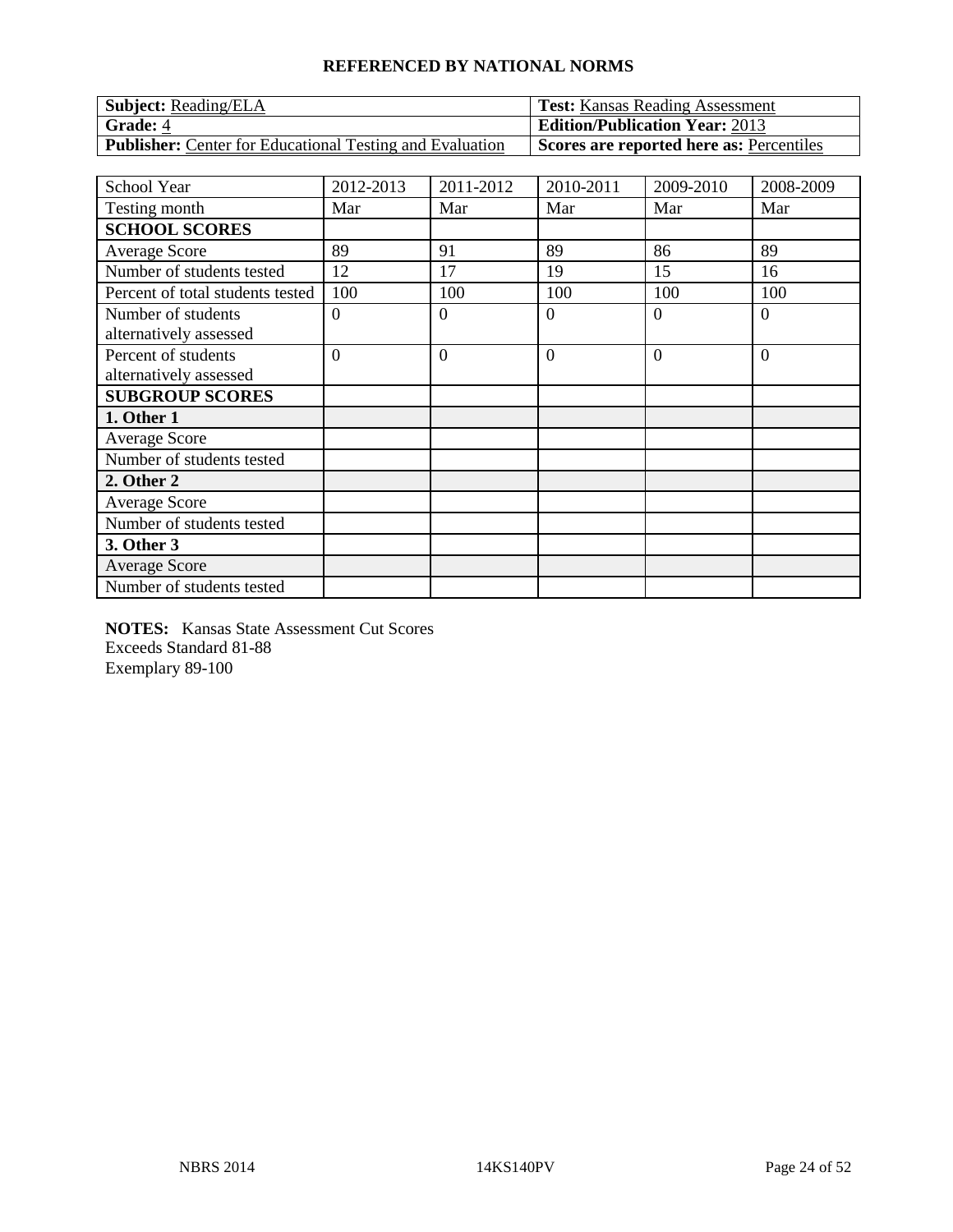**REFERENCED BY NATIONAL NORMS**

| **Subject:** Reading/ELA | **Test:** Kansas Reading Assessment |
|---|---|
| **Grade:** 4 | **Edition/Publication Year:** 2013 |
| **Publisher:** Center for Educational Testing and Evaluation | **Scores are reported here as:** Percentiles |

| School Year | 2012-2013 | 2011-2012 | 2010-2011 | 2009-2010 | 2008-2009 |
|---|---|---|---|---|---|
| Testing month | Mar | Mar | Mar | Mar | Mar |
| **SCHOOL SCORES** | | | | | |
| Average Score | 89 | 91 | 89 | 86 | 89 |
| Number of students tested | 12 | 17 | 19 | 15 | 16 |
| Percent of total students tested | 100 | 100 | 100 | 100 | 100 |
| Number of students alternatively assessed | 0 | 0 | 0 | 0 | 0 |
| Percent of students alternatively assessed | 0 | 0 | 0 | 0 | 0 |
| **SUBGROUP SCORES** | | | | | |
| **1. Other 1** | | | | | |
| Average Score | | | | | |
| Number of students tested | | | | | |
| **2. Other 2** | | | | | |
| Average Score | | | | | |
| Number of students tested | | | | | |
| **3. Other 3** | | | | | |
| Average Score | | | | | |
| Number of students tested | | | | | |

**NOTES:** Kansas State Assessment Cut Scores
Exceeds Standard 81-88
Exemplary 89-100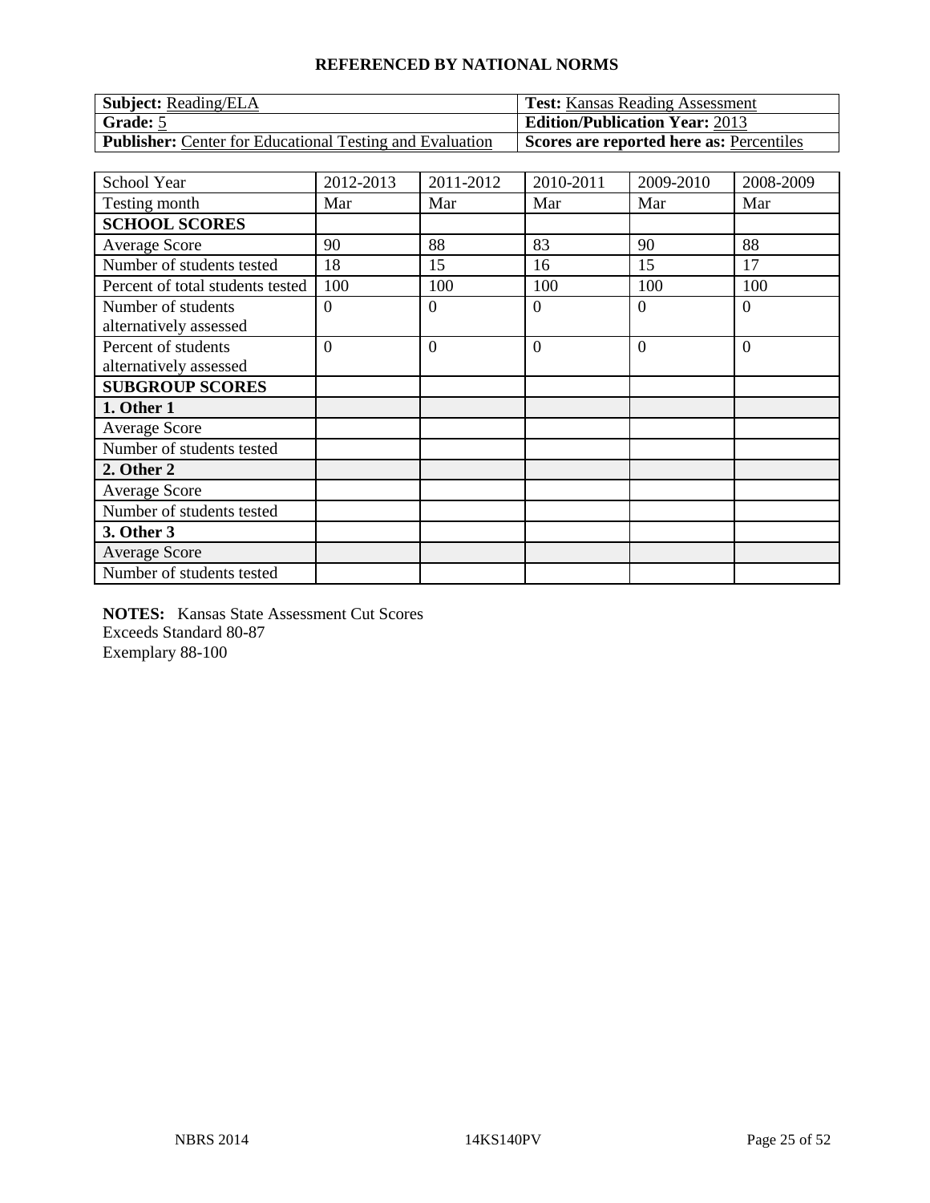**REFERENCED BY NATIONAL NORMS**

| **Subject:** Reading/ELA | **Test:** Kansas Reading Assessment |
|---|---|
| **Grade:** 5 | **Edition/Publication Year:** 2013 |
| **Publisher:** Center for Educational Testing and Evaluation | **Scores are reported here as:** Percentiles |

| School Year | 2012-2013 | 2011-2012 | 2010-2011 | 2009-2010 | 2008-2009 |
|---|---|---|---|---|---|
| Testing month | Mar | Mar | Mar | Mar | Mar |
| **SCHOOL SCORES** | | | | | |
| Average Score | 90 | 88 | 83 | 90 | 88 |
| Number of students tested | 18 | 15 | 16 | 15 | 17 |
| Percent of total students tested | 100 | 100 | 100 | 100 | 100 |
| Number of students alternatively assessed | 0 | 0 | 0 | 0 | 0 |
| Percent of students alternatively assessed | 0 | 0 | 0 | 0 | 0 |
| **SUBGROUP SCORES** | | | | | |
| **1. Other 1** | | | | | |
| Average Score | | | | | |
| Number of students tested | | | | | |
| **2. Other 2** | | | | | |
| Average Score | | | | | |
| Number of students tested | | | | | |
| **3. Other 3** | | | | | |
| Average Score | | | | | |
| Number of students tested | | | | | |

**NOTES:** Kansas State Assessment Cut Scores
Exceeds Standard 80-87
Exemplary 88-100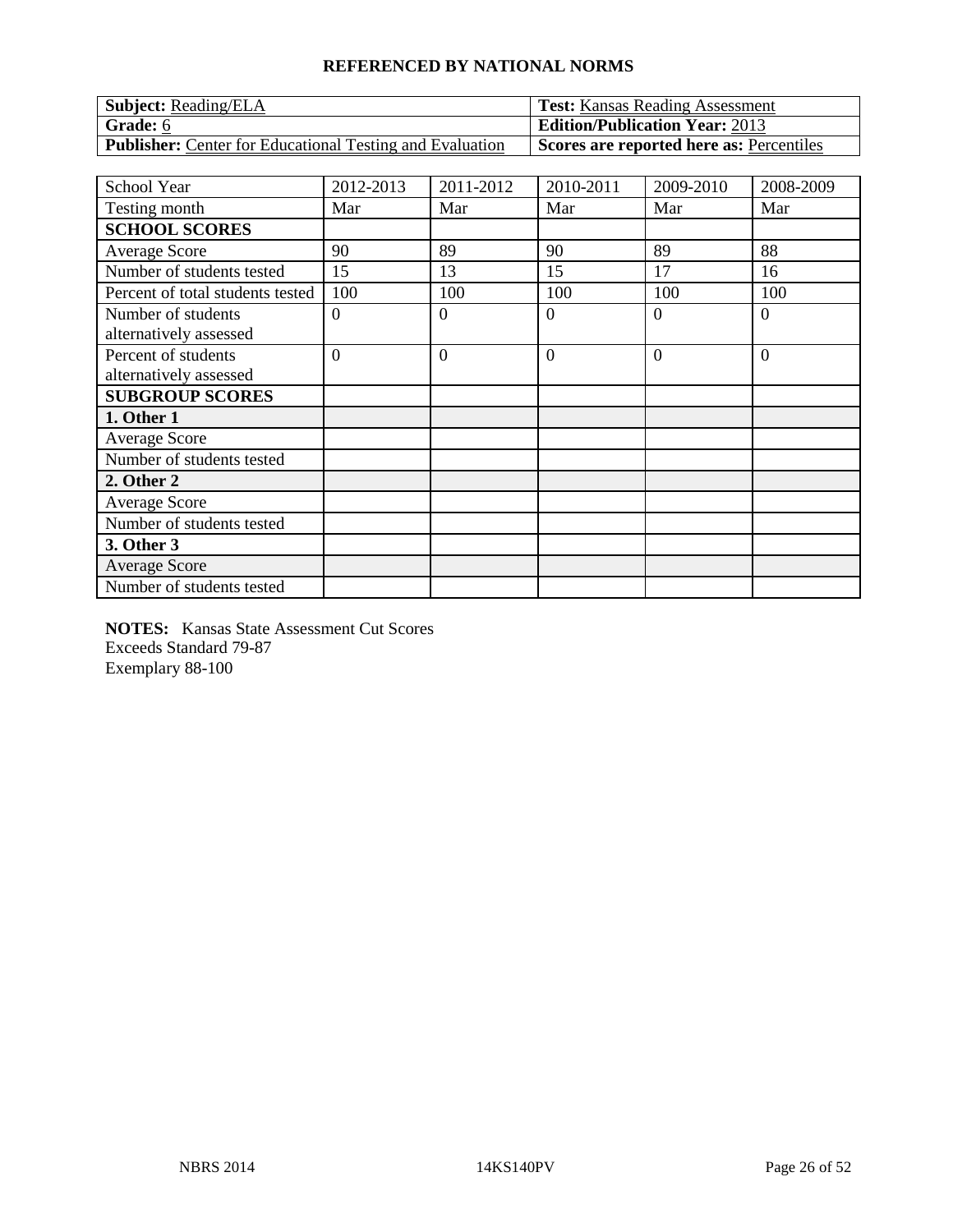**REFERENCED BY NATIONAL NORMS**

| **Subject:** Reading/ELA | **Test:** Kansas Reading Assessment |
|---|---|
| **Grade:** 6 | **Edition/Publication Year:** 2013 |
| **Publisher:** Center for Educational Testing and Evaluation | **Scores are reported here as:** Percentiles |

| School Year | 2012-2013 | 2011-2012 | 2010-2011 | 2009-2010 | 2008-2009 |
|---|---|---|---|---|---|
| Testing month | Mar | Mar | Mar | Mar | Mar |
| **SCHOOL SCORES** | | | | | |
| Average Score | 90 | 89 | 90 | 89 | 88 |
| Number of students tested | 15 | 13 | 15 | 17 | 16 |
| Percent of total students tested | 100 | 100 | 100 | 100 | 100 |
| Number of students alternatively assessed | 0 | 0 | 0 | 0 | 0 |
| Percent of students alternatively assessed | 0 | 0 | 0 | 0 | 0 |
| **SUBGROUP SCORES** | | | | | |
| **1. Other 1** | | | | | |
| Average Score | | | | | |
| Number of students tested | | | | | |
| **2. Other 2** | | | | | |
| Average Score | | | | | |
| Number of students tested | | | | | |
| **3. Other 3** | | | | | |
| Average Score | | | | | |
| Number of students tested | | | | | |

**NOTES:** Kansas State Assessment Cut Scores
Exceeds Standard 79-87
Exemplary 88-100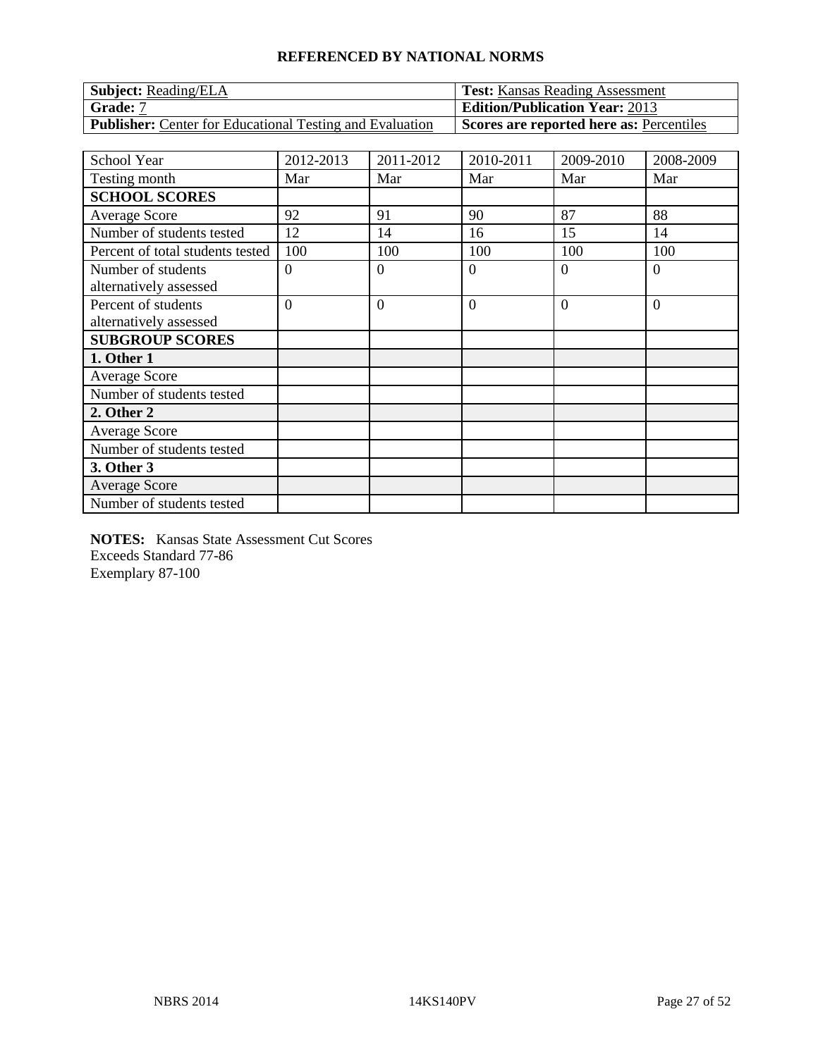**REFERENCED BY NATIONAL NORMS**

| **Subject:** Reading/ELA | **Test:** Kansas Reading Assessment |
|---|---|
| **Grade:** 7 | **Edition/Publication Year:** 2013 |
| **Publisher:** Center for Educational Testing and Evaluation | **Scores are reported here as:** Percentiles |

| School Year | 2012-2013 | 2011-2012 | 2010-2011 | 2009-2010 | 2008-2009 |
|---|---|---|---|---|---|
| Testing month | Mar | Mar | Mar | Mar | Mar |
| **SCHOOL SCORES** | | | | | |
| Average Score | 92 | 91 | 90 | 87 | 88 |
| Number of students tested | 12 | 14 | 16 | 15 | 14 |
| Percent of total students tested | 100 | 100 | 100 | 100 | 100 |
| Number of students alternatively assessed | 0 | 0 | 0 | 0 | 0 |
| Percent of students alternatively assessed | 0 | 0 | 0 | 0 | 0 |
| **SUBGROUP SCORES** | | | | | |
| **1. Other 1** | | | | | |
| Average Score | | | | | |
| Number of students tested | | | | | |
| **2. Other 2** | | | | | |
| Average Score | | | | | |
| Number of students tested | | | | | |
| **3. Other 3** | | | | | |
| Average Score | | | | | |
| Number of students tested | | | | | |

**NOTES:** Kansas State Assessment Cut Scores
Exceeds Standard 77-86
Exemplary 87-100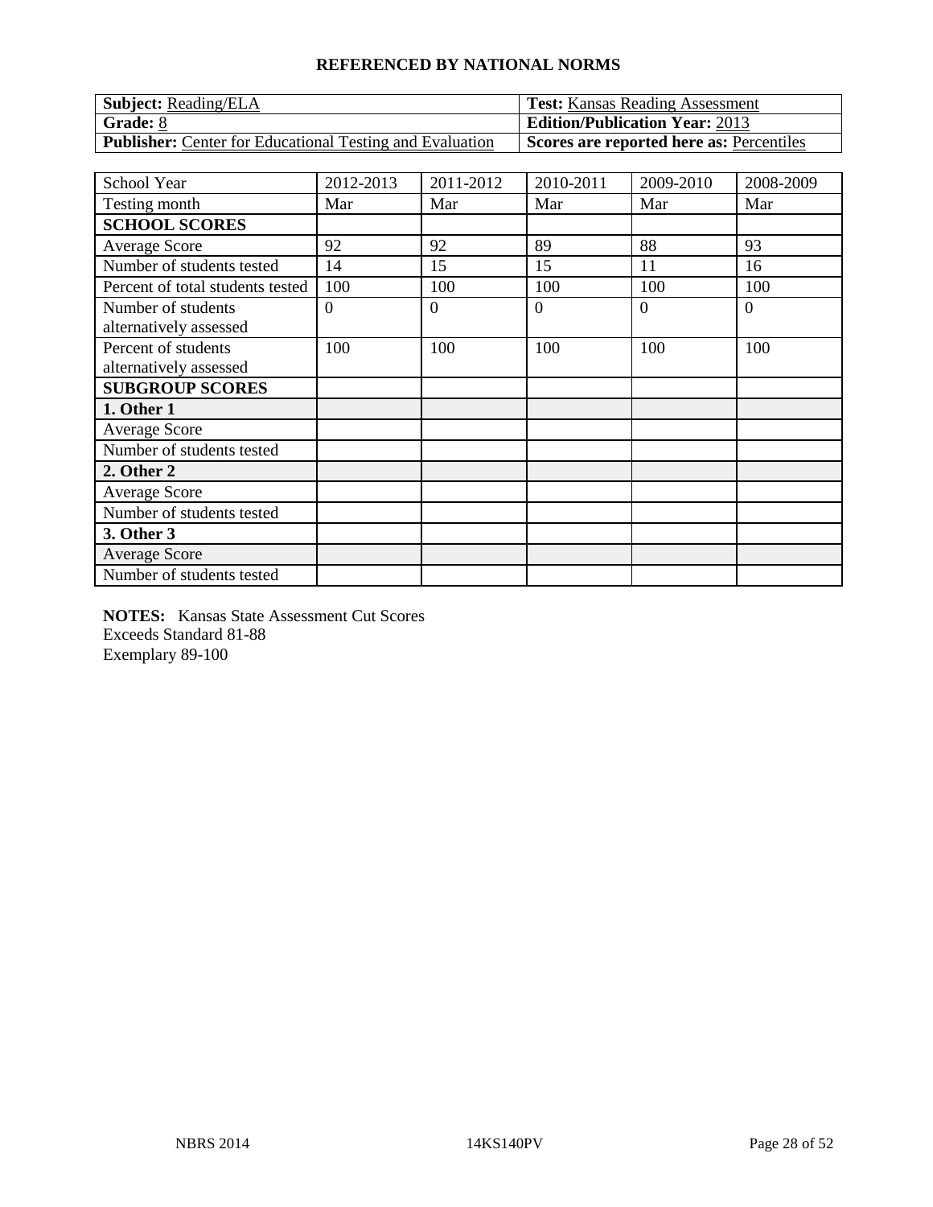## REFERENCED BY NATIONAL NORMS

| **Subject:** Reading/ELA | **Test:** Kansas Reading Assessment |
|---|---|
| **Grade:** 8 | **Edition/Publication Year:** 2013 |
| **Publisher:** Center for Educational Testing and Evaluation | **Scores are reported here as:** Percentiles |

| School Year | 2012-2013 | 2011-2012 | 2010-2011 | 2009-2010 | 2008-2009 |
|---|---|---|---|---|---|
| Testing month | Mar | Mar | Mar | Mar | Mar |
| **SCHOOL SCORES** | | | | | |
| Average Score | 92 | 92 | 89 | 88 | 93 |
| Number of students tested | 14 | 15 | 15 | 11 | 16 |
| Percent of total students tested | 100 | 100 | 100 | 100 | 100 |
| Number of students alternatively assessed | 0 | 0 | 0 | 0 | 0 |
| Percent of students alternatively assessed | 100 | 100 | 100 | 100 | 100 |
| **SUBGROUP SCORES** | | | | | |
| **1. Other 1** | | | | | |
| Average Score | | | | | |
| Number of students tested | | | | | |
| **2. Other 2** | | | | | |
| Average Score | | | | | |
| Number of students tested | | | | | |
| **3. Other 3** | | | | | |
| Average Score | | | | | |
| Number of students tested | | | | | |

**NOTES:** Kansas State Assessment Cut Scores
Exceeds Standard 81-88
Exemplary 89-100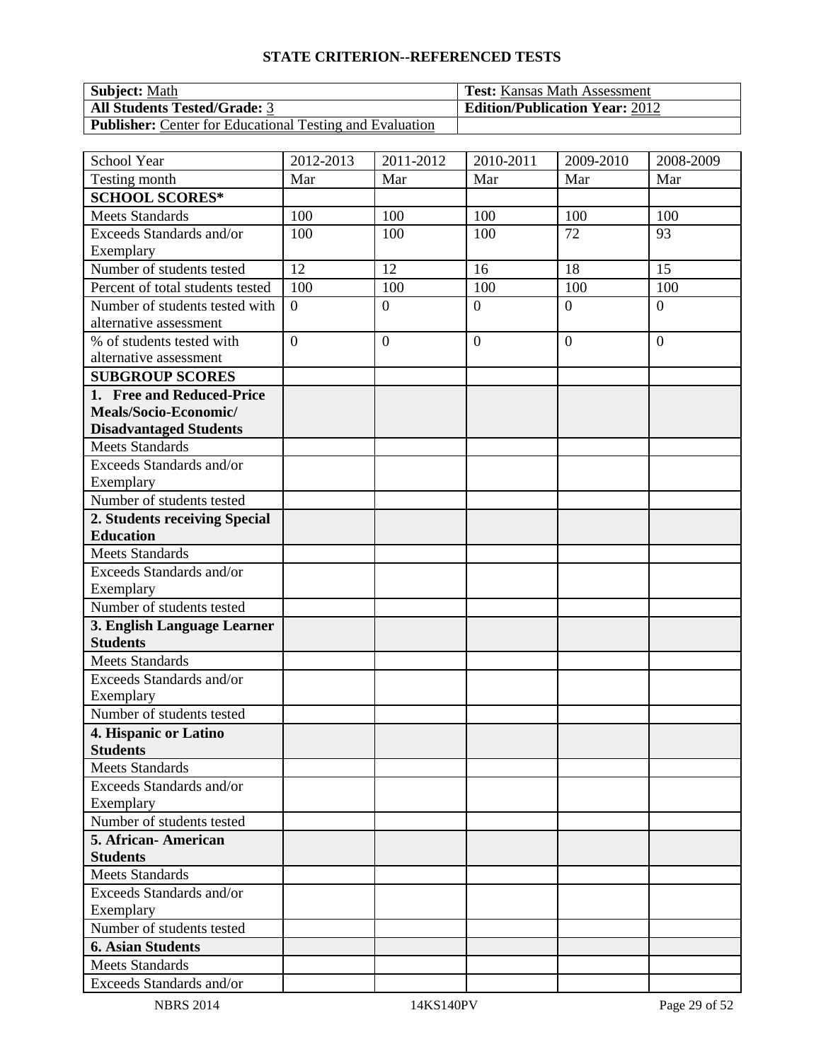**STATE CRITERION--REFERENCED TESTS**

| **Subject:** Math | **Test:** Kansas Math Assessment |
|---|---|
| **All Students Tested/Grade:** 3 | **Edition/Publication Year:** 2012 |
| **Publisher:** Center for Educational Testing and Evaluation | |

| School Year | 2012-2013 | 2011-2012 | 2010-2011 | 2009-2010 | 2008-2009 |
|---|---|---|---|---|---|
| Testing month | Mar | Mar | Mar | Mar | Mar |
| **SCHOOL SCORES*** | | | | | |
| Meets Standards | 100 | 100 | 100 | 100 | 100 |
| Exceeds Standards and/or Exemplary | 100 | 100 | 100 | 72 | 93 |
| Number of students tested | 12 | 12 | 16 | 18 | 15 |
| Percent of total students tested | 100 | 100 | 100 | 100 | 100 |
| Number of students tested with alternative assessment | 0 | 0 | 0 | 0 | 0 |
| % of students tested with alternative assessment | 0 | 0 | 0 | 0 | 0 |
| **SUBGROUP SCORES** | | | | | |
| **1. Free and Reduced-Price Meals/Socio-Economic/ Disadvantaged Students** | | | | | |
| Meets Standards | | | | | |
| Exceeds Standards and/or Exemplary | | | | | |
| Number of students tested | | | | | |
| **2. Students receiving Special Education** | | | | | |
| Meets Standards | | | | | |
| Exceeds Standards and/or Exemplary | | | | | |
| Number of students tested | | | | | |
| **3. English Language Learner Students** | | | | | |
| Meets Standards | | | | | |
| Exceeds Standards and/or Exemplary | | | | | |
| Number of students tested | | | | | |
| **4. Hispanic or Latino Students** | | | | | |
| Meets Standards | | | | | |
| Exceeds Standards and/or Exemplary | | | | | |
| Number of students tested | | | | | |
| **5. African- American Students** | | | | | |
| Meets Standards | | | | | |
| Exceeds Standards and/or Exemplary | | | | | |
| Number of students tested | | | | | |
| **6. Asian Students** | | | | | |
| Meets Standards | | | | | |
| Exceeds Standards and/or | | | | | |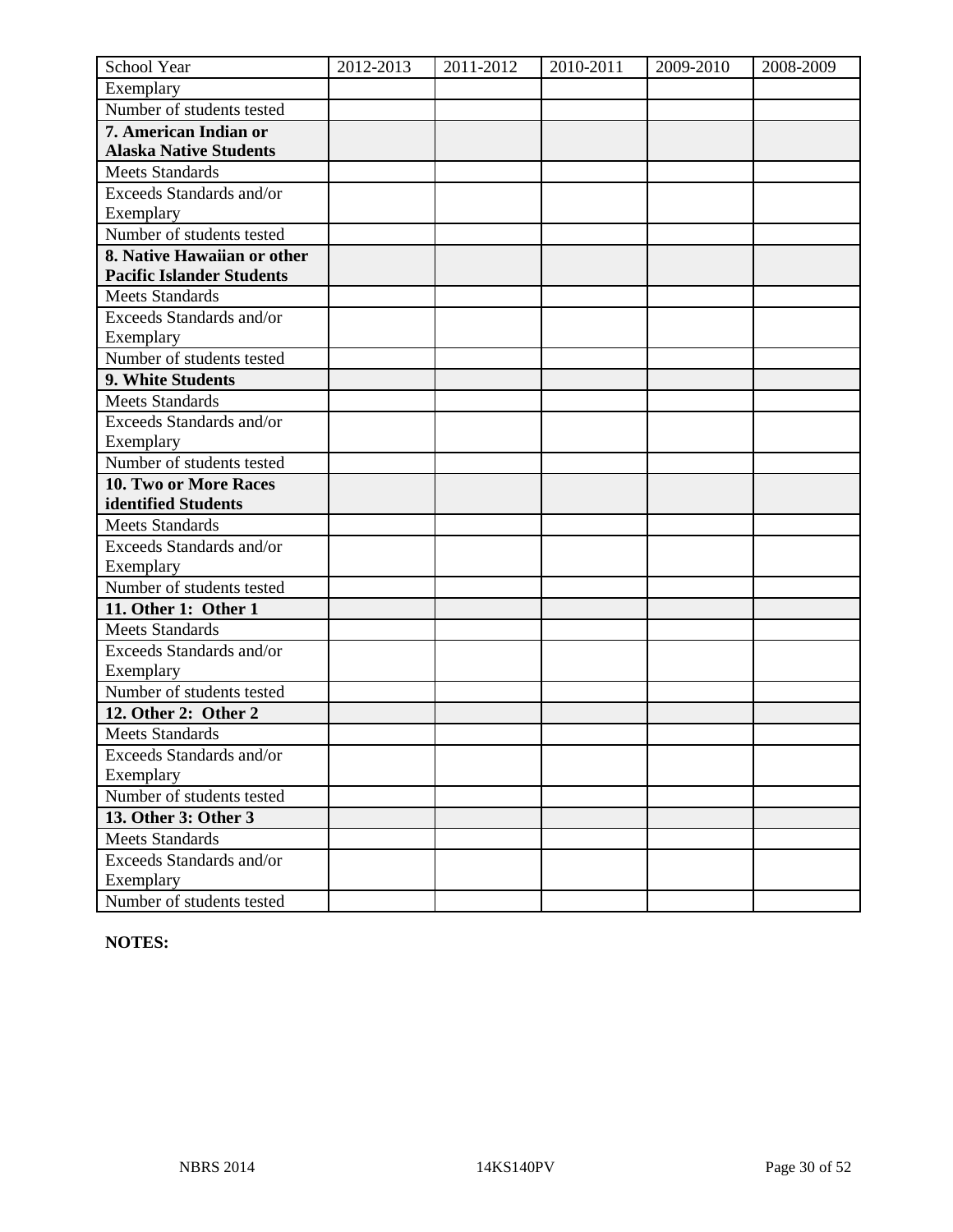| School Year | 2012-2013 | 2011-2012 | 2010-2011 | 2009-2010 | 2008-2009 |
|---|---|---|---|---|---|
| Exemplary | | | | | |
| Number of students tested | | | | | |
| **7. American Indian or Alaska Native Students** | | | | | |
| Meets Standards | | | | | |
| Exceeds Standards and/or Exemplary | | | | | |
| Number of students tested | | | | | |
| **8. Native Hawaiian or other Pacific Islander Students** | | | | | |
| Meets Standards | | | | | |
| Exceeds Standards and/or Exemplary | | | | | |
| Number of students tested | | | | | |
| **9. White Students** | | | | | |
| Meets Standards | | | | | |
| Exceeds Standards and/or Exemplary | | | | | |
| Number of students tested | | | | | |
| **10. Two or More Races identified Students** | | | | | |
| Meets Standards | | | | | |
| Exceeds Standards and/or Exemplary | | | | | |
| Number of students tested | | | | | |
| **11. Other 1: Other 1** | | | | | |
| Meets Standards | | | | | |
| Exceeds Standards and/or Exemplary | | | | | |
| Number of students tested | | | | | |
| **12. Other 2: Other 2** | | | | | |
| Meets Standards | | | | | |
| Exceeds Standards and/or Exemplary | | | | | |
| Number of students tested | | | | | |
| **13. Other 3: Other 3** | | | | | |
| Meets Standards | | | | | |
| Exceeds Standards and/or Exemplary | | | | | |
| Number of students tested | | | | | |

**NOTES:**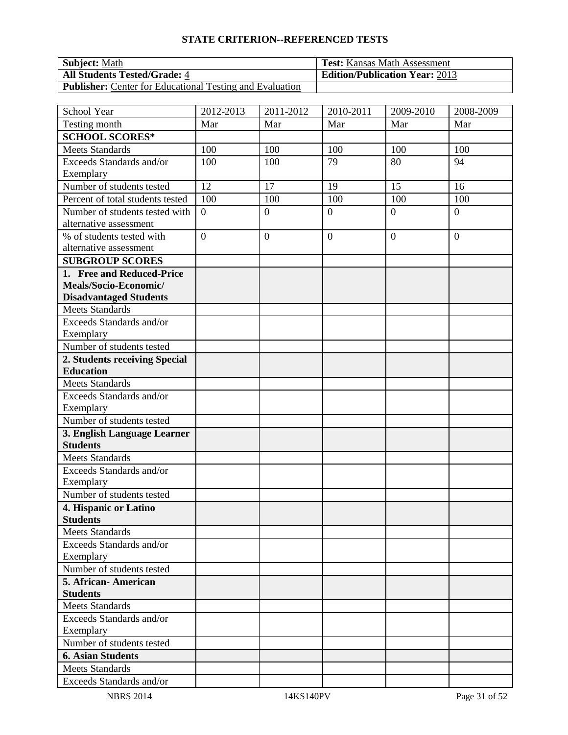## STATE CRITERION--REFERENCED TESTS

| **Subject:** Math | **Test:** Kansas Math Assessment |
|---|---|
| **All Students Tested/Grade:** 4 | **Edition/Publication Year:** 2013 |
| **Publisher:** Center for Educational Testing and Evaluation | |

| School Year | 2012-2013 | 2011-2012 | 2010-2011 | 2009-2010 | 2008-2009 |
|---|---|---|---|---|---|
| Testing month | Mar | Mar | Mar | Mar | Mar |
| **SCHOOL SCORES*** | | | | | |
| Meets Standards | 100 | 100 | 100 | 100 | 100 |
| Exceeds Standards and/or Exemplary | 100 | 100 | 79 | 80 | 94 |
| Number of students tested | 12 | 17 | 19 | 15 | 16 |
| Percent of total students tested | 100 | 100 | 100 | 100 | 100 |
| Number of students tested with alternative assessment | 0 | 0 | 0 | 0 | 0 |
| % of students tested with alternative assessment | 0 | 0 | 0 | 0 | 0 |
| **SUBGROUP SCORES** | | | | | |
| **1. Free and Reduced-Price Meals/Socio-Economic/ Disadvantaged Students** | | | | | |
| Meets Standards | | | | | |
| Exceeds Standards and/or Exemplary | | | | | |
| Number of students tested | | | | | |
| **2. Students receiving Special Education** | | | | | |
| Meets Standards | | | | | |
| Exceeds Standards and/or Exemplary | | | | | |
| Number of students tested | | | | | |
| **3. English Language Learner Students** | | | | | |
| Meets Standards | | | | | |
| Exceeds Standards and/or Exemplary | | | | | |
| Number of students tested | | | | | |
| **4. Hispanic or Latino Students** | | | | | |
| Meets Standards | | | | | |
| Exceeds Standards and/or Exemplary | | | | | |
| Number of students tested | | | | | |
| **5. African- American Students** | | | | | |
| Meets Standards | | | | | |
| Exceeds Standards and/or Exemplary | | | | | |
| Number of students tested | | | | | |
| **6. Asian Students** | | | | | |
| Meets Standards | | | | | |
| Exceeds Standards and/or | | | | | |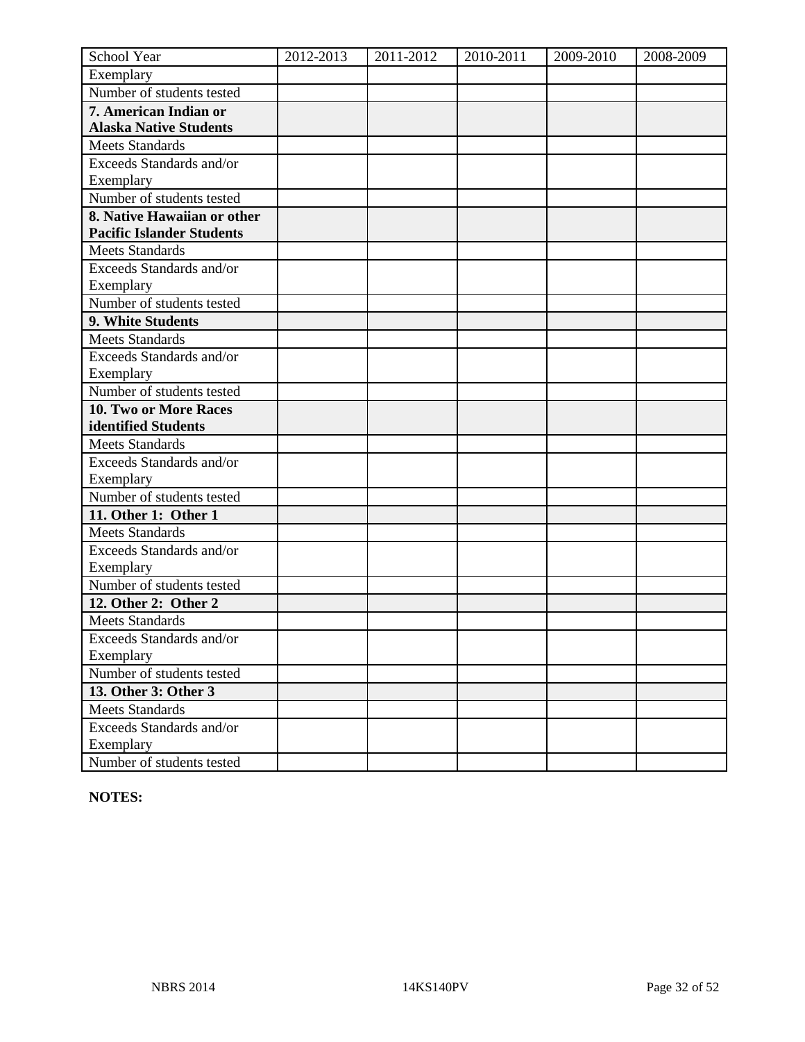| School Year | 2012-2013 | 2011-2012 | 2010-2011 | 2009-2010 | 2008-2009 |
|---|---|---|---|---|---|
| Exemplary | | | | | |
| Number of students tested | | | | | |
| **7. American Indian or Alaska Native Students** | | | | | |
| Meets Standards | | | | | |
| Exceeds Standards and/or Exemplary | | | | | |
| Number of students tested | | | | | |
| **8. Native Hawaiian or other Pacific Islander Students** | | | | | |
| Meets Standards | | | | | |
| Exceeds Standards and/or Exemplary | | | | | |
| Number of students tested | | | | | |
| **9. White Students** | | | | | |
| Meets Standards | | | | | |
| Exceeds Standards and/or Exemplary | | | | | |
| Number of students tested | | | | | |
| **10. Two or More Races identified Students** | | | | | |
| Meets Standards | | | | | |
| Exceeds Standards and/or Exemplary | | | | | |
| Number of students tested | | | | | |
| **11. Other 1: Other 1** | | | | | |
| Meets Standards | | | | | |
| Exceeds Standards and/or Exemplary | | | | | |
| Number of students tested | | | | | |
| **12. Other 2: Other 2** | | | | | |
| Meets Standards | | | | | |
| Exceeds Standards and/or Exemplary | | | | | |
| Number of students tested | | | | | |
| **13. Other 3: Other 3** | | | | | |
| Meets Standards | | | | | |
| Exceeds Standards and/or Exemplary | | | | | |
| Number of students tested | | | | | |

**NOTES:**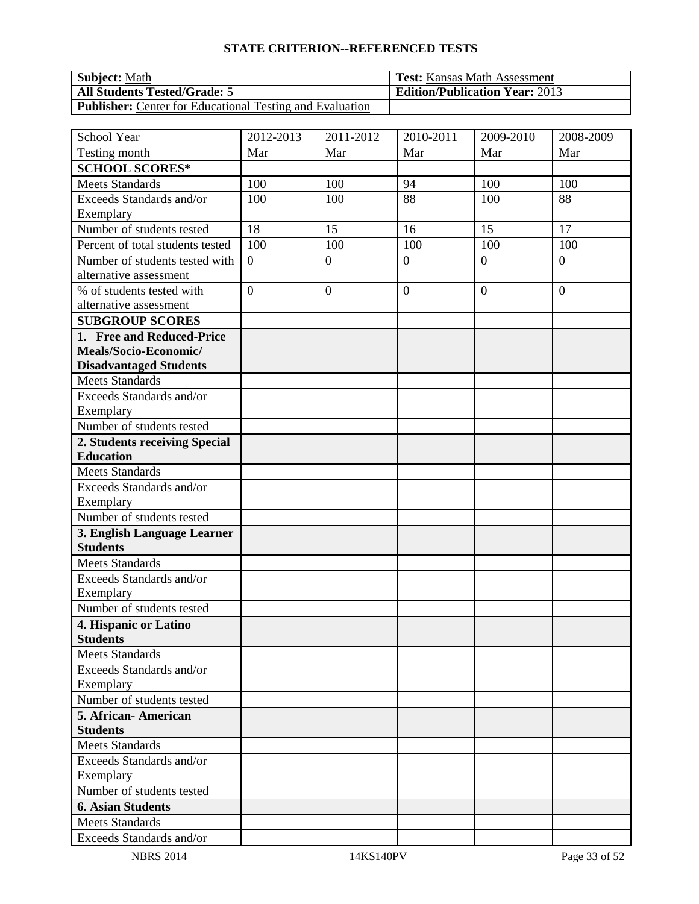## STATE CRITERION--REFERENCED TESTS

| **Subject:** Math | **Test:** Kansas Math Assessment |
|---|---|
| **All Students Tested/Grade:** 5 | **Edition/Publication Year:** 2013 |
| **Publisher:** Center for Educational Testing and Evaluation | |

| School Year | 2012-2013 | 2011-2012 | 2010-2011 | 2009-2010 | 2008-2009 |
|---|---|---|---|---|---|
| Testing month | Mar | Mar | Mar | Mar | Mar |
| **SCHOOL SCORES*** | | | | | |
| Meets Standards | 100 | 100 | 94 | 100 | 100 |
| Exceeds Standards and/or Exemplary | 100 | 100 | 88 | 100 | 88 |
| Number of students tested | 18 | 15 | 16 | 15 | 17 |
| Percent of total students tested | 100 | 100 | 100 | 100 | 100 |
| Number of students tested with alternative assessment | 0 | 0 | 0 | 0 | 0 |
| % of students tested with alternative assessment | 0 | 0 | 0 | 0 | 0 |
| **SUBGROUP SCORES** | | | | | |
| **1. Free and Reduced-Price Meals/Socio-Economic/ Disadvantaged Students** | | | | | |
| Meets Standards | | | | | |
| Exceeds Standards and/or Exemplary | | | | | |
| Number of students tested | | | | | |
| **2. Students receiving Special Education** | | | | | |
| Meets Standards | | | | | |
| Exceeds Standards and/or Exemplary | | | | | |
| Number of students tested | | | | | |
| **3. English Language Learner Students** | | | | | |
| Meets Standards | | | | | |
| Exceeds Standards and/or Exemplary | | | | | |
| Number of students tested | | | | | |
| **4. Hispanic or Latino Students** | | | | | |
| Meets Standards | | | | | |
| Exceeds Standards and/or Exemplary | | | | | |
| Number of students tested | | | | | |
| **5. African- American Students** | | | | | |
| Meets Standards | | | | | |
| Exceeds Standards and/or Exemplary | | | | | |
| Number of students tested | | | | | |
| **6. Asian Students** | | | | | |
| Meets Standards | | | | | |
| Exceeds Standards and/or | | | | | |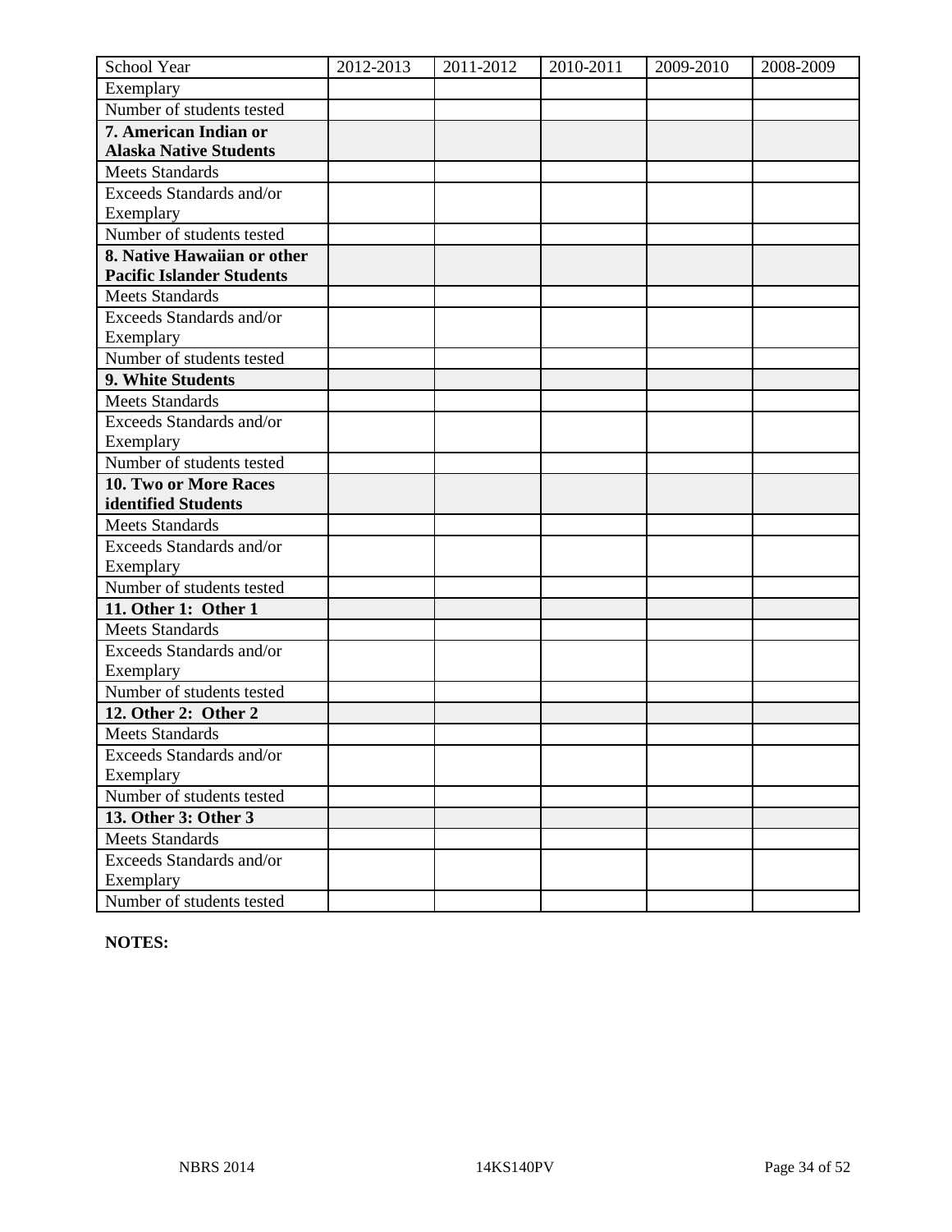| School Year | 2012-2013 | 2011-2012 | 2010-2011 | 2009-2010 | 2008-2009 |
|---|---|---|---|---|---|
| Exemplary | | | | | |
| Number of students tested | | | | | |
| **7. American Indian or Alaska Native Students** | | | | | |
| Meets Standards | | | | | |
| Exceeds Standards and/or Exemplary | | | | | |
| Number of students tested | | | | | |
| **8. Native Hawaiian or other Pacific Islander Students** | | | | | |
| Meets Standards | | | | | |
| Exceeds Standards and/or Exemplary | | | | | |
| Number of students tested | | | | | |
| **9. White Students** | | | | | |
| Meets Standards | | | | | |
| Exceeds Standards and/or Exemplary | | | | | |
| Number of students tested | | | | | |
| **10. Two or More Races identified Students** | | | | | |
| Meets Standards | | | | | |
| Exceeds Standards and/or Exemplary | | | | | |
| Number of students tested | | | | | |
| **11. Other 1: Other 1** | | | | | |
| Meets Standards | | | | | |
| Exceeds Standards and/or Exemplary | | | | | |
| Number of students tested | | | | | |
| **12. Other 2: Other 2** | | | | | |
| Meets Standards | | | | | |
| Exceeds Standards and/or Exemplary | | | | | |
| Number of students tested | | | | | |
| **13. Other 3: Other 3** | | | | | |
| Meets Standards | | | | | |
| Exceeds Standards and/or Exemplary | | | | | |
| Number of students tested | | | | | |

**NOTES:**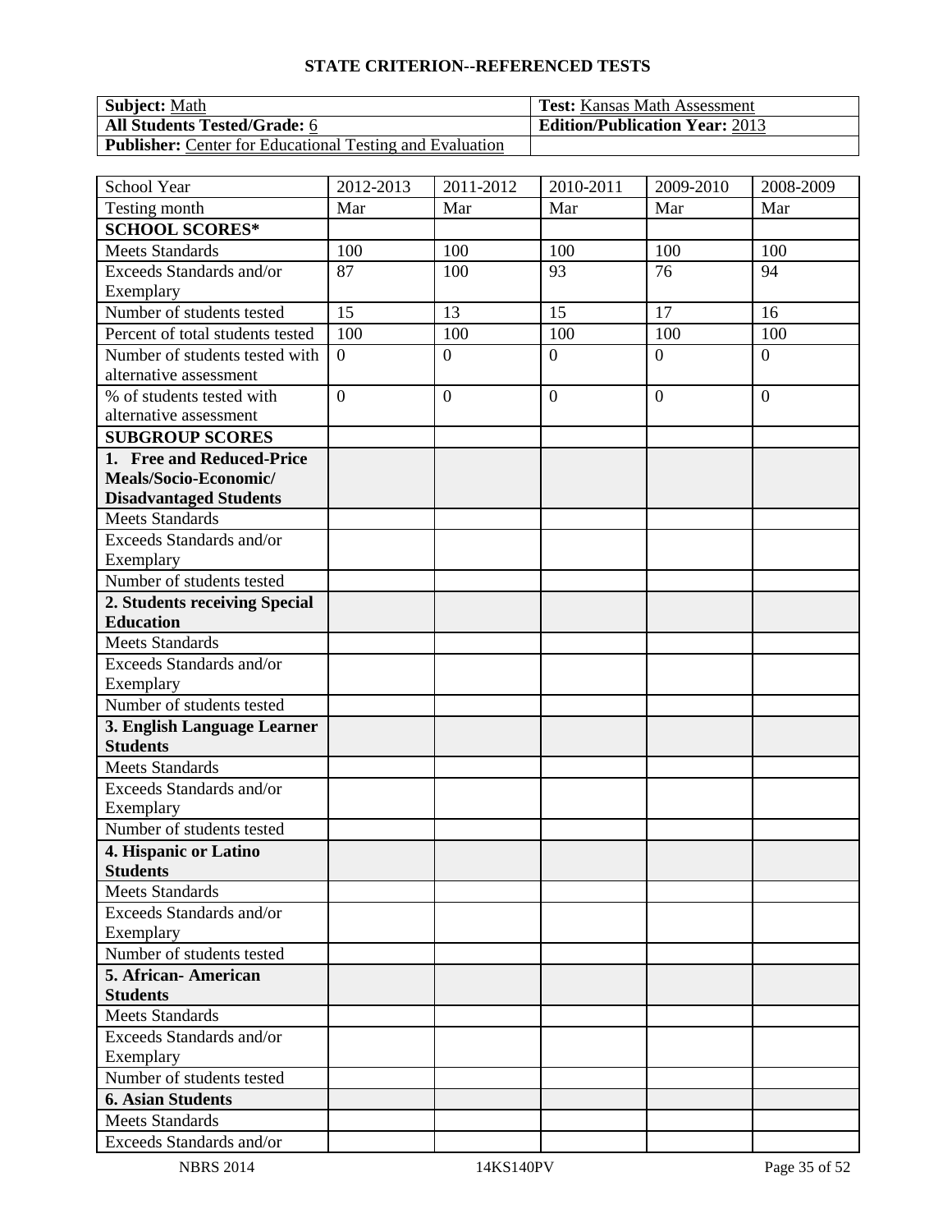**STATE CRITERION--REFERENCED TESTS**

| **Subject:** Math | **Test:** Kansas Math Assessment |
|---|---|
| **All Students Tested/Grade:** 6 | **Edition/Publication Year:** 2013 |
| **Publisher:** Center for Educational Testing and Evaluation | |

| School Year | 2012-2013 | 2011-2012 | 2010-2011 | 2009-2010 | 2008-2009 |
|---|---|---|---|---|---|
| Testing month | Mar | Mar | Mar | Mar | Mar |
| **SCHOOL SCORES*** | | | | | |
| Meets Standards | 100 | 100 | 100 | 100 | 100 |
| Exceeds Standards and/or Exemplary | 87 | 100 | 93 | 76 | 94 |
| Number of students tested | 15 | 13 | 15 | 17 | 16 |
| Percent of total students tested | 100 | 100 | 100 | 100 | 100 |
| Number of students tested with alternative assessment | 0 | 0 | 0 | 0 | 0 |
| % of students tested with alternative assessment | 0 | 0 | 0 | 0 | 0 |
| **SUBGROUP SCORES** | | | | | |
| **1. Free and Reduced-Price Meals/Socio-Economic/ Disadvantaged Students** | | | | | |
| Meets Standards | | | | | |
| Exceeds Standards and/or Exemplary | | | | | |
| Number of students tested | | | | | |
| **2. Students receiving Special Education** | | | | | |
| Meets Standards | | | | | |
| Exceeds Standards and/or Exemplary | | | | | |
| Number of students tested | | | | | |
| **3. English Language Learner Students** | | | | | |
| Meets Standards | | | | | |
| Exceeds Standards and/or Exemplary | | | | | |
| Number of students tested | | | | | |
| **4. Hispanic or Latino Students** | | | | | |
| Meets Standards | | | | | |
| Exceeds Standards and/or Exemplary | | | | | |
| Number of students tested | | | | | |
| **5. African- American Students** | | | | | |
| Meets Standards | | | | | |
| Exceeds Standards and/or Exemplary | | | | | |
| Number of students tested | | | | | |
| **6. Asian Students** | | | | | |
| Meets Standards | | | | | |
| Exceeds Standards and/or | | | | | |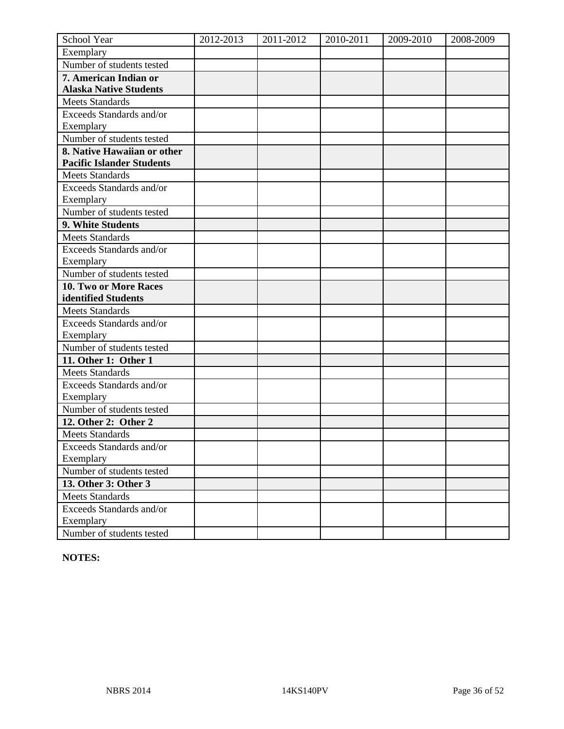| School Year | 2012-2013 | 2011-2012 | 2010-2011 | 2009-2010 | 2008-2009 |
|---|---|---|---|---|---|
| Exemplary | | | | | |
| Number of students tested | | | | | |
| **7. American Indian or Alaska Native Students** | | | | | |
| Meets Standards | | | | | |
| Exceeds Standards and/or Exemplary | | | | | |
| Number of students tested | | | | | |
| **8. Native Hawaiian or other Pacific Islander Students** | | | | | |
| Meets Standards | | | | | |
| Exceeds Standards and/or Exemplary | | | | | |
| Number of students tested | | | | | |
| **9. White Students** | | | | | |
| Meets Standards | | | | | |
| Exceeds Standards and/or Exemplary | | | | | |
| Number of students tested | | | | | |
| **10. Two or More Races identified Students** | | | | | |
| Meets Standards | | | | | |
| Exceeds Standards and/or Exemplary | | | | | |
| Number of students tested | | | | | |
| **11. Other 1: Other 1** | | | | | |
| Meets Standards | | | | | |
| Exceeds Standards and/or Exemplary | | | | | |
| Number of students tested | | | | | |
| **12. Other 2: Other 2** | | | | | |
| Meets Standards | | | | | |
| Exceeds Standards and/or Exemplary | | | | | |
| Number of students tested | | | | | |
| **13. Other 3: Other 3** | | | | | |
| Meets Standards | | | | | |
| Exceeds Standards and/or Exemplary | | | | | |
| Number of students tested | | | | | |

**NOTES:**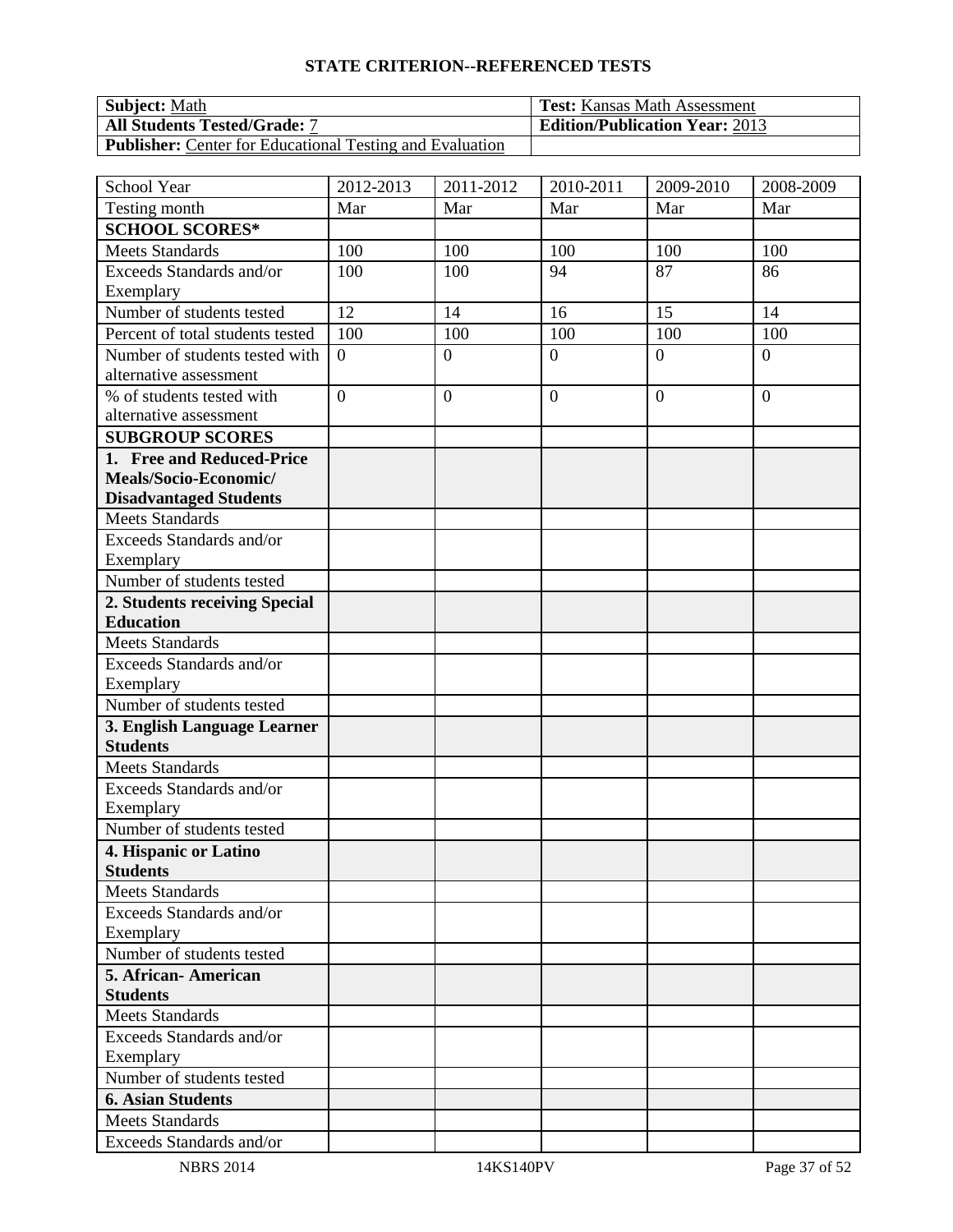## STATE CRITERION--REFERENCED TESTS

| **Subject:** Math | **Test:** Kansas Math Assessment |
|---|---|
| **All Students Tested/Grade:** 7 | **Edition/Publication Year:** 2013 |
| **Publisher:** Center for Educational Testing and Evaluation | |

| School Year | 2012-2013 | 2011-2012 | 2010-2011 | 2009-2010 | 2008-2009 |
|---|---|---|---|---|---|
| Testing month | Mar | Mar | Mar | Mar | Mar |
| **SCHOOL SCORES*** | | | | | |
| Meets Standards | 100 | 100 | 100 | 100 | 100 |
| Exceeds Standards and/or Exemplary | 100 | 100 | 94 | 87 | 86 |
| Number of students tested | 12 | 14 | 16 | 15 | 14 |
| Percent of total students tested | 100 | 100 | 100 | 100 | 100 |
| Number of students tested with alternative assessment | 0 | 0 | 0 | 0 | 0 |
| % of students tested with alternative assessment | 0 | 0 | 0 | 0 | 0 |
| **SUBGROUP SCORES** | | | | | |
| **1. Free and Reduced-Price Meals/Socio-Economic/ Disadvantaged Students** | | | | | |
| Meets Standards | | | | | |
| Exceeds Standards and/or Exemplary | | | | | |
| Number of students tested | | | | | |
| **2. Students receiving Special Education** | | | | | |
| Meets Standards | | | | | |
| Exceeds Standards and/or Exemplary | | | | | |
| Number of students tested | | | | | |
| **3. English Language Learner Students** | | | | | |
| Meets Standards | | | | | |
| Exceeds Standards and/or Exemplary | | | | | |
| Number of students tested | | | | | |
| **4. Hispanic or Latino Students** | | | | | |
| Meets Standards | | | | | |
| Exceeds Standards and/or Exemplary | | | | | |
| Number of students tested | | | | | |
| **5. African- American Students** | | | | | |
| Meets Standards | | | | | |
| Exceeds Standards and/or Exemplary | | | | | |
| Number of students tested | | | | | |
| **6. Asian Students** | | | | | |
| Meets Standards | | | | | |
| Exceeds Standards and/or | | | | | |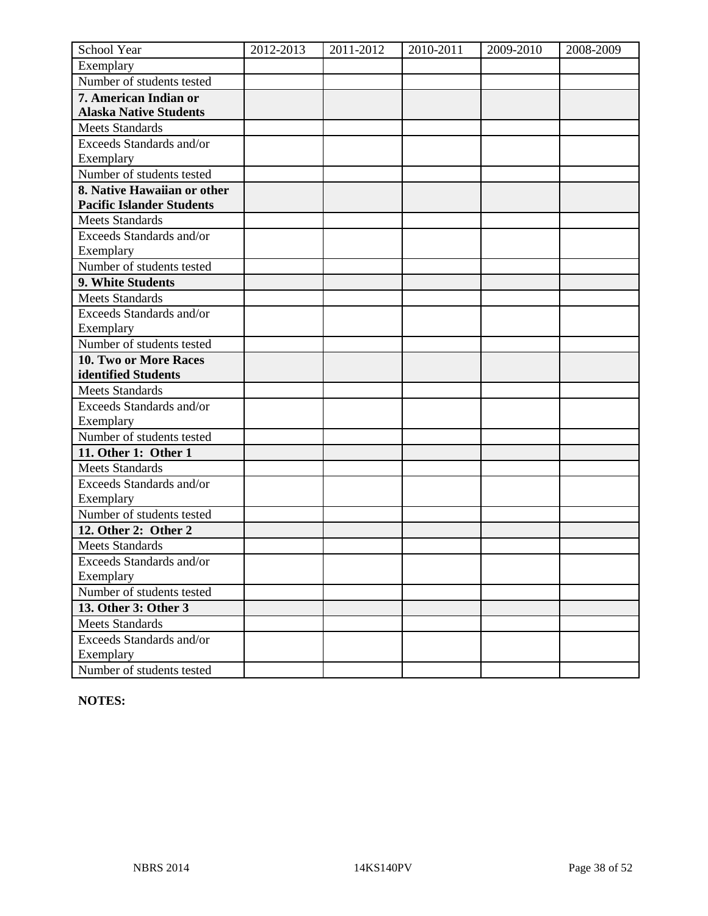| School Year | 2012-2013 | 2011-2012 | 2010-2011 | 2009-2010 | 2008-2009 |
| --- | --- | --- | --- | --- | --- |
| Exemplary | | | | | |
| Number of students tested | | | | | |
| **7. American Indian or Alaska Native Students** | | | | | |
| Meets Standards | | | | | |
| Exceeds Standards and/or Exemplary | | | | | |
| Number of students tested | | | | | |
| **8. Native Hawaiian or other Pacific Islander Students** | | | | | |
| Meets Standards | | | | | |
| Exceeds Standards and/or Exemplary | | | | | |
| Number of students tested | | | | | |
| **9. White Students** | | | | | |
| Meets Standards | | | | | |
| Exceeds Standards and/or Exemplary | | | | | |
| Number of students tested | | | | | |
| **10. Two or More Races identified Students** | | | | | |
| Meets Standards | | | | | |
| Exceeds Standards and/or Exemplary | | | | | |
| Number of students tested | | | | | |
| **11. Other 1: Other 1** | | | | | |
| Meets Standards | | | | | |
| Exceeds Standards and/or Exemplary | | | | | |
| Number of students tested | | | | | |
| **12. Other 2: Other 2** | | | | | |
| Meets Standards | | | | | |
| Exceeds Standards and/or Exemplary | | | | | |
| Number of students tested | | | | | |
| **13. Other 3: Other 3** | | | | | |
| Meets Standards | | | | | |
| Exceeds Standards and/or Exemplary | | | | | |
| Number of students tested | | | | | |

**NOTES:**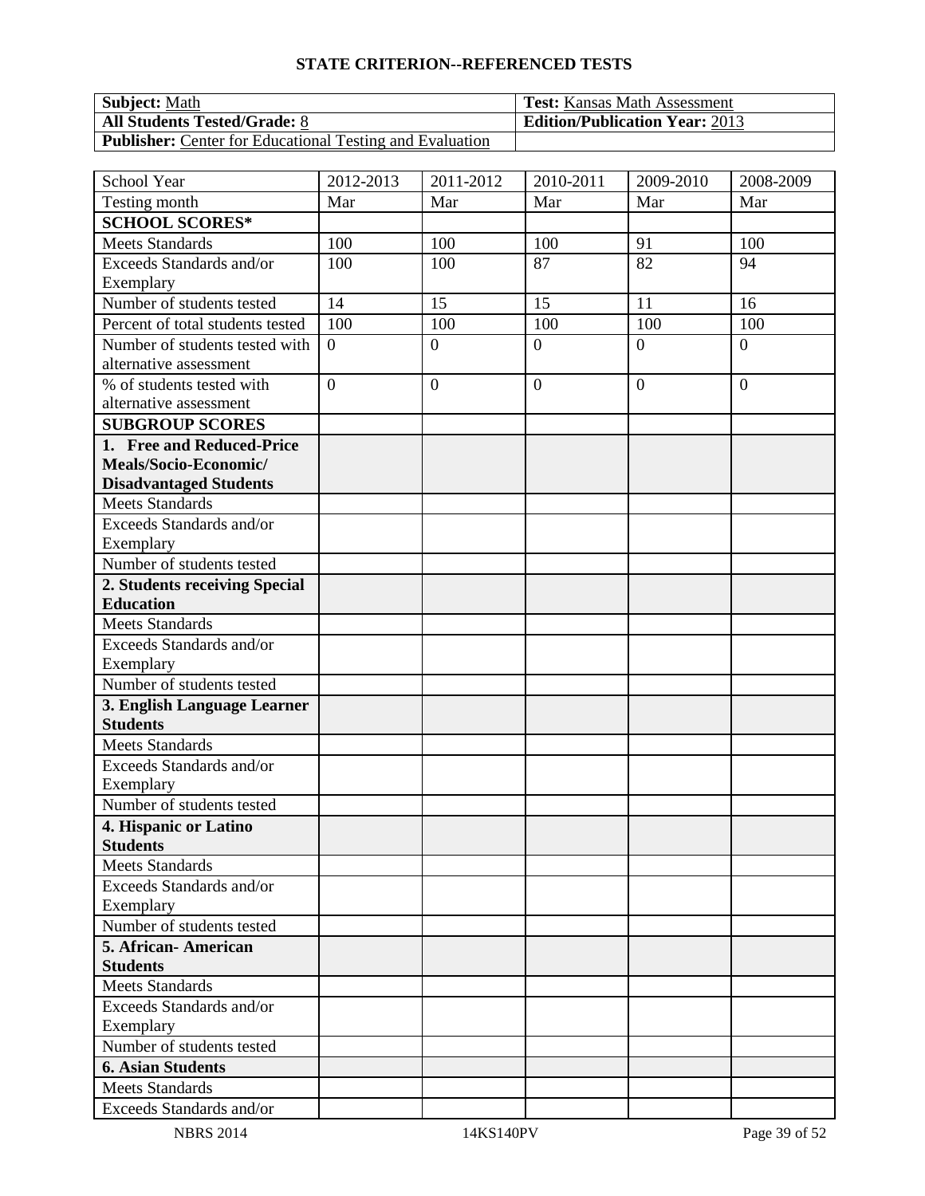## STATE CRITERION--REFERENCED TESTS

| **Subject:** Math | **Test:** Kansas Math Assessment |
|---|---|
| **All Students Tested/Grade:** 8 | **Edition/Publication Year:** 2013 |
| **Publisher:** Center for Educational Testing and Evaluation | |

| School Year | 2012-2013 | 2011-2012 | 2010-2011 | 2009-2010 | 2008-2009 |
|---|---|---|---|---|---|
| Testing month | Mar | Mar | Mar | Mar | Mar |
| **SCHOOL SCORES*** | | | | | |
| Meets Standards | 100 | 100 | 100 | 91 | 100 |
| Exceeds Standards and/or Exemplary | 100 | 100 | 87 | 82 | 94 |
| Number of students tested | 14 | 15 | 15 | 11 | 16 |
| Percent of total students tested | 100 | 100 | 100 | 100 | 100 |
| Number of students tested with alternative assessment | 0 | 0 | 0 | 0 | 0 |
| % of students tested with alternative assessment | 0 | 0 | 0 | 0 | 0 |
| **SUBGROUP SCORES** | | | | | |
| **1. Free and Reduced-Price Meals/Socio-Economic/ Disadvantaged Students** | | | | | |
| Meets Standards | | | | | |
| Exceeds Standards and/or Exemplary | | | | | |
| Number of students tested | | | | | |
| **2. Students receiving Special Education** | | | | | |
| Meets Standards | | | | | |
| Exceeds Standards and/or Exemplary | | | | | |
| Number of students tested | | | | | |
| **3. English Language Learner Students** | | | | | |
| Meets Standards | | | | | |
| Exceeds Standards and/or Exemplary | | | | | |
| Number of students tested | | | | | |
| **4. Hispanic or Latino Students** | | | | | |
| Meets Standards | | | | | |
| Exceeds Standards and/or Exemplary | | | | | |
| Number of students tested | | | | | |
| **5. African- American Students** | | | | | |
| Meets Standards | | | | | |
| Exceeds Standards and/or Exemplary | | | | | |
| Number of students tested | | | | | |
| **6. Asian Students** | | | | | |
| Meets Standards | | | | | |
| Exceeds Standards and/or | | | | | |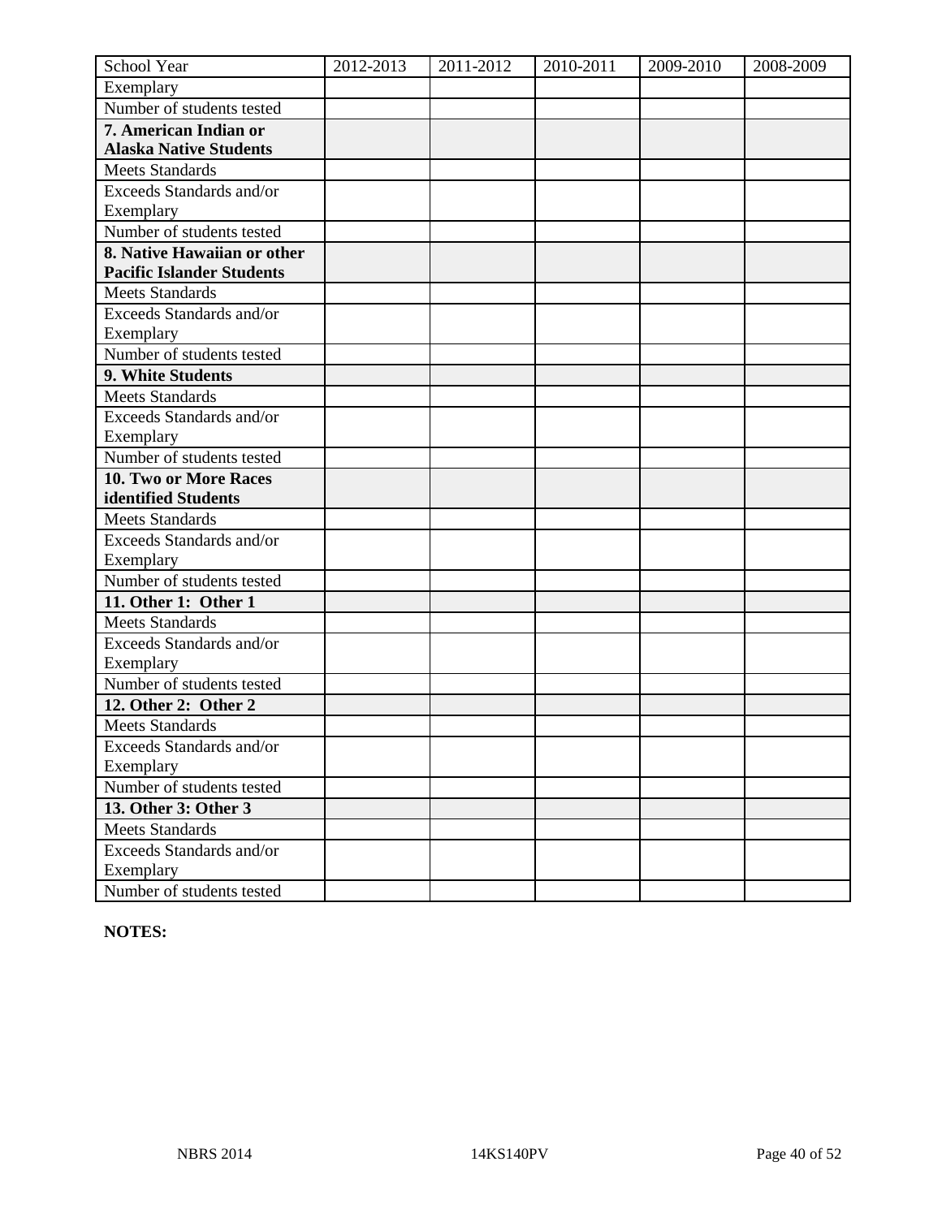| School Year | 2012-2013 | 2011-2012 | 2010-2011 | 2009-2010 | 2008-2009 |
|---|---|---|---|---|---|
| Exemplary | | | | | |
| Number of students tested | | | | | |
| **7. American Indian or Alaska Native Students** | | | | | |
| Meets Standards | | | | | |
| Exceeds Standards and/or Exemplary | | | | | |
| Number of students tested | | | | | |
| **8. Native Hawaiian or other Pacific Islander Students** | | | | | |
| Meets Standards | | | | | |
| Exceeds Standards and/or Exemplary | | | | | |
| Number of students tested | | | | | |
| **9. White Students** | | | | | |
| Meets Standards | | | | | |
| Exceeds Standards and/or Exemplary | | | | | |
| Number of students tested | | | | | |
| **10. Two or More Races identified Students** | | | | | |
| Meets Standards | | | | | |
| Exceeds Standards and/or Exemplary | | | | | |
| Number of students tested | | | | | |
| **11. Other 1: Other 1** | | | | | |
| Meets Standards | | | | | |
| Exceeds Standards and/or Exemplary | | | | | |
| Number of students tested | | | | | |
| **12. Other 2: Other 2** | | | | | |
| Meets Standards | | | | | |
| Exceeds Standards and/or Exemplary | | | | | |
| Number of students tested | | | | | |
| **13. Other 3: Other 3** | | | | | |
| Meets Standards | | | | | |
| Exceeds Standards and/or Exemplary | | | | | |
| Number of students tested | | | | | |

**NOTES:**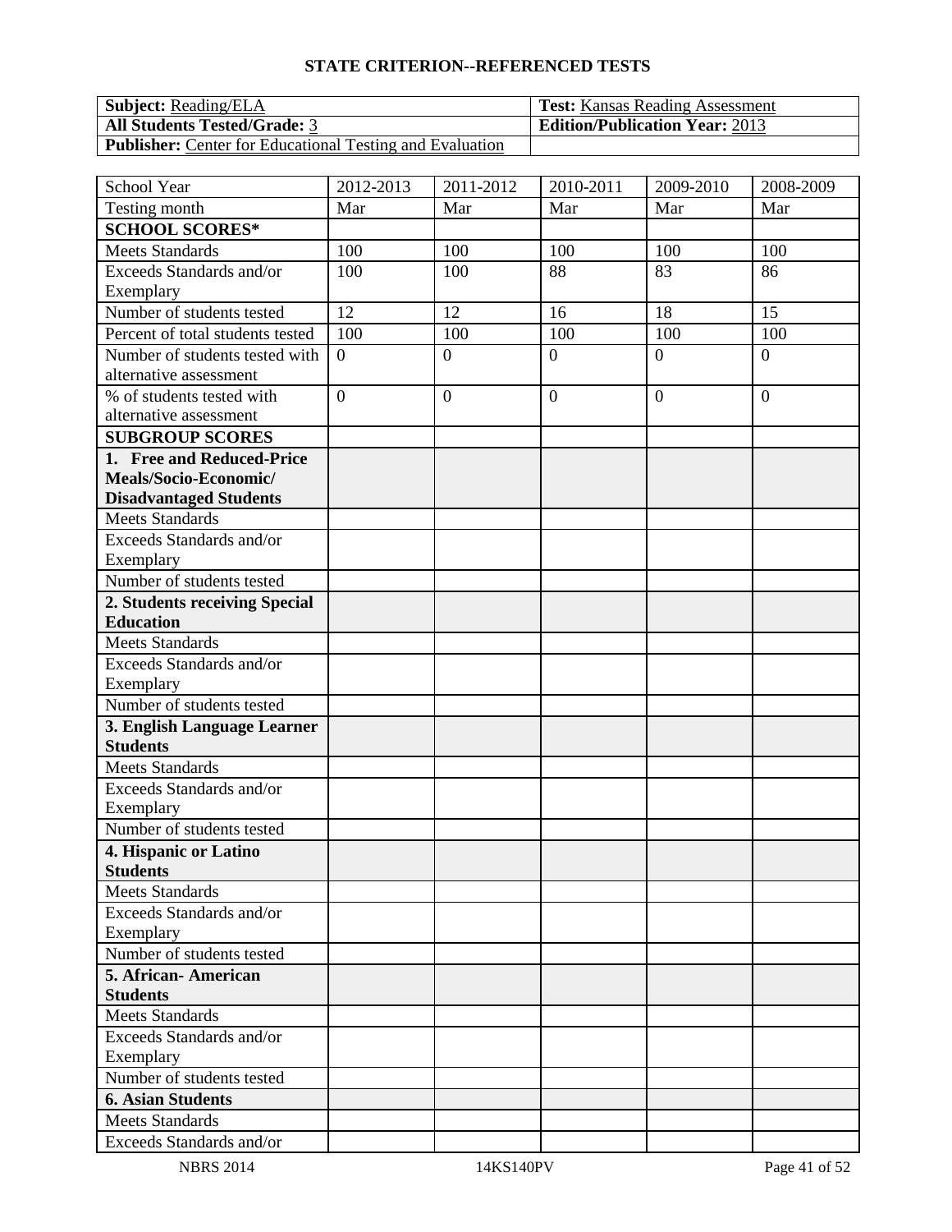## STATE CRITERION--REFERENCED TESTS

| **Subject:** Reading/ELA | **Test:** Kansas Reading Assessment |
|---|---|
| **All Students Tested/Grade:** 3 | **Edition/Publication Year:** 2013 |
| **Publisher:** Center for Educational Testing and Evaluation | |

| School Year | 2012-2013 | 2011-2012 | 2010-2011 | 2009-2010 | 2008-2009 |
|---|---|---|---|---|---|
| Testing month | Mar | Mar | Mar | Mar | Mar |
| **SCHOOL SCORES*** | | | | | |
| Meets Standards | 100 | 100 | 100 | 100 | 100 |
| Exceeds Standards and/or Exemplary | 100 | 100 | 88 | 83 | 86 |
| Number of students tested | 12 | 12 | 16 | 18 | 15 |
| Percent of total students tested | 100 | 100 | 100 | 100 | 100 |
| Number of students tested with alternative assessment | 0 | 0 | 0 | 0 | 0 |
| % of students tested with alternative assessment | 0 | 0 | 0 | 0 | 0 |
| **SUBGROUP SCORES** | | | | | |
| **1. Free and Reduced-Price Meals/Socio-Economic/ Disadvantaged Students** | | | | | |
| Meets Standards | | | | | |
| Exceeds Standards and/or Exemplary | | | | | |
| Number of students tested | | | | | |
| **2. Students receiving Special Education** | | | | | |
| Meets Standards | | | | | |
| Exceeds Standards and/or Exemplary | | | | | |
| Number of students tested | | | | | |
| **3. English Language Learner Students** | | | | | |
| Meets Standards | | | | | |
| Exceeds Standards and/or Exemplary | | | | | |
| Number of students tested | | | | | |
| **4. Hispanic or Latino Students** | | | | | |
| Meets Standards | | | | | |
| Exceeds Standards and/or Exemplary | | | | | |
| Number of students tested | | | | | |
| **5. African- American Students** | | | | | |
| Meets Standards | | | | | |
| Exceeds Standards and/or Exemplary | | | | | |
| Number of students tested | | | | | |
| **6. Asian Students** | | | | | |
| Meets Standards | | | | | |
| Exceeds Standards and/or | | | | | |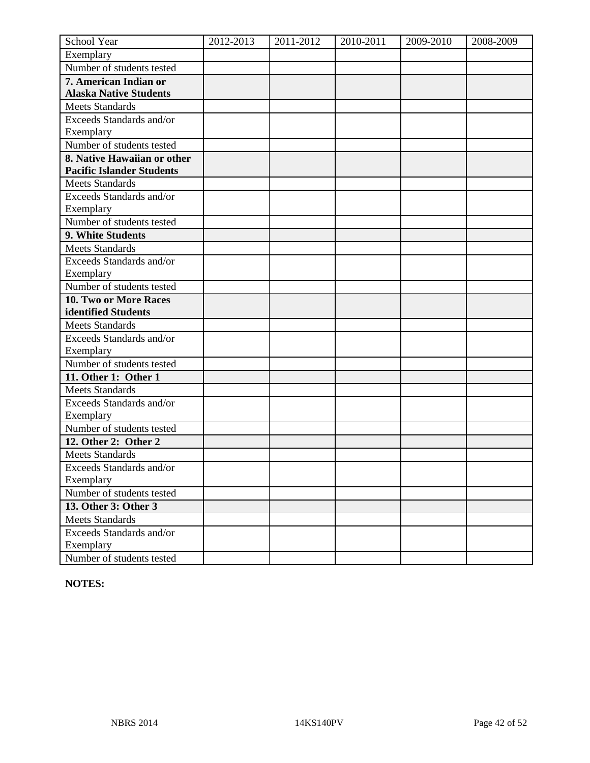| School Year | 2012-2013 | 2011-2012 | 2010-2011 | 2009-2010 | 2008-2009 |
|---|---|---|---|---|---|
| Exemplary | | | | | |
| Number of students tested | | | | | |
| **7. American Indian or Alaska Native Students** | | | | | |
| Meets Standards | | | | | |
| Exceeds Standards and/or Exemplary | | | | | |
| Number of students tested | | | | | |
| **8. Native Hawaiian or other Pacific Islander Students** | | | | | |
| Meets Standards | | | | | |
| Exceeds Standards and/or Exemplary | | | | | |
| Number of students tested | | | | | |
| **9. White Students** | | | | | |
| Meets Standards | | | | | |
| Exceeds Standards and/or Exemplary | | | | | |
| Number of students tested | | | | | |
| **10. Two or More Races identified Students** | | | | | |
| Meets Standards | | | | | |
| Exceeds Standards and/or Exemplary | | | | | |
| Number of students tested | | | | | |
| **11. Other 1: Other 1** | | | | | |
| Meets Standards | | | | | |
| Exceeds Standards and/or Exemplary | | | | | |
| Number of students tested | | | | | |
| **12. Other 2: Other 2** | | | | | |
| Meets Standards | | | | | |
| Exceeds Standards and/or Exemplary | | | | | |
| Number of students tested | | | | | |
| **13. Other 3: Other 3** | | | | | |
| Meets Standards | | | | | |
| Exceeds Standards and/or Exemplary | | | | | |
| Number of students tested | | | | | |

**NOTES:**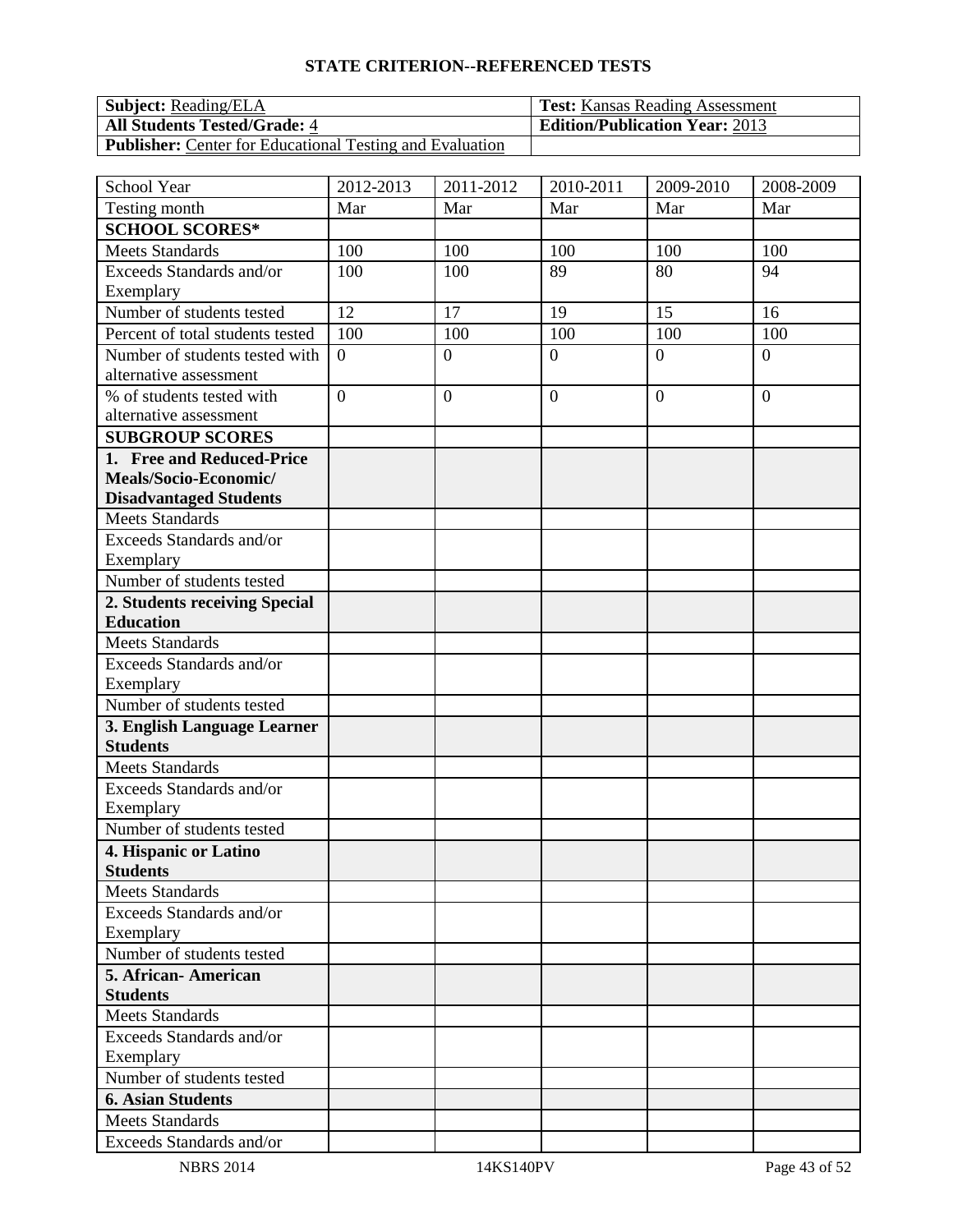**STATE CRITERION--REFERENCED TESTS**

| **Subject:** Reading/ELA | **Test:** Kansas Reading Assessment |
|---|---|
| **All Students Tested/Grade:** 4 | **Edition/Publication Year:** 2013 |
| **Publisher:** Center for Educational Testing and Evaluation | |

| School Year | 2012-2013 | 2011-2012 | 2010-2011 | 2009-2010 | 2008-2009 |
|---|---|---|---|---|---|
| Testing month | Mar | Mar | Mar | Mar | Mar |
| **SCHOOL SCORES*** | | | | | |
| Meets Standards | 100 | 100 | 100 | 100 | 100 |
| Exceeds Standards and/or Exemplary | 100 | 100 | 89 | 80 | 94 |
| Number of students tested | 12 | 17 | 19 | 15 | 16 |
| Percent of total students tested | 100 | 100 | 100 | 100 | 100 |
| Number of students tested with alternative assessment | 0 | 0 | 0 | 0 | 0 |
| % of students tested with alternative assessment | 0 | 0 | 0 | 0 | 0 |
| **SUBGROUP SCORES** | | | | | |
| **1. Free and Reduced-Price Meals/Socio-Economic/ Disadvantaged Students** | | | | | |
| Meets Standards | | | | | |
| Exceeds Standards and/or Exemplary | | | | | |
| Number of students tested | | | | | |
| **2. Students receiving Special Education** | | | | | |
| Meets Standards | | | | | |
| Exceeds Standards and/or Exemplary | | | | | |
| Number of students tested | | | | | |
| **3. English Language Learner Students** | | | | | |
| Meets Standards | | | | | |
| Exceeds Standards and/or Exemplary | | | | | |
| Number of students tested | | | | | |
| **4. Hispanic or Latino Students** | | | | | |
| Meets Standards | | | | | |
| Exceeds Standards and/or Exemplary | | | | | |
| Number of students tested | | | | | |
| **5. African- American Students** | | | | | |
| Meets Standards | | | | | |
| Exceeds Standards and/or Exemplary | | | | | |
| Number of students tested | | | | | |
| **6. Asian Students** | | | | | |
| Meets Standards | | | | | |
| Exceeds Standards and/or | | | | | |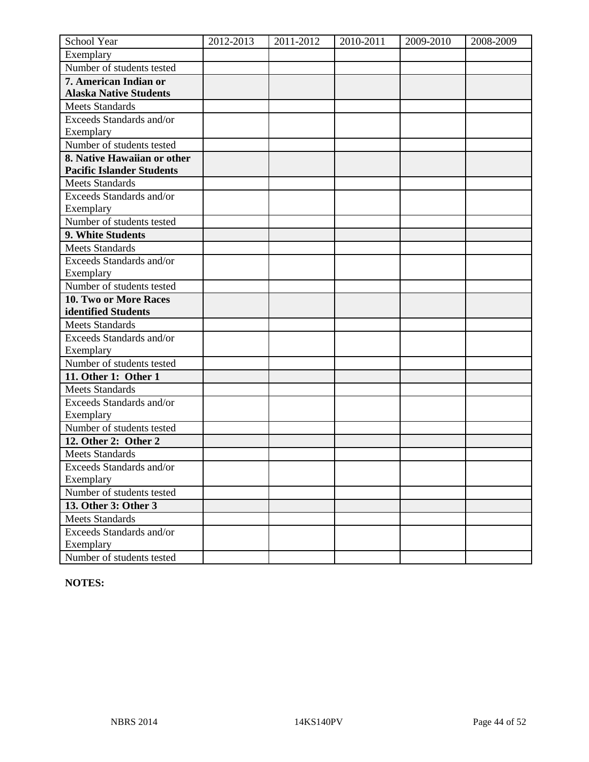| School Year | 2012-2013 | 2011-2012 | 2010-2011 | 2009-2010 | 2008-2009 |
| --- | --- | --- | --- | --- | --- |
| Exemplary | | | | | |
| Number of students tested | | | | | |
| **7. American Indian or Alaska Native Students** | | | | | |
| Meets Standards | | | | | |
| Exceeds Standards and/or Exemplary | | | | | |
| Number of students tested | | | | | |
| **8. Native Hawaiian or other Pacific Islander Students** | | | | | |
| Meets Standards | | | | | |
| Exceeds Standards and/or Exemplary | | | | | |
| Number of students tested | | | | | |
| **9. White Students** | | | | | |
| Meets Standards | | | | | |
| Exceeds Standards and/or Exemplary | | | | | |
| Number of students tested | | | | | |
| **10. Two or More Races identified Students** | | | | | |
| Meets Standards | | | | | |
| Exceeds Standards and/or Exemplary | | | | | |
| Number of students tested | | | | | |
| **11. Other 1: Other 1** | | | | | |
| Meets Standards | | | | | |
| Exceeds Standards and/or Exemplary | | | | | |
| Number of students tested | | | | | |
| **12. Other 2: Other 2** | | | | | |
| Meets Standards | | | | | |
| Exceeds Standards and/or Exemplary | | | | | |
| Number of students tested | | | | | |
| **13. Other 3: Other 3** | | | | | |
| Meets Standards | | | | | |
| Exceeds Standards and/or Exemplary | | | | | |
| Number of students tested | | | | | |

**NOTES:**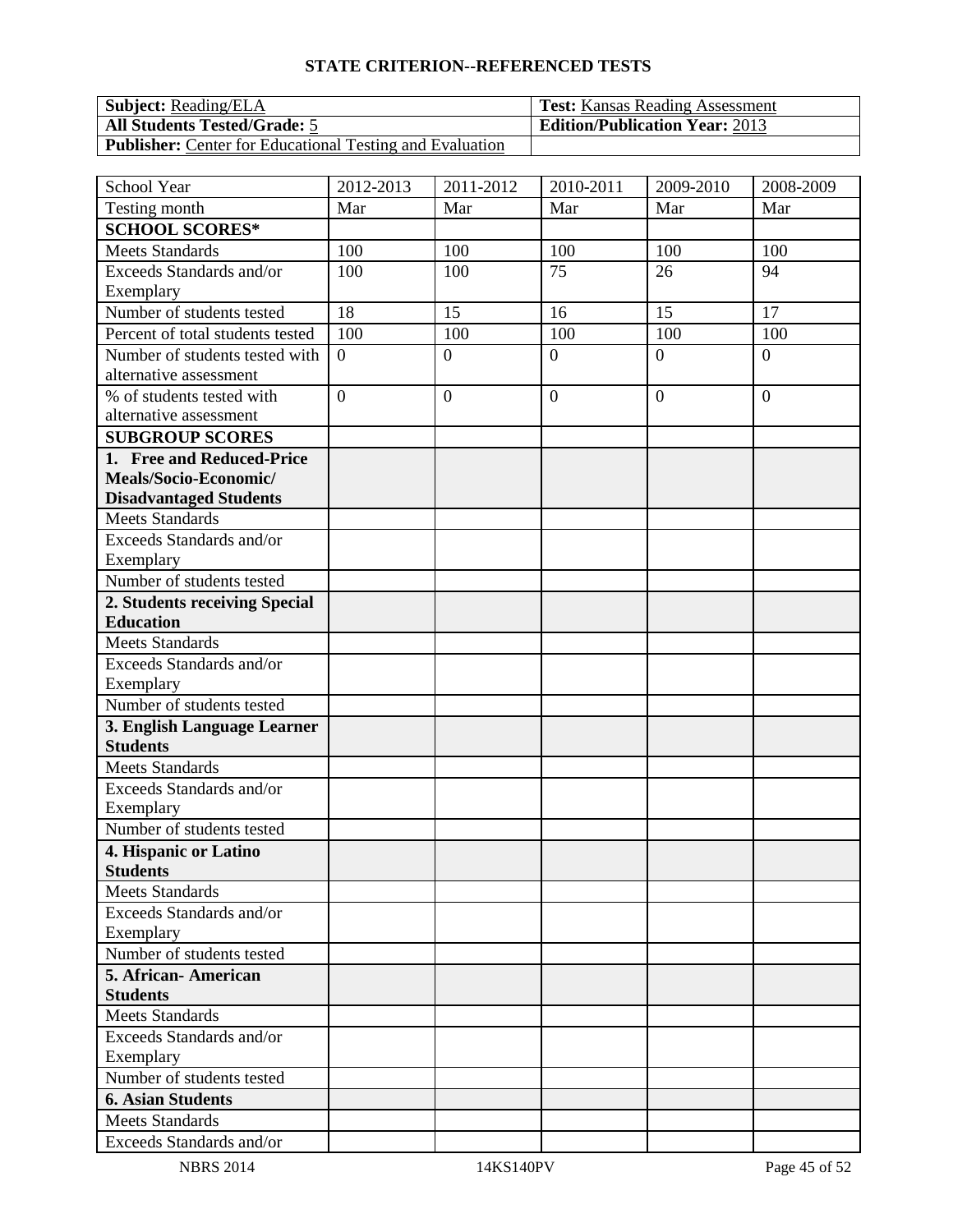# STATE CRITERION--REFERENCED TESTS

| **Subject:** Reading/ELA | **Test:** Kansas Reading Assessment |
|---|---|
| **All Students Tested/Grade:** 5 | **Edition/Publication Year:** 2013 |
| **Publisher:** Center for Educational Testing and Evaluation | |

| School Year | 2012-2013 | 2011-2012 | 2010-2011 | 2009-2010 | 2008-2009 |
|---|---|---|---|---|---|
| Testing month | Mar | Mar | Mar | Mar | Mar |
| **SCHOOL SCORES*** | | | | | |
| Meets Standards | 100 | 100 | 100 | 100 | 100 |
| Exceeds Standards and/or Exemplary | 100 | 100 | 75 | 26 | 94 |
| Number of students tested | 18 | 15 | 16 | 15 | 17 |
| Percent of total students tested | 100 | 100 | 100 | 100 | 100 |
| Number of students tested with alternative assessment | 0 | 0 | 0 | 0 | 0 |
| % of students tested with alternative assessment | 0 | 0 | 0 | 0 | 0 |
| **SUBGROUP SCORES** | | | | | |
| **1. Free and Reduced-Price Meals/Socio-Economic/ Disadvantaged Students** | | | | | |
| Meets Standards | | | | | |
| Exceeds Standards and/or Exemplary | | | | | |
| Number of students tested | | | | | |
| **2. Students receiving Special Education** | | | | | |
| Meets Standards | | | | | |
| Exceeds Standards and/or Exemplary | | | | | |
| Number of students tested | | | | | |
| **3. English Language Learner Students** | | | | | |
| Meets Standards | | | | | |
| Exceeds Standards and/or Exemplary | | | | | |
| Number of students tested | | | | | |
| **4. Hispanic or Latino Students** | | | | | |
| Meets Standards | | | | | |
| Exceeds Standards and/or Exemplary | | | | | |
| Number of students tested | | | | | |
| **5. African- American Students** | | | | | |
| Meets Standards | | | | | |
| Exceeds Standards and/or Exemplary | | | | | |
| Number of students tested | | | | | |
| **6. Asian Students** | | | | | |
| Meets Standards | | | | | |
| Exceeds Standards and/or | | | | | |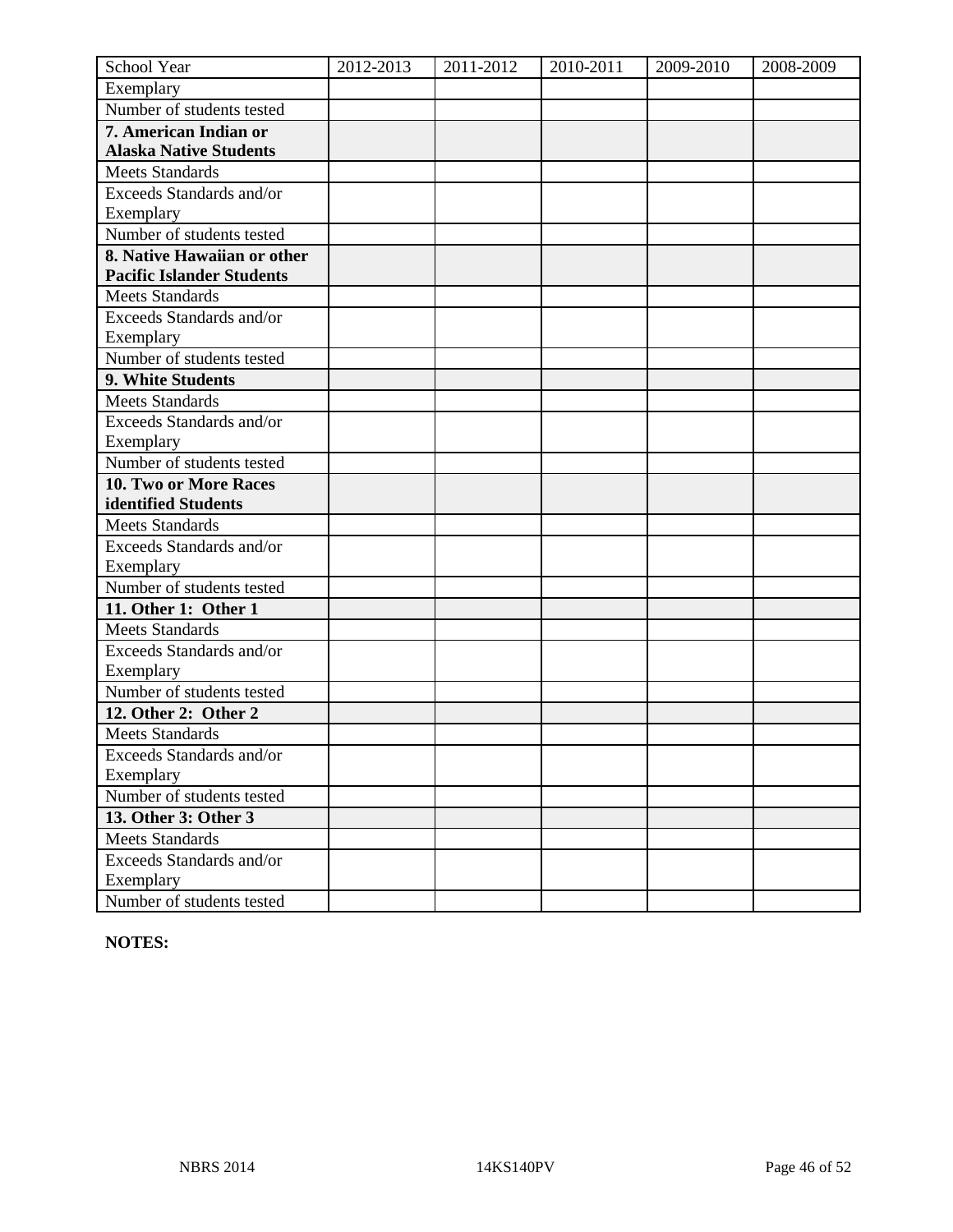| School Year | 2012-2013 | 2011-2012 | 2010-2011 | 2009-2010 | 2008-2009 |
|---|---|---|---|---|---|
| Exemplary | | | | | |
| Number of students tested | | | | | |
| **7. American Indian or Alaska Native Students** | | | | | |
| Meets Standards | | | | | |
| Exceeds Standards and/or Exemplary | | | | | |
| Number of students tested | | | | | |
| **8. Native Hawaiian or other Pacific Islander Students** | | | | | |
| Meets Standards | | | | | |
| Exceeds Standards and/or Exemplary | | | | | |
| Number of students tested | | | | | |
| **9. White Students** | | | | | |
| Meets Standards | | | | | |
| Exceeds Standards and/or Exemplary | | | | | |
| Number of students tested | | | | | |
| **10. Two or More Races identified Students** | | | | | |
| Meets Standards | | | | | |
| Exceeds Standards and/or Exemplary | | | | | |
| Number of students tested | | | | | |
| **11. Other 1: Other 1** | | | | | |
| Meets Standards | | | | | |
| Exceeds Standards and/or Exemplary | | | | | |
| Number of students tested | | | | | |
| **12. Other 2: Other 2** | | | | | |
| Meets Standards | | | | | |
| Exceeds Standards and/or Exemplary | | | | | |
| Number of students tested | | | | | |
| **13. Other 3: Other 3** | | | | | |
| Meets Standards | | | | | |
| Exceeds Standards and/or Exemplary | | | | | |
| Number of students tested | | | | | |

**NOTES:**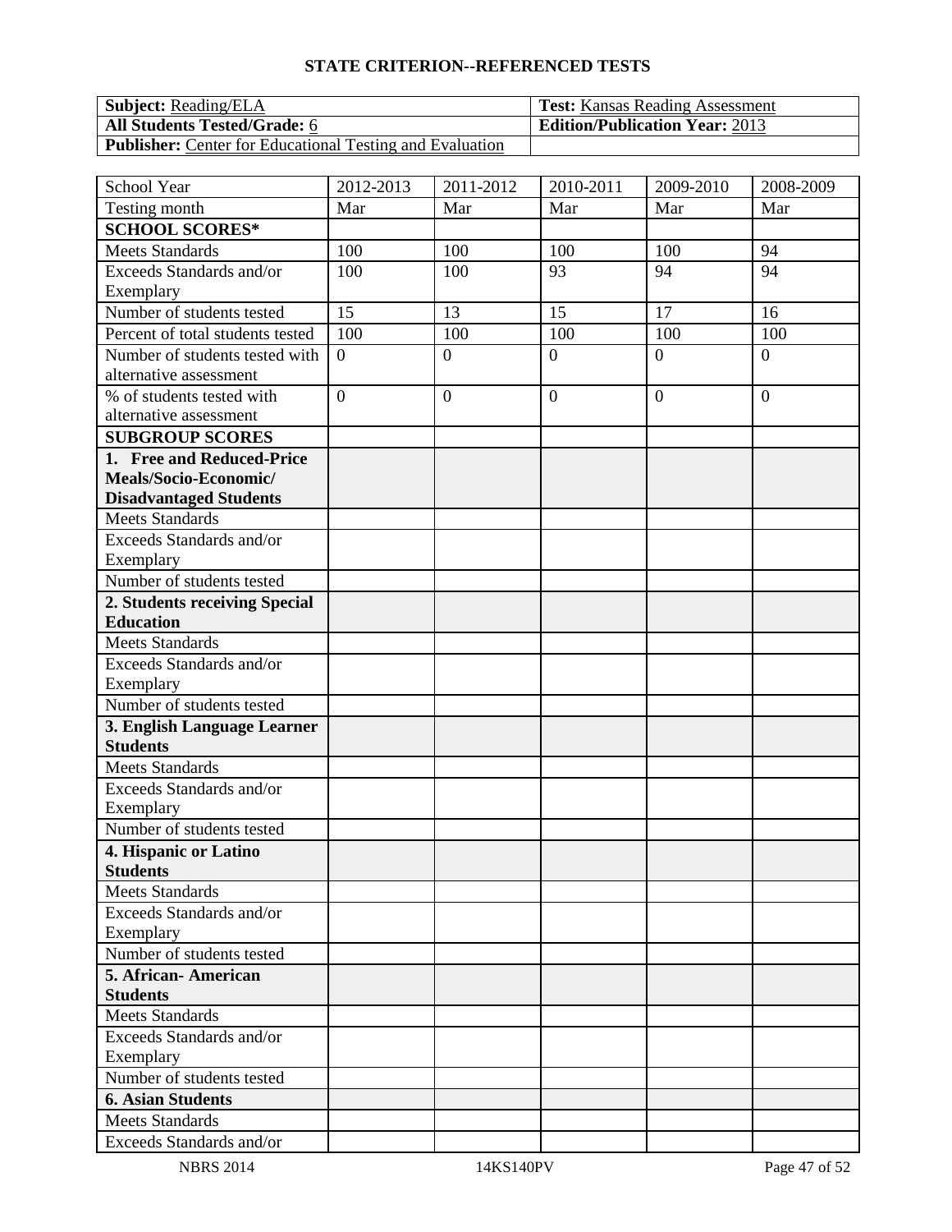## STATE CRITERION--REFERENCED TESTS

| **Subject:** Reading/ELA | **Test:** Kansas Reading Assessment |
|---|---|
| **All Students Tested/Grade:** 6 | **Edition/Publication Year:** 2013 |
| **Publisher:** Center for Educational Testing and Evaluation | |

| School Year | 2012-2013 | 2011-2012 | 2010-2011 | 2009-2010 | 2008-2009 |
|---|---|---|---|---|---|
| Testing month | Mar | Mar | Mar | Mar | Mar |
| **SCHOOL SCORES*** | | | | | |
| Meets Standards | 100 | 100 | 100 | 100 | 94 |
| Exceeds Standards and/or Exemplary | 100 | 100 | 93 | 94 | 94 |
| Number of students tested | 15 | 13 | 15 | 17 | 16 |
| Percent of total students tested | 100 | 100 | 100 | 100 | 100 |
| Number of students tested with alternative assessment | 0 | 0 | 0 | 0 | 0 |
| % of students tested with alternative assessment | 0 | 0 | 0 | 0 | 0 |
| **SUBGROUP SCORES** | | | | | |
| **1. Free and Reduced-Price Meals/Socio-Economic/ Disadvantaged Students** | | | | | |
| Meets Standards | | | | | |
| Exceeds Standards and/or Exemplary | | | | | |
| Number of students tested | | | | | |
| **2. Students receiving Special Education** | | | | | |
| Meets Standards | | | | | |
| Exceeds Standards and/or Exemplary | | | | | |
| Number of students tested | | | | | |
| **3. English Language Learner Students** | | | | | |
| Meets Standards | | | | | |
| Exceeds Standards and/or Exemplary | | | | | |
| Number of students tested | | | | | |
| **4. Hispanic or Latino Students** | | | | | |
| Meets Standards | | | | | |
| Exceeds Standards and/or Exemplary | | | | | |
| Number of students tested | | | | | |
| **5. African- American Students** | | | | | |
| Meets Standards | | | | | |
| Exceeds Standards and/or Exemplary | | | | | |
| Number of students tested | | | | | |
| **6. Asian Students** | | | | | |
| Meets Standards | | | | | |
| Exceeds Standards and/or | | | | | |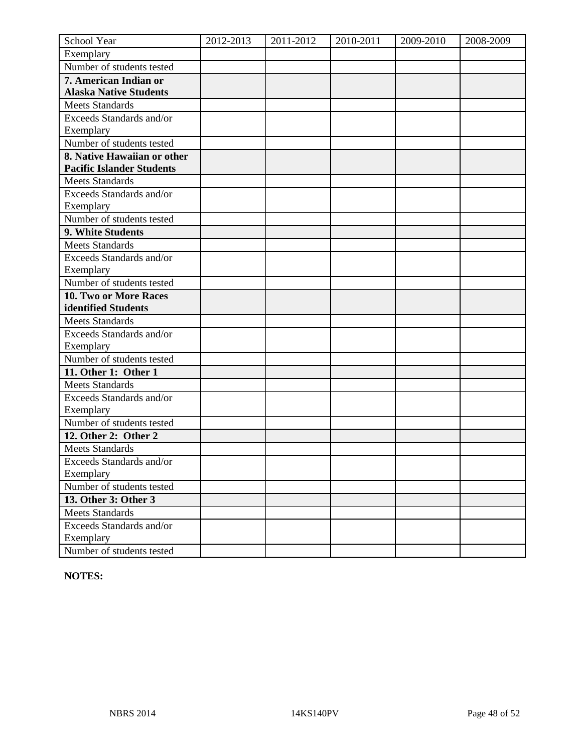| School Year | 2012-2013 | 2011-2012 | 2010-2011 | 2009-2010 | 2008-2009 |
|---|---|---|---|---|---|
| Exemplary | | | | | |
| Number of students tested | | | | | |
| **7. American Indian or Alaska Native Students** | | | | | |
| Meets Standards | | | | | |
| Exceeds Standards and/or Exemplary | | | | | |
| Number of students tested | | | | | |
| **8. Native Hawaiian or other Pacific Islander Students** | | | | | |
| Meets Standards | | | | | |
| Exceeds Standards and/or Exemplary | | | | | |
| Number of students tested | | | | | |
| **9. White Students** | | | | | |
| Meets Standards | | | | | |
| Exceeds Standards and/or Exemplary | | | | | |
| Number of students tested | | | | | |
| **10. Two or More Races identified Students** | | | | | |
| Meets Standards | | | | | |
| Exceeds Standards and/or Exemplary | | | | | |
| Number of students tested | | | | | |
| **11. Other 1: Other 1** | | | | | |
| Meets Standards | | | | | |
| Exceeds Standards and/or Exemplary | | | | | |
| Number of students tested | | | | | |
| **12. Other 2: Other 2** | | | | | |
| Meets Standards | | | | | |
| Exceeds Standards and/or Exemplary | | | | | |
| Number of students tested | | | | | |
| **13. Other 3: Other 3** | | | | | |
| Meets Standards | | | | | |
| Exceeds Standards and/or Exemplary | | | | | |
| Number of students tested | | | | | |

**NOTES:**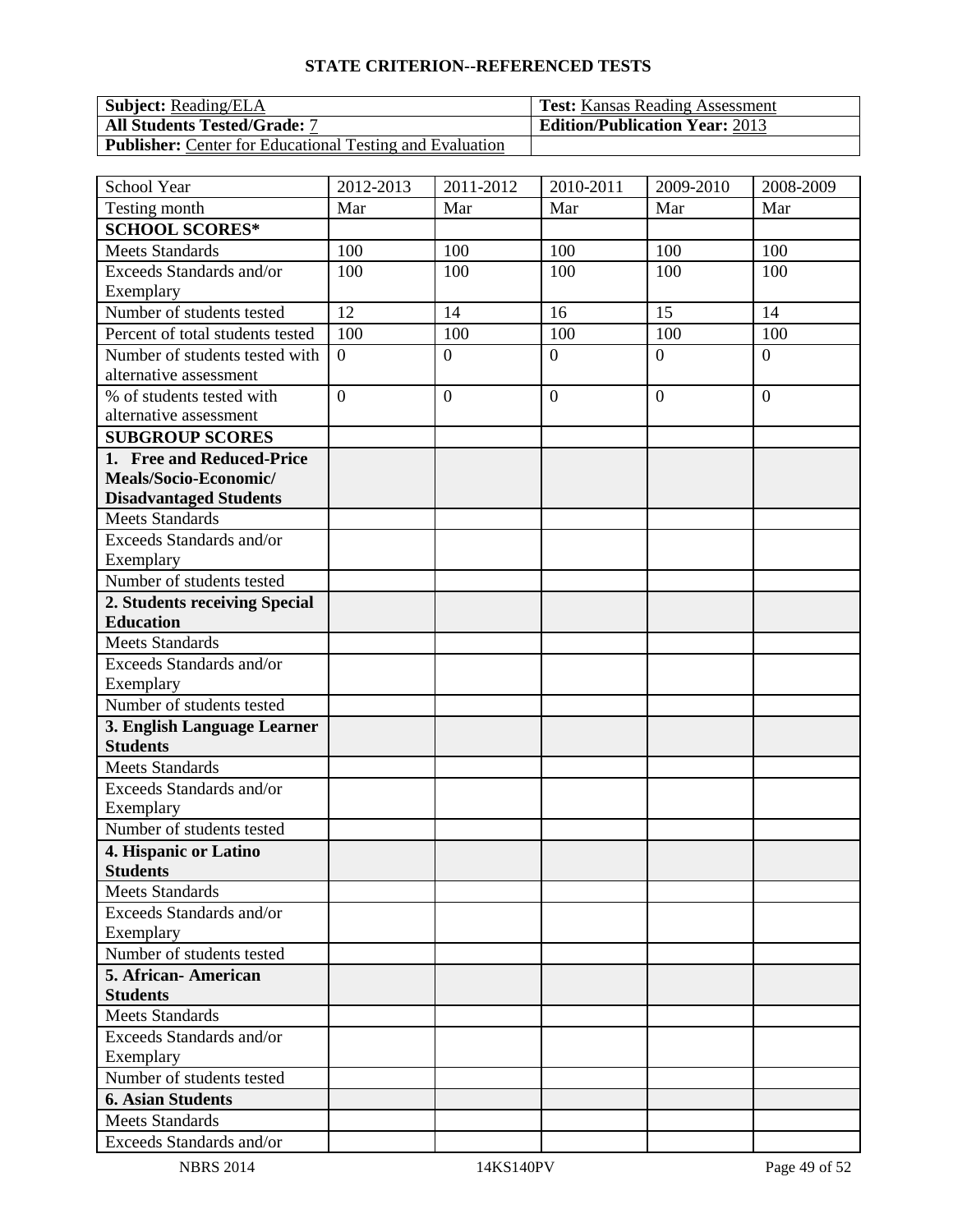## STATE CRITERION--REFERENCED TESTS

| | |
|---|---|
| **Subject:** Reading/ELA | **Test:** Kansas Reading Assessment |
| **All Students Tested/Grade:** 7 | **Edition/Publication Year:** 2013 |
| **Publisher:** Center for Educational Testing and Evaluation | |

| School Year | 2012-2013 | 2011-2012 | 2010-2011 | 2009-2010 | 2008-2009 |
|---|---|---|---|---|---|
| Testing month | Mar | Mar | Mar | Mar | Mar |
| **SCHOOL SCORES*** | | | | | |
| Meets Standards | 100 | 100 | 100 | 100 | 100 |
| Exceeds Standards and/or Exemplary | 100 | 100 | 100 | 100 | 100 |
| Number of students tested | 12 | 14 | 16 | 15 | 14 |
| Percent of total students tested | 100 | 100 | 100 | 100 | 100 |
| Number of students tested with alternative assessment | 0 | 0 | 0 | 0 | 0 |
| % of students tested with alternative assessment | 0 | 0 | 0 | 0 | 0 |
| **SUBGROUP SCORES** | | | | | |
| **1. Free and Reduced-Price Meals/Socio-Economic/ Disadvantaged Students** | | | | | |
| Meets Standards | | | | | |
| Exceeds Standards and/or Exemplary | | | | | |
| Number of students tested | | | | | |
| **2. Students receiving Special Education** | | | | | |
| Meets Standards | | | | | |
| Exceeds Standards and/or Exemplary | | | | | |
| Number of students tested | | | | | |
| **3. English Language Learner Students** | | | | | |
| Meets Standards | | | | | |
| Exceeds Standards and/or Exemplary | | | | | |
| Number of students tested | | | | | |
| **4. Hispanic or Latino Students** | | | | | |
| Meets Standards | | | | | |
| Exceeds Standards and/or Exemplary | | | | | |
| Number of students tested | | | | | |
| **5. African- American Students** | | | | | |
| Meets Standards | | | | | |
| Exceeds Standards and/or Exemplary | | | | | |
| Number of students tested | | | | | |
| **6. Asian Students** | | | | | |
| Meets Standards | | | | | |
| Exceeds Standards and/or | | | | | |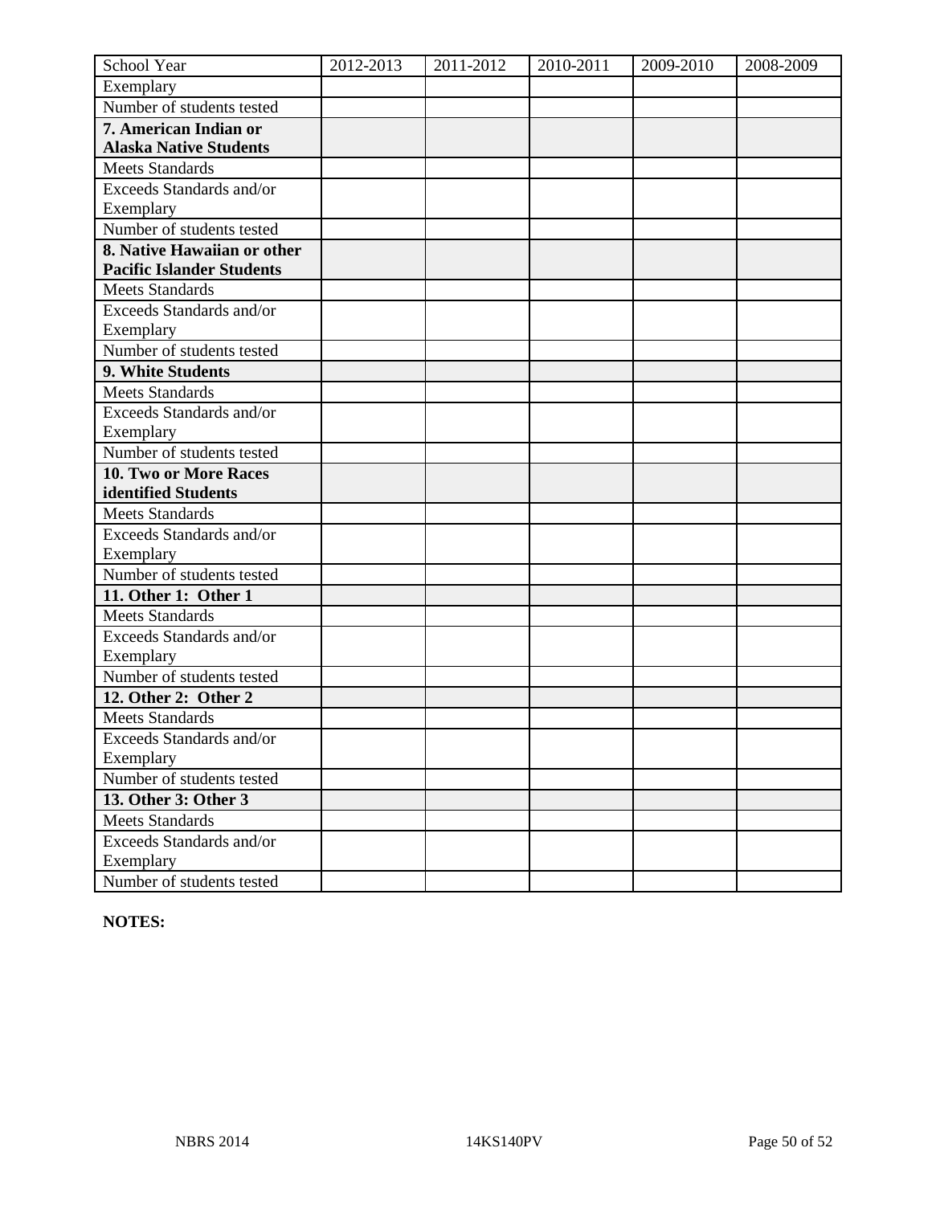| School Year | 2012-2013 | 2011-2012 | 2010-2011 | 2009-2010 | 2008-2009 |
|---|---|---|---|---|---|
| Exemplary | | | | | |
| Number of students tested | | | | | |
| **7. American Indian or Alaska Native Students** | | | | | |
| Meets Standards | | | | | |
| Exceeds Standards and/or Exemplary | | | | | |
| Number of students tested | | | | | |
| **8. Native Hawaiian or other Pacific Islander Students** | | | | | |
| Meets Standards | | | | | |
| Exceeds Standards and/or Exemplary | | | | | |
| Number of students tested | | | | | |
| **9. White Students** | | | | | |
| Meets Standards | | | | | |
| Exceeds Standards and/or Exemplary | | | | | |
| Number of students tested | | | | | |
| **10. Two or More Races identified Students** | | | | | |
| Meets Standards | | | | | |
| Exceeds Standards and/or Exemplary | | | | | |
| Number of students tested | | | | | |
| **11. Other 1: Other 1** | | | | | |
| Meets Standards | | | | | |
| Exceeds Standards and/or Exemplary | | | | | |
| Number of students tested | | | | | |
| **12. Other 2: Other 2** | | | | | |
| Meets Standards | | | | | |
| Exceeds Standards and/or Exemplary | | | | | |
| Number of students tested | | | | | |
| **13. Other 3: Other 3** | | | | | |
| Meets Standards | | | | | |
| Exceeds Standards and/or Exemplary | | | | | |
| Number of students tested | | | | | |

**NOTES:**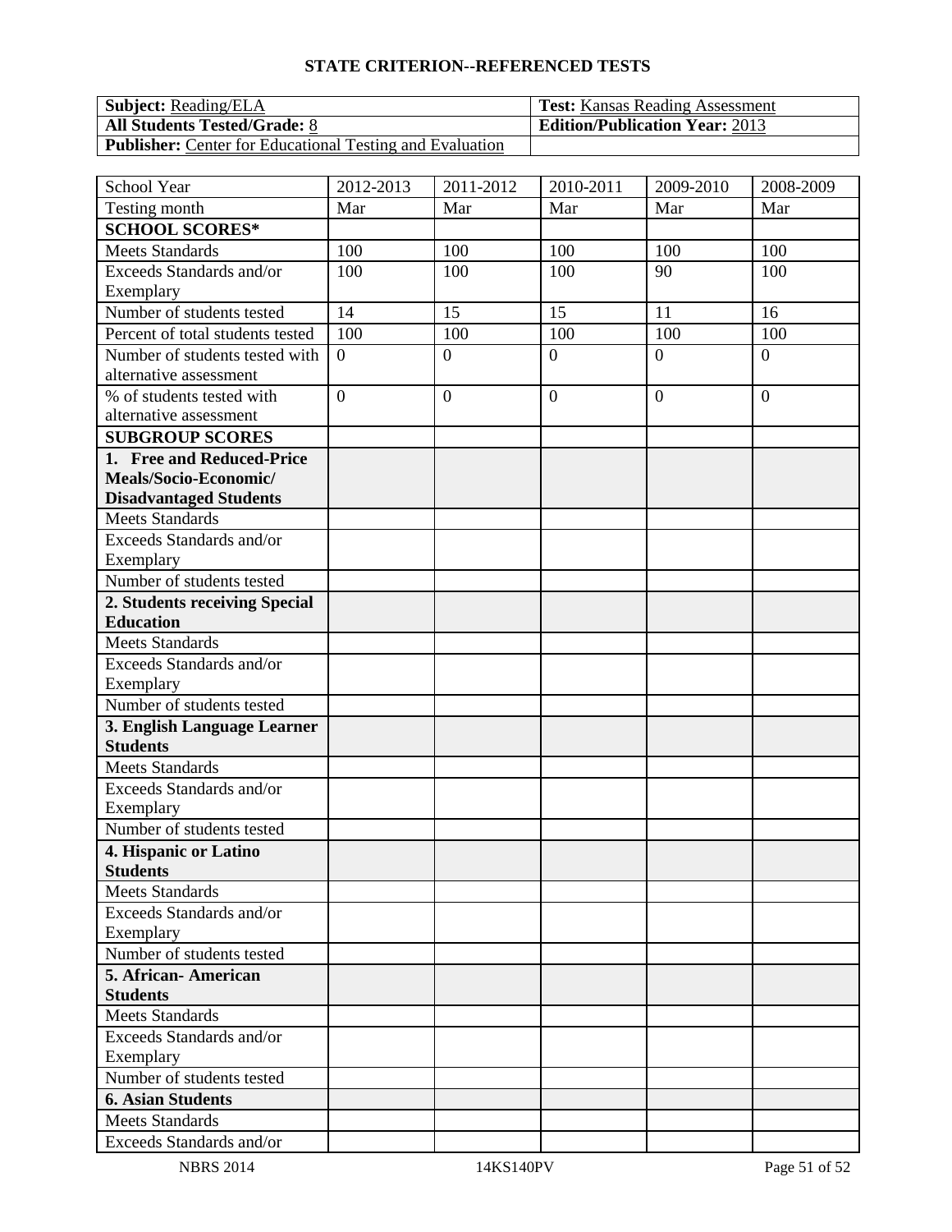## STATE CRITERION--REFERENCED TESTS

| **Subject:** Reading/ELA | **Test:** Kansas Reading Assessment |
|---|---|
| **All Students Tested/Grade:** 8 | **Edition/Publication Year:** 2013 |
| **Publisher:** Center for Educational Testing and Evaluation | |

| School Year | 2012-2013 | 2011-2012 | 2010-2011 | 2009-2010 | 2008-2009 |
|---|---|---|---|---|---|
| Testing month | Mar | Mar | Mar | Mar | Mar |
| **SCHOOL SCORES*** | | | | | |
| Meets Standards | 100 | 100 | 100 | 100 | 100 |
| Exceeds Standards and/or Exemplary | 100 | 100 | 100 | 90 | 100 |
| Number of students tested | 14 | 15 | 15 | 11 | 16 |
| Percent of total students tested | 100 | 100 | 100 | 100 | 100 |
| Number of students tested with alternative assessment | 0 | 0 | 0 | 0 | 0 |
| % of students tested with alternative assessment | 0 | 0 | 0 | 0 | 0 |
| **SUBGROUP SCORES** | | | | | |
| **1. Free and Reduced-Price Meals/Socio-Economic/ Disadvantaged Students** | | | | | |
| Meets Standards | | | | | |
| Exceeds Standards and/or Exemplary | | | | | |
| Number of students tested | | | | | |
| **2. Students receiving Special Education** | | | | | |
| Meets Standards | | | | | |
| Exceeds Standards and/or Exemplary | | | | | |
| Number of students tested | | | | | |
| **3. English Language Learner Students** | | | | | |
| Meets Standards | | | | | |
| Exceeds Standards and/or Exemplary | | | | | |
| Number of students tested | | | | | |
| **4. Hispanic or Latino Students** | | | | | |
| Meets Standards | | | | | |
| Exceeds Standards and/or Exemplary | | | | | |
| Number of students tested | | | | | |
| **5. African- American Students** | | | | | |
| Meets Standards | | | | | |
| Exceeds Standards and/or Exemplary | | | | | |
| Number of students tested | | | | | |
| **6. Asian Students** | | | | | |
| Meets Standards | | | | | |
| Exceeds Standards and/or | | | | | |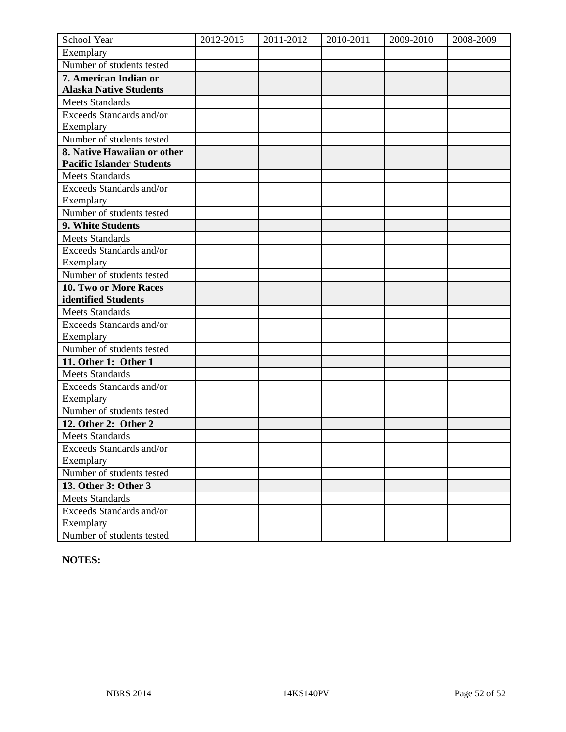| School Year | 2012-2013 | 2011-2012 | 2010-2011 | 2009-2010 | 2008-2009 |
| --- | --- | --- | --- | --- | --- |
| Exemplary | | | | | |
| Number of students tested | | | | | |
| **7. American Indian or Alaska Native Students** | | | | | |
| Meets Standards | | | | | |
| Exceeds Standards and/or Exemplary | | | | | |
| Number of students tested | | | | | |
| **8. Native Hawaiian or other Pacific Islander Students** | | | | | |
| Meets Standards | | | | | |
| Exceeds Standards and/or Exemplary | | | | | |
| Number of students tested | | | | | |
| **9. White Students** | | | | | |
| Meets Standards | | | | | |
| Exceeds Standards and/or Exemplary | | | | | |
| Number of students tested | | | | | |
| **10. Two or More Races identified Students** | | | | | |
| Meets Standards | | | | | |
| Exceeds Standards and/or Exemplary | | | | | |
| Number of students tested | | | | | |
| **11. Other 1: Other 1** | | | | | |
| Meets Standards | | | | | |
| Exceeds Standards and/or Exemplary | | | | | |
| Number of students tested | | | | | |
| **12. Other 2: Other 2** | | | | | |
| Meets Standards | | | | | |
| Exceeds Standards and/or Exemplary | | | | | |
| Number of students tested | | | | | |
| **13. Other 3: Other 3** | | | | | |
| Meets Standards | | | | | |
| Exceeds Standards and/or Exemplary | | | | | |
| Number of students tested | | | | | |

**NOTES:**